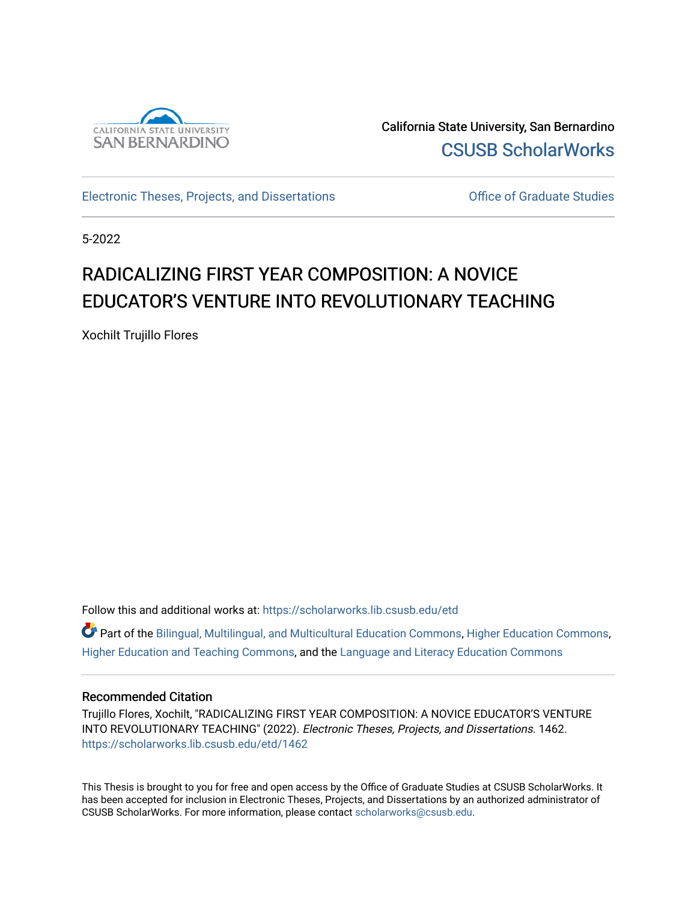California State University, San Bernardino

CSUSB ScholarWorks

Electronic Theses, Projects, and Dissertations

Office of Graduate Studies

5-2022

# RADICALIZING FIRST YEAR COMPOSITION: A NOVICE EDUCATOR'S VENTURE INTO REVOLUTIONARY TEACHING

Xochilt Trujillo Flores

Follow this and additional works at: https://scholarworks.lib.csusb.edu/etd

Part of the Bilingual, Multilingual, and Multicultural Education Commons, Higher Education Commons, Higher Education and Teaching Commons, and the Language and Literacy Education Commons

## Recommended Citation

Trujillo Flores, Xochilt, "RADICALIZING FIRST YEAR COMPOSITION: A NOVICE EDUCATOR'S VENTURE INTO REVOLUTIONARY TEACHING" (2022). *Electronic Theses, Projects, and Dissertations*. 1462.
https://scholarworks.lib.csusb.edu/etd/1462

This Thesis is brought to you for free and open access by the Office of Graduate Studies at CSUSB ScholarWorks. It has been accepted for inclusion in Electronic Theses, Projects, and Dissertations by an authorized administrator of CSUSB ScholarWorks. For more information, please contact scholarworks@csusb.edu.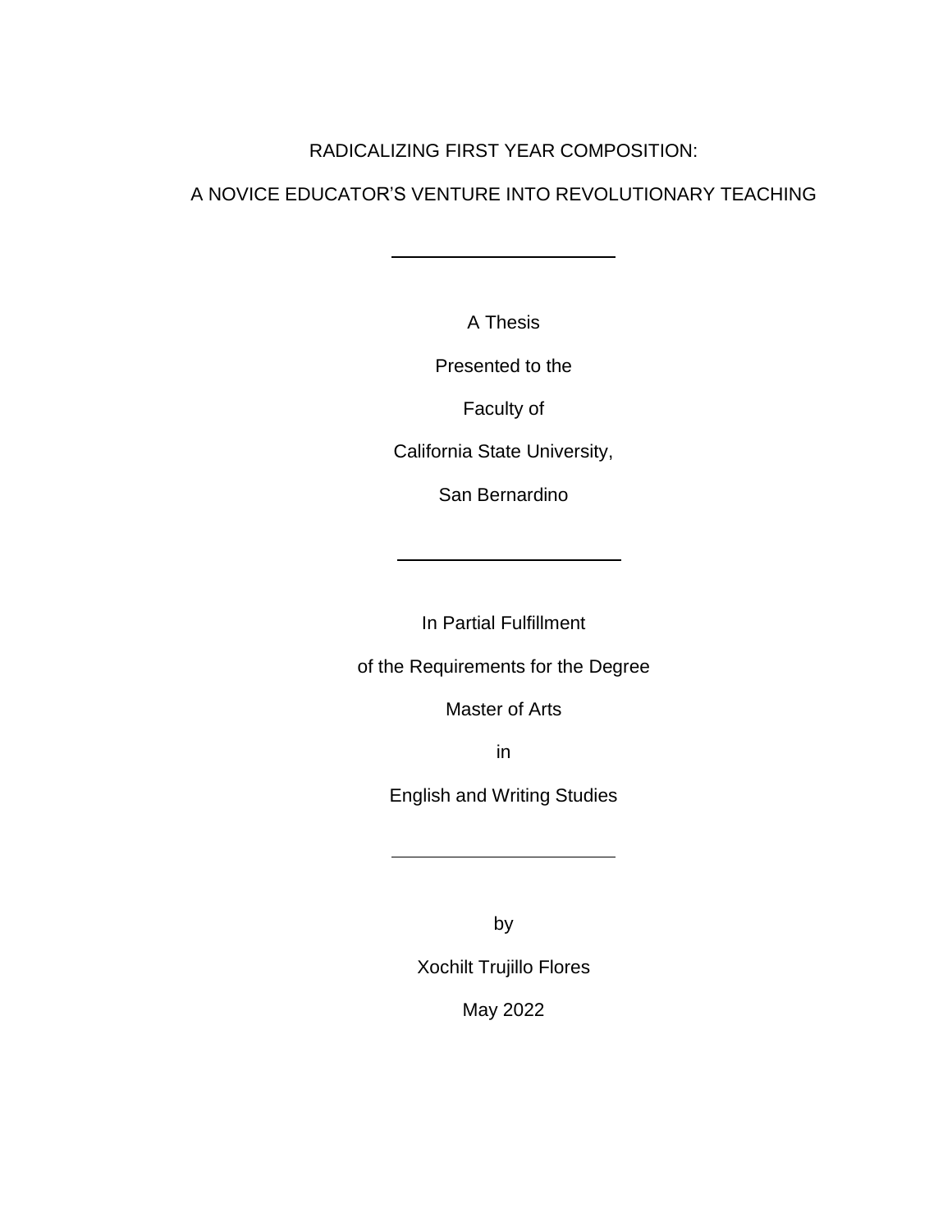RADICALIZING FIRST YEAR COMPOSITION:

A NOVICE EDUCATOR'S VENTURE INTO REVOLUTIONARY TEACHING

---

A Thesis

Presented to the

Faculty of

California State University,

San Bernardino

---

In Partial Fulfillment

of the Requirements for the Degree

Master of Arts

in

English and Writing Studies

---

by

Xochilt Trujillo Flores

May 2022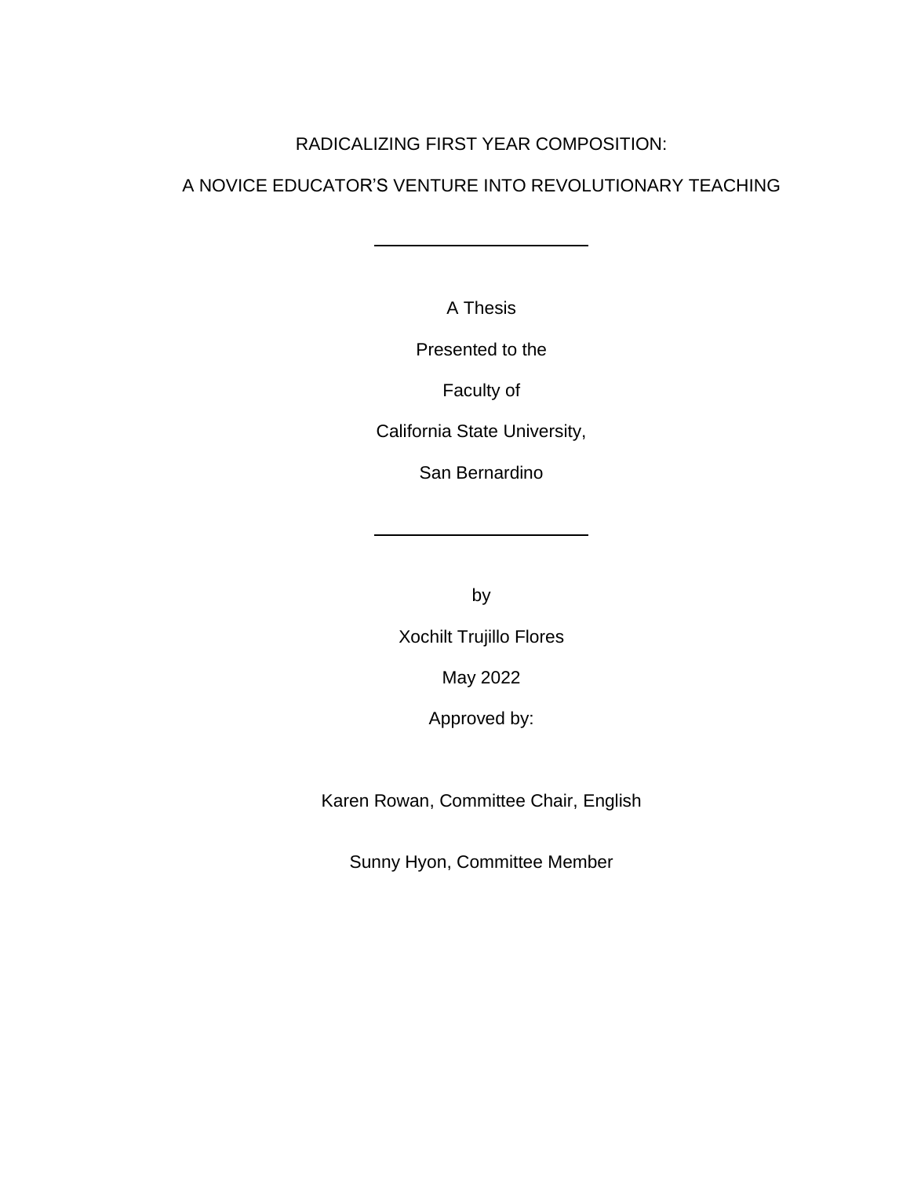RADICALIZING FIRST YEAR COMPOSITION:

A NOVICE EDUCATOR'S VENTURE INTO REVOLUTIONARY TEACHING

---

A Thesis

Presented to the

Faculty of

California State University,

San Bernardino

---

by

Xochilt Trujillo Flores

May 2022

Approved by:

Karen Rowan, Committee Chair, English

Sunny Hyon, Committee Member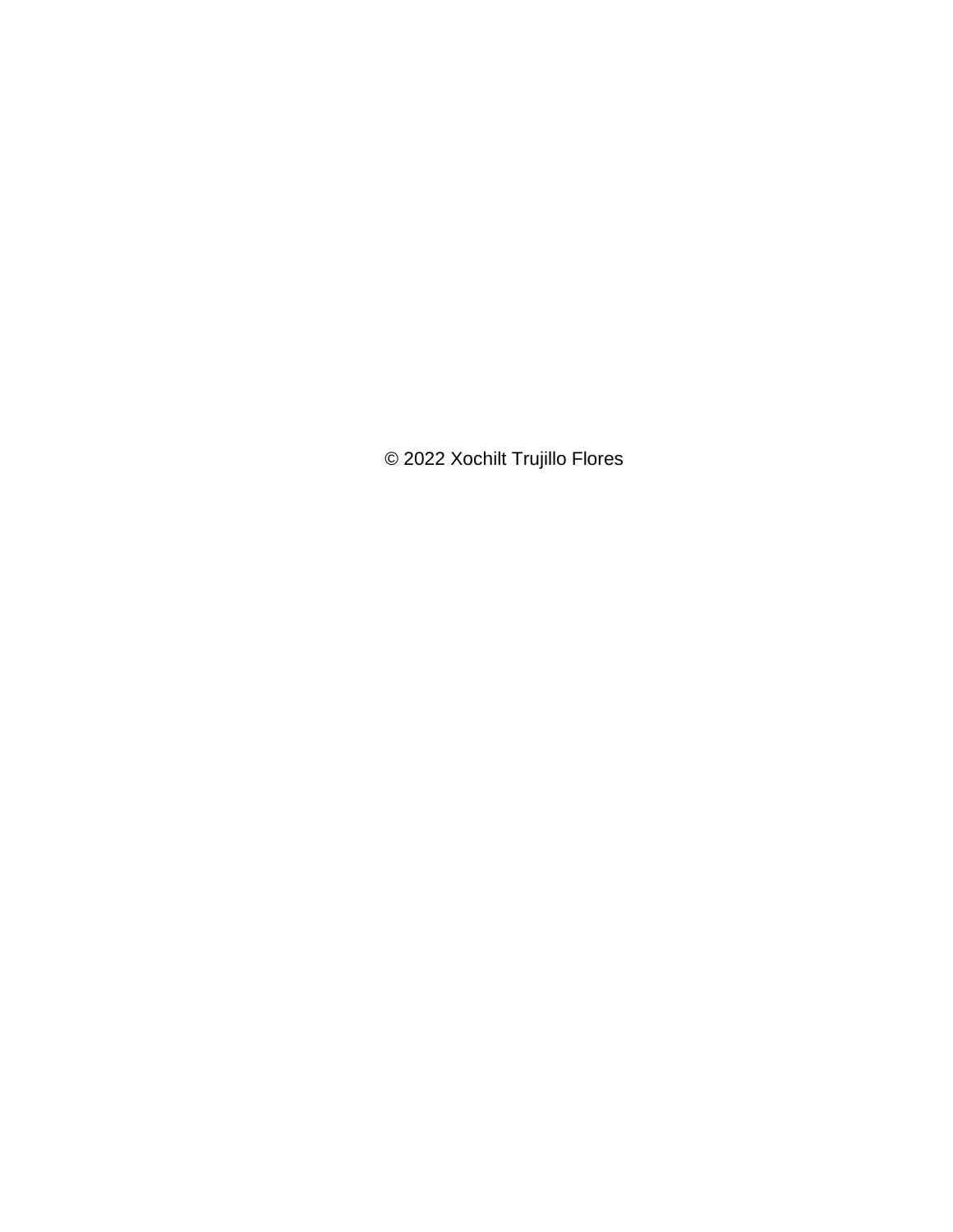© 2022 Xochilt Trujillo Flores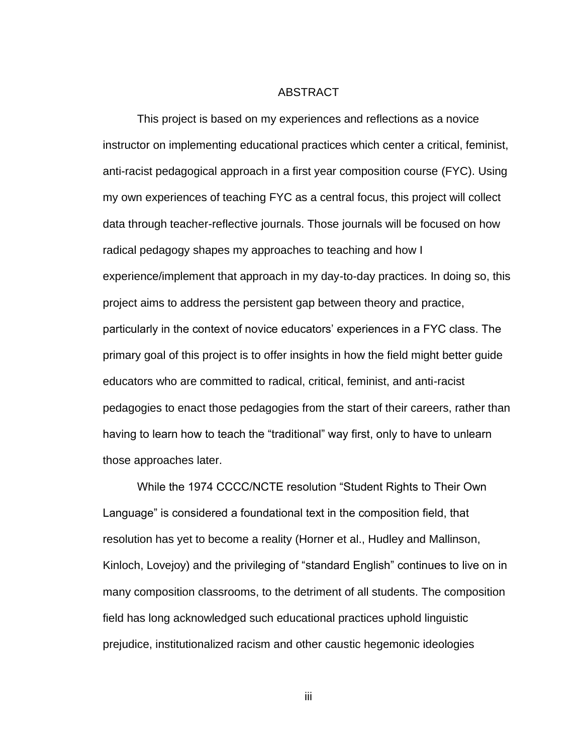# ABSTRACT

This project is based on my experiences and reflections as a novice instructor on implementing educational practices which center a critical, feminist, anti-racist pedagogical approach in a first year composition course (FYC). Using my own experiences of teaching FYC as a central focus, this project will collect data through teacher-reflective journals. Those journals will be focused on how radical pedagogy shapes my approaches to teaching and how I experience/implement that approach in my day-to-day practices. In doing so, this project aims to address the persistent gap between theory and practice, particularly in the context of novice educators' experiences in a FYC class. The primary goal of this project is to offer insights in how the field might better guide educators who are committed to radical, critical, feminist, and anti-racist pedagogies to enact those pedagogies from the start of their careers, rather than having to learn how to teach the "traditional" way first, only to have to unlearn those approaches later.

While the 1974 CCCC/NCTE resolution "Student Rights to Their Own Language" is considered a foundational text in the composition field, that resolution has yet to become a reality (Horner et al., Hudley and Mallinson, Kinloch, Lovejoy) and the privileging of "standard English" continues to live on in many composition classrooms, to the detriment of all students. The composition field has long acknowledged such educational practices uphold linguistic prejudice, institutionalized racism and other caustic hegemonic ideologies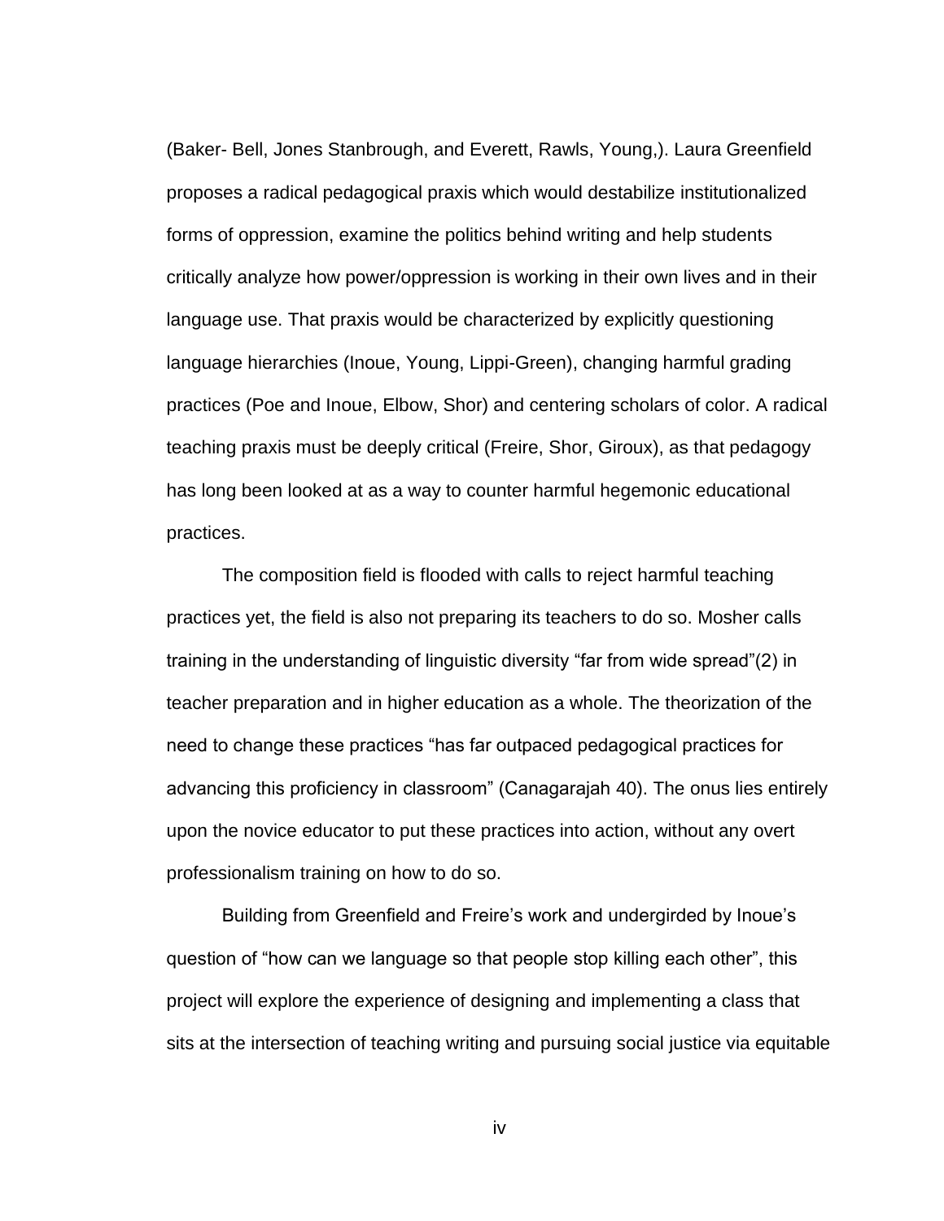(Baker- Bell, Jones Stanbrough, and Everett, Rawls, Young,). Laura Greenfield proposes a radical pedagogical praxis which would destabilize institutionalized forms of oppression, examine the politics behind writing and help students critically analyze how power/oppression is working in their own lives and in their language use. That praxis would be characterized by explicitly questioning language hierarchies (Inoue, Young, Lippi-Green), changing harmful grading practices (Poe and Inoue, Elbow, Shor) and centering scholars of color. A radical teaching praxis must be deeply critical (Freire, Shor, Giroux), as that pedagogy has long been looked at as a way to counter harmful hegemonic educational practices.

The composition field is flooded with calls to reject harmful teaching practices yet, the field is also not preparing its teachers to do so. Mosher calls training in the understanding of linguistic diversity "far from wide spread"(2) in teacher preparation and in higher education as a whole. The theorization of the need to change these practices "has far outpaced pedagogical practices for advancing this proficiency in classroom" (Canagarajah 40). The onus lies entirely upon the novice educator to put these practices into action, without any overt professionalism training on how to do so.

Building from Greenfield and Freire's work and undergirded by Inoue's question of "how can we language so that people stop killing each other", this project will explore the experience of designing and implementing a class that sits at the intersection of teaching writing and pursuing social justice via equitable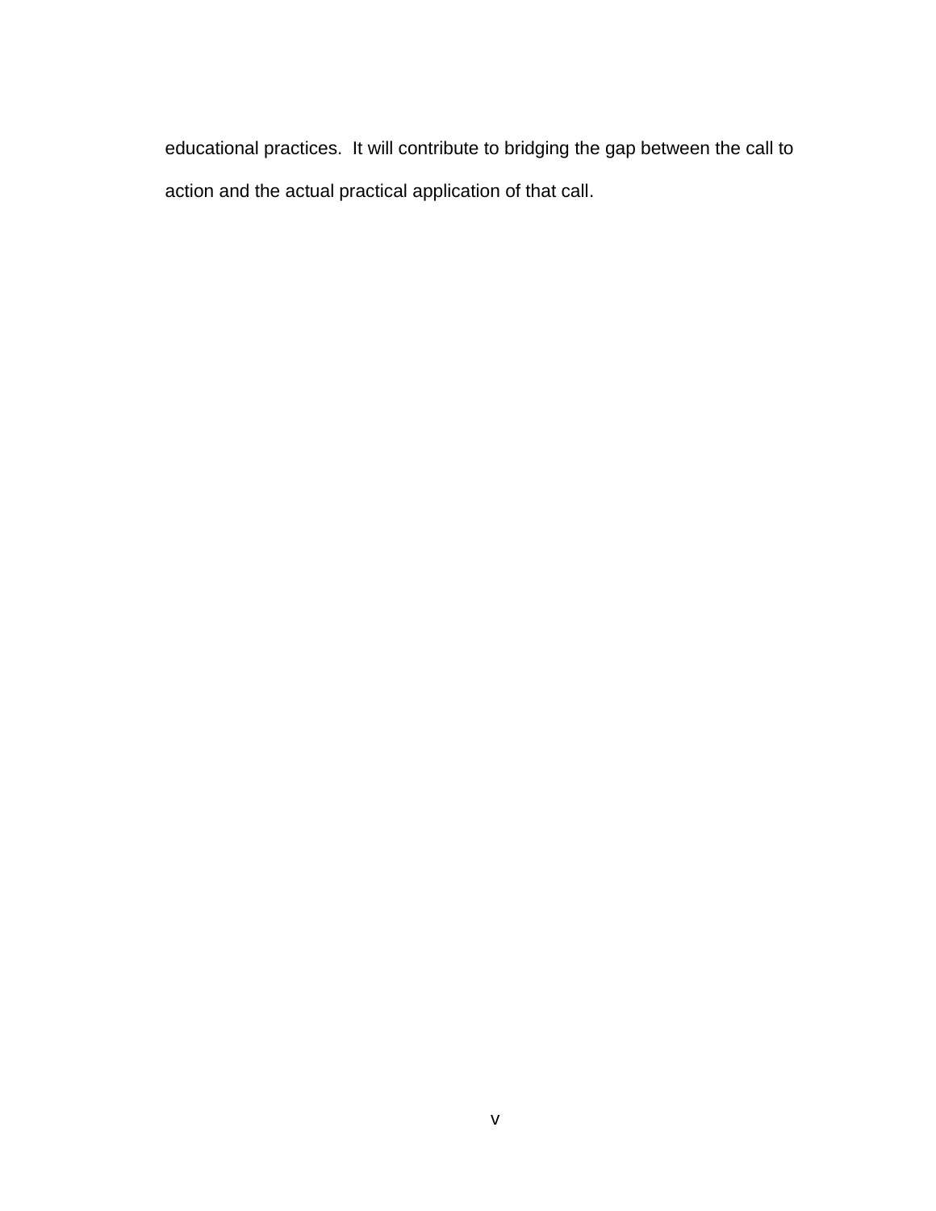educational practices. It will contribute to bridging the gap between the call to action and the actual practical application of that call.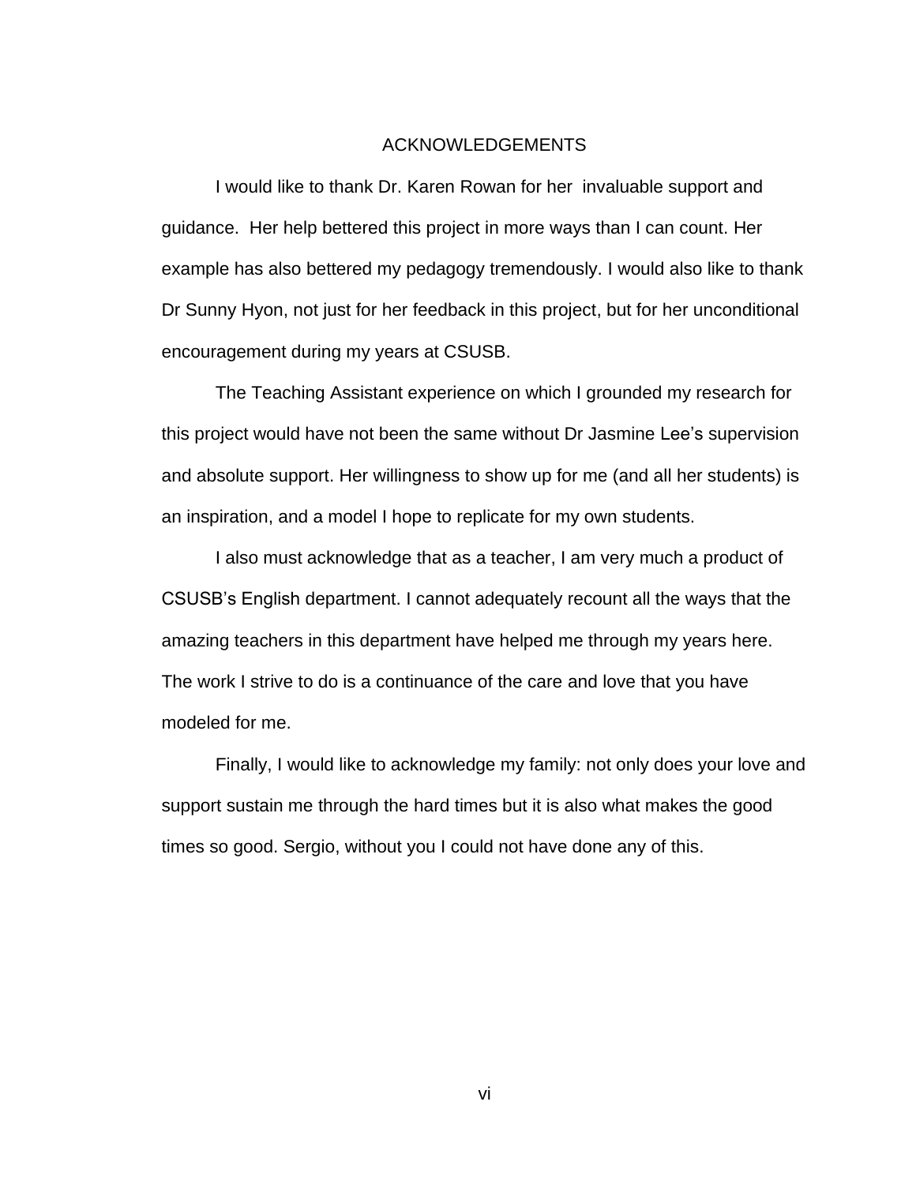# ACKNOWLEDGEMENTS

I would like to thank Dr. Karen Rowan for her invaluable support and guidance. Her help bettered this project in more ways than I can count. Her example has also bettered my pedagogy tremendously. I would also like to thank Dr Sunny Hyon, not just for her feedback in this project, but for her unconditional encouragement during my years at CSUSB.

The Teaching Assistant experience on which I grounded my research for this project would have not been the same without Dr Jasmine Lee's supervision and absolute support. Her willingness to show up for me (and all her students) is an inspiration, and a model I hope to replicate for my own students.

I also must acknowledge that as a teacher, I am very much a product of CSUSB's English department. I cannot adequately recount all the ways that the amazing teachers in this department have helped me through my years here. The work I strive to do is a continuance of the care and love that you have modeled for me.

Finally, I would like to acknowledge my family: not only does your love and support sustain me through the hard times but it is also what makes the good times so good. Sergio, without you I could not have done any of this.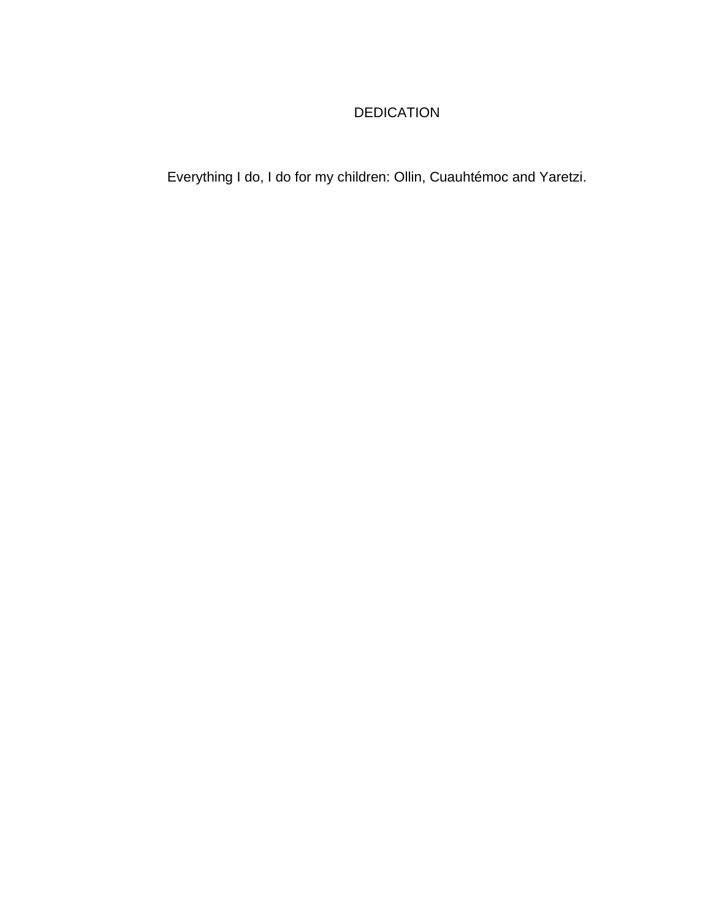# DEDICATION

Everything I do, I do for my children: Ollin, Cuauhtémoc and Yaretzi.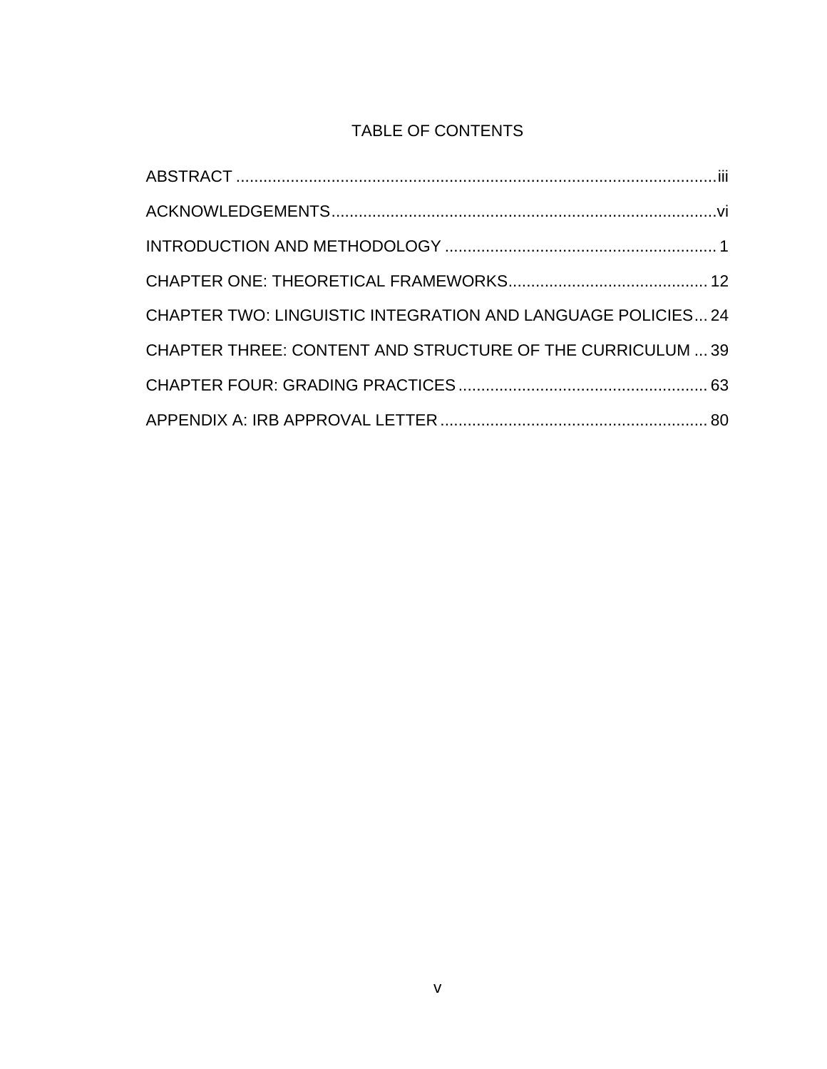# TABLE OF CONTENTS

ABSTRACT ..... iii

ACKNOWLEDGEMENTS ..... vi

INTRODUCTION AND METHODOLOGY ..... 1

CHAPTER ONE: THEORETICAL FRAMEWORKS ..... 12

CHAPTER TWO: LINGUISTIC INTEGRATION AND LANGUAGE POLICIES ..... 24

CHAPTER THREE: CONTENT AND STRUCTURE OF THE CURRICULUM ..... 39

CHAPTER FOUR: GRADING PRACTICES ..... 63

APPENDIX A: IRB APPROVAL LETTER ..... 80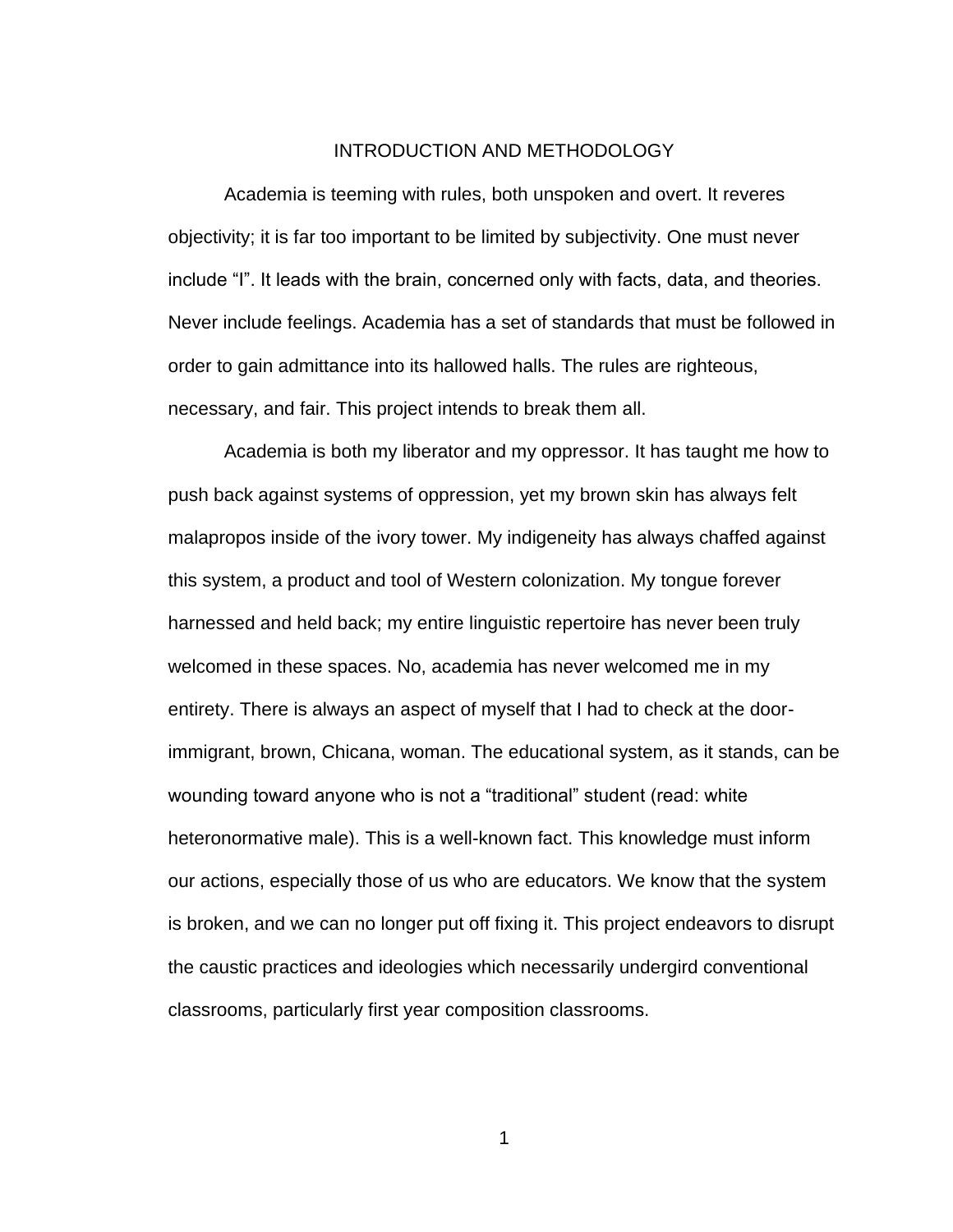# INTRODUCTION AND METHODOLOGY

Academia is teeming with rules, both unspoken and overt. It reveres objectivity; it is far too important to be limited by subjectivity. One must never include "I". It leads with the brain, concerned only with facts, data, and theories. Never include feelings. Academia has a set of standards that must be followed in order to gain admittance into its hallowed halls. The rules are righteous, necessary, and fair. This project intends to break them all.

Academia is both my liberator and my oppressor. It has taught me how to push back against systems of oppression, yet my brown skin has always felt malapropos inside of the ivory tower. My indigeneity has always chaffed against this system, a product and tool of Western colonization. My tongue forever harnessed and held back; my entire linguistic repertoire has never been truly welcomed in these spaces. No, academia has never welcomed me in my entirety. There is always an aspect of myself that I had to check at the door- immigrant, brown, Chicana, woman. The educational system, as it stands, can be wounding toward anyone who is not a "traditional" student (read: white heteronormative male). This is a well-known fact. This knowledge must inform our actions, especially those of us who are educators. We know that the system is broken, and we can no longer put off fixing it. This project endeavors to disrupt the caustic practices and ideologies which necessarily undergird conventional classrooms, particularly first year composition classrooms.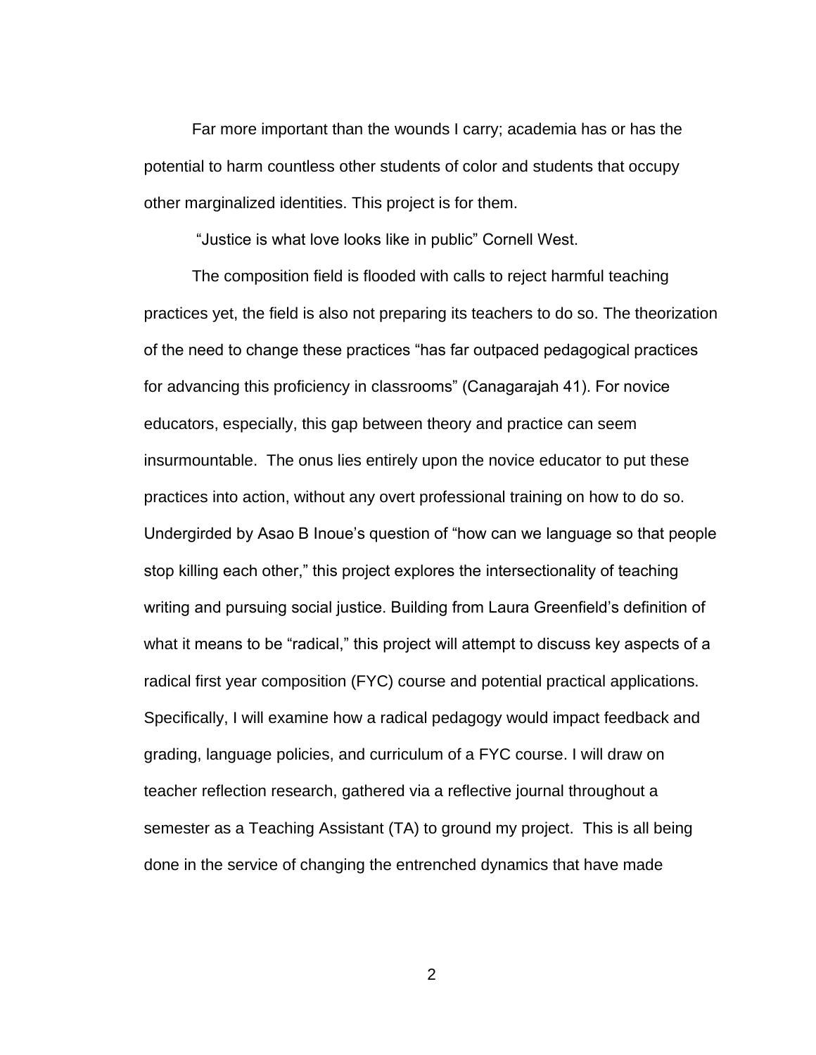Far more important than the wounds I carry; academia has or has the potential to harm countless other students of color and students that occupy other marginalized identities. This project is for them.

"Justice is what love looks like in public" Cornell West.

The composition field is flooded with calls to reject harmful teaching practices yet, the field is also not preparing its teachers to do so. The theorization of the need to change these practices "has far outpaced pedagogical practices for advancing this proficiency in classrooms" (Canagarajah 41). For novice educators, especially, this gap between theory and practice can seem insurmountable. The onus lies entirely upon the novice educator to put these practices into action, without any overt professional training on how to do so. Undergirded by Asao B Inoue's question of "how can we language so that people stop killing each other," this project explores the intersectionality of teaching writing and pursuing social justice. Building from Laura Greenfield's definition of what it means to be "radical," this project will attempt to discuss key aspects of a radical first year composition (FYC) course and potential practical applications. Specifically, I will examine how a radical pedagogy would impact feedback and grading, language policies, and curriculum of a FYC course. I will draw on teacher reflection research, gathered via a reflective journal throughout a semester as a Teaching Assistant (TA) to ground my project. This is all being done in the service of changing the entrenched dynamics that have made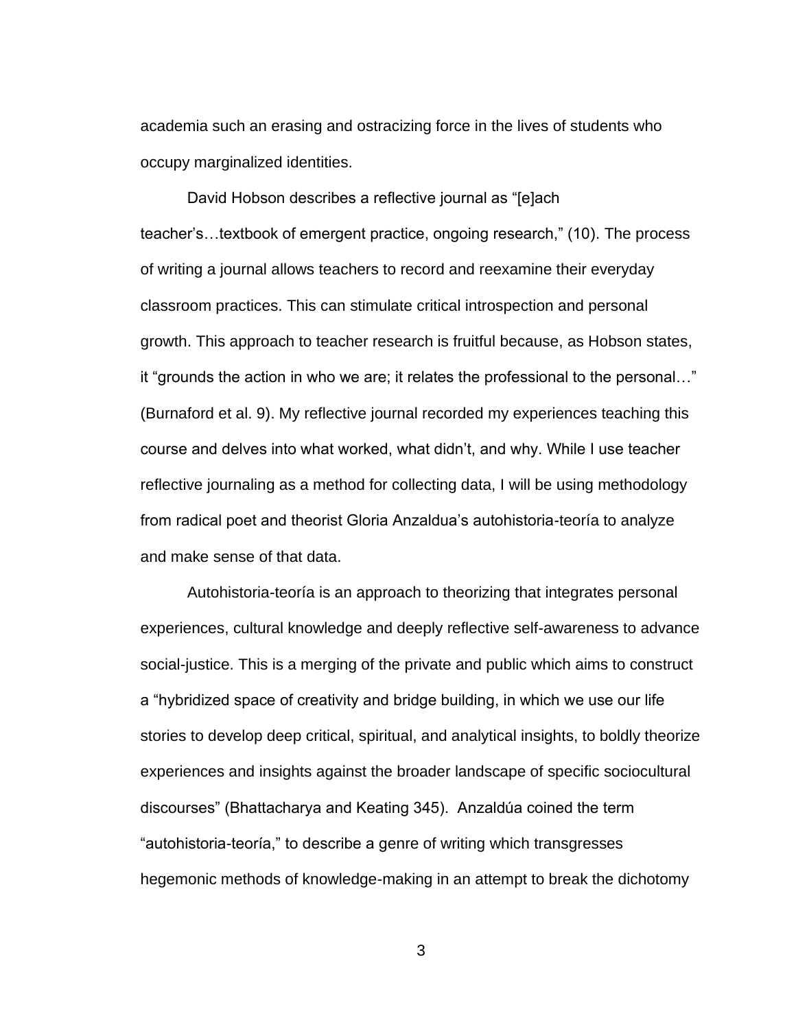academia such an erasing and ostracizing force in the lives of students who occupy marginalized identities.

David Hobson describes a reflective journal as "[e]ach teacher's…textbook of emergent practice, ongoing research," (10). The process of writing a journal allows teachers to record and reexamine their everyday classroom practices. This can stimulate critical introspection and personal growth. This approach to teacher research is fruitful because, as Hobson states, it "grounds the action in who we are; it relates the professional to the personal…" (Burnaford et al. 9). My reflective journal recorded my experiences teaching this course and delves into what worked, what didn't, and why. While I use teacher reflective journaling as a method for collecting data, I will be using methodology from radical poet and theorist Gloria Anzaldua's autohistoria-teoría to analyze and make sense of that data.

Autohistoria-teoría is an approach to theorizing that integrates personal experiences, cultural knowledge and deeply reflective self-awareness to advance social-justice. This is a merging of the private and public which aims to construct a "hybridized space of creativity and bridge building, in which we use our life stories to develop deep critical, spiritual, and analytical insights, to boldly theorize experiences and insights against the broader landscape of specific sociocultural discourses" (Bhattacharya and Keating 345). Anzaldúa coined the term "autohistoria-teoría," to describe a genre of writing which transgresses hegemonic methods of knowledge-making in an attempt to break the dichotomy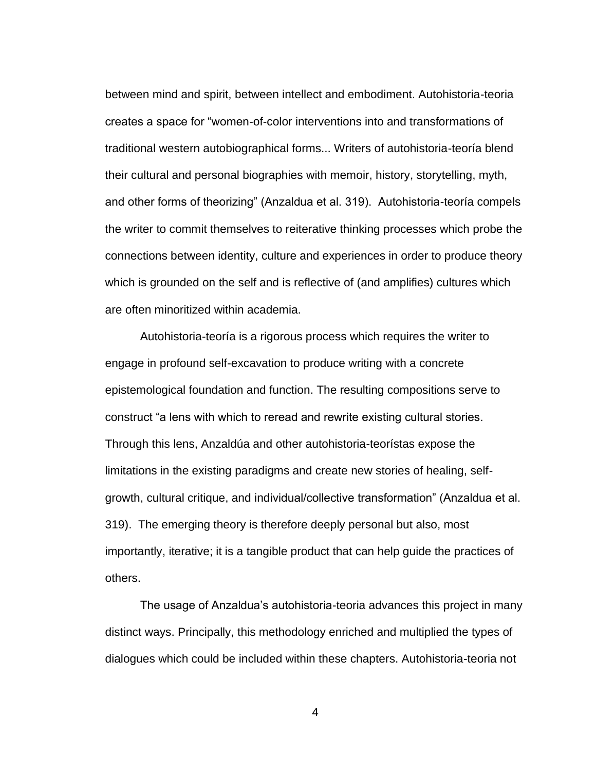between mind and spirit, between intellect and embodiment. Autohistoria-teoria creates a space for "women-of-color interventions into and transformations of traditional western autobiographical forms... Writers of autohistoria-teoría blend their cultural and personal biographies with memoir, history, storytelling, myth, and other forms of theorizing" (Anzaldua et al. 319). Autohistoria-teoría compels the writer to commit themselves to reiterative thinking processes which probe the connections between identity, culture and experiences in order to produce theory which is grounded on the self and is reflective of (and amplifies) cultures which are often minoritized within academia.

Autohistoria-teoría is a rigorous process which requires the writer to engage in profound self-excavation to produce writing with a concrete epistemological foundation and function. The resulting compositions serve to construct "a lens with which to reread and rewrite existing cultural stories. Through this lens, Anzaldúa and other autohistoria-teorístas expose the limitations in the existing paradigms and create new stories of healing, self-growth, cultural critique, and individual/collective transformation" (Anzaldua et al. 319). The emerging theory is therefore deeply personal but also, most importantly, iterative; it is a tangible product that can help guide the practices of others.

The usage of Anzaldua's autohistoria-teoria advances this project in many distinct ways. Principally, this methodology enriched and multiplied the types of dialogues which could be included within these chapters. Autohistoria-teoria not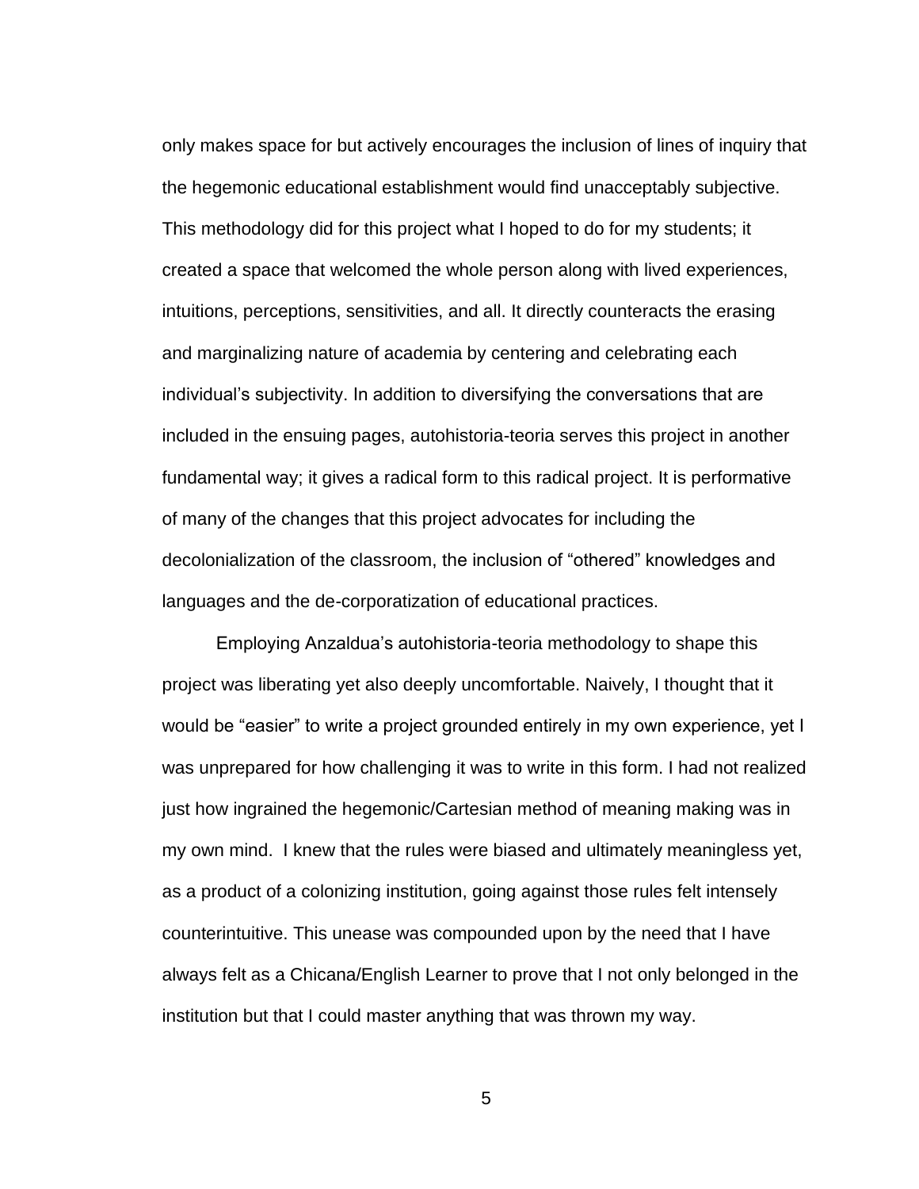only makes space for but actively encourages the inclusion of lines of inquiry that the hegemonic educational establishment would find unacceptably subjective. This methodology did for this project what I hoped to do for my students; it created a space that welcomed the whole person along with lived experiences, intuitions, perceptions, sensitivities, and all. It directly counteracts the erasing and marginalizing nature of academia by centering and celebrating each individual's subjectivity. In addition to diversifying the conversations that are included in the ensuing pages, autohistoria-teoria serves this project in another fundamental way; it gives a radical form to this radical project. It is performative of many of the changes that this project advocates for including the decolonialization of the classroom, the inclusion of "othered" knowledges and languages and the de-corporatization of educational practices.

Employing Anzaldua's autohistoria-teoria methodology to shape this project was liberating yet also deeply uncomfortable. Naively, I thought that it would be "easier" to write a project grounded entirely in my own experience, yet I was unprepared for how challenging it was to write in this form. I had not realized just how ingrained the hegemonic/Cartesian method of meaning making was in my own mind. I knew that the rules were biased and ultimately meaningless yet, as a product of a colonizing institution, going against those rules felt intensely counterintuitive. This unease was compounded upon by the need that I have always felt as a Chicana/English Learner to prove that I not only belonged in the institution but that I could master anything that was thrown my way.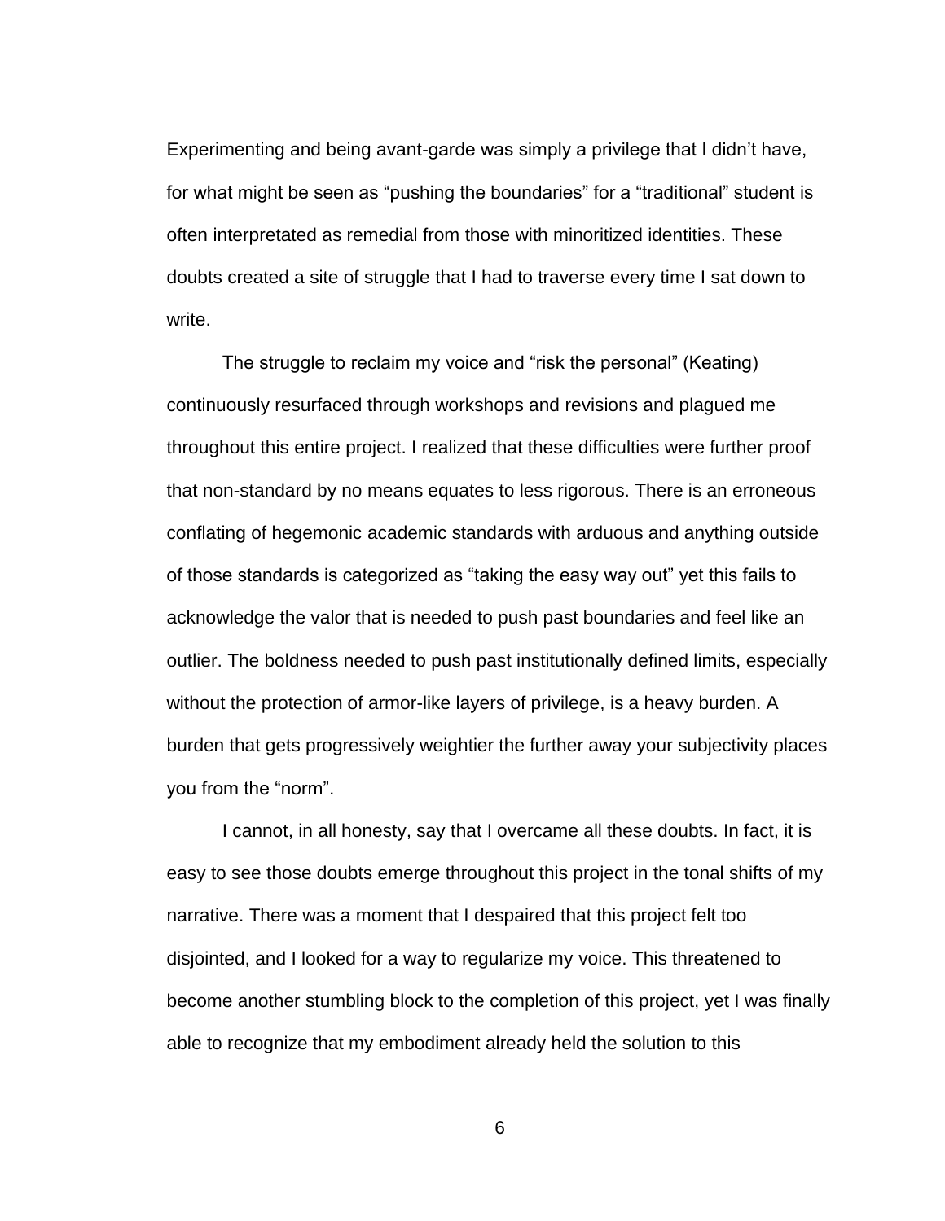Experimenting and being avant-garde was simply a privilege that I didn't have, for what might be seen as "pushing the boundaries" for a "traditional" student is often interpretated as remedial from those with minoritized identities. These doubts created a site of struggle that I had to traverse every time I sat down to write.

The struggle to reclaim my voice and "risk the personal" (Keating) continuously resurfaced through workshops and revisions and plagued me throughout this entire project. I realized that these difficulties were further proof that non-standard by no means equates to less rigorous. There is an erroneous conflating of hegemonic academic standards with arduous and anything outside of those standards is categorized as "taking the easy way out" yet this fails to acknowledge the valor that is needed to push past boundaries and feel like an outlier. The boldness needed to push past institutionally defined limits, especially without the protection of armor-like layers of privilege, is a heavy burden. A burden that gets progressively weightier the further away your subjectivity places you from the "norm".

I cannot, in all honesty, say that I overcame all these doubts. In fact, it is easy to see those doubts emerge throughout this project in the tonal shifts of my narrative. There was a moment that I despaired that this project felt too disjointed, and I looked for a way to regularize my voice. This threatened to become another stumbling block to the completion of this project, yet I was finally able to recognize that my embodiment already held the solution to this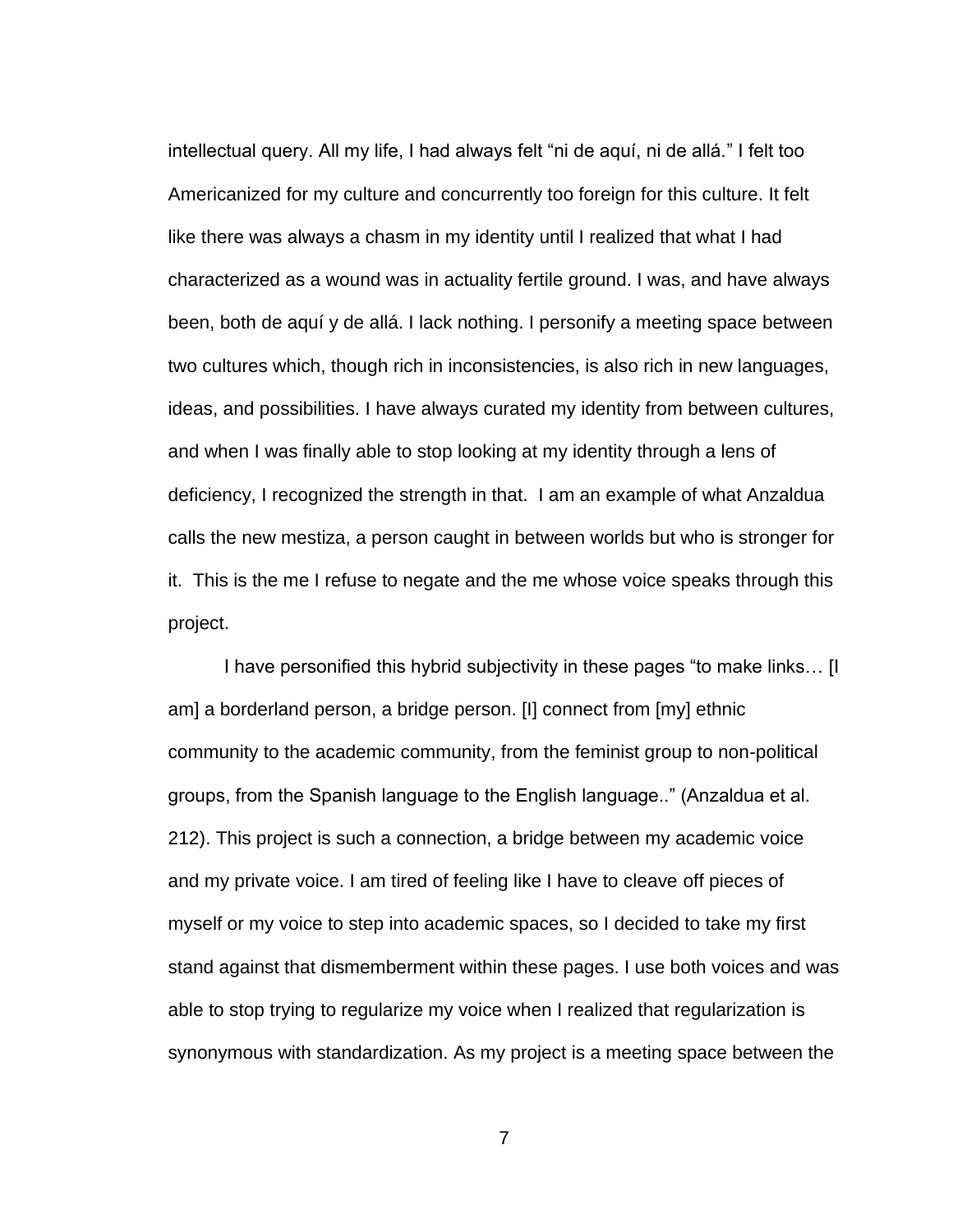intellectual query. All my life, I had always felt "ni de aquí, ni de allá." I felt too Americanized for my culture and concurrently too foreign for this culture. It felt like there was always a chasm in my identity until I realized that what I had characterized as a wound was in actuality fertile ground. I was, and have always been, both de aquí y de allá. I lack nothing. I personify a meeting space between two cultures which, though rich in inconsistencies, is also rich in new languages, ideas, and possibilities. I have always curated my identity from between cultures, and when I was finally able to stop looking at my identity through a lens of deficiency, I recognized the strength in that. I am an example of what Anzaldua calls the new mestiza, a person caught in between worlds but who is stronger for it. This is the me I refuse to negate and the me whose voice speaks through this project.

I have personified this hybrid subjectivity in these pages "to make links… [I am] a borderland person, a bridge person. [I] connect from [my] ethnic community to the academic community, from the feminist group to non-political groups, from the Spanish language to the English language.." (Anzaldua et al. 212). This project is such a connection, a bridge between my academic voice and my private voice. I am tired of feeling like I have to cleave off pieces of myself or my voice to step into academic spaces, so I decided to take my first stand against that dismemberment within these pages. I use both voices and was able to stop trying to regularize my voice when I realized that regularization is synonymous with standardization. As my project is a meeting space between the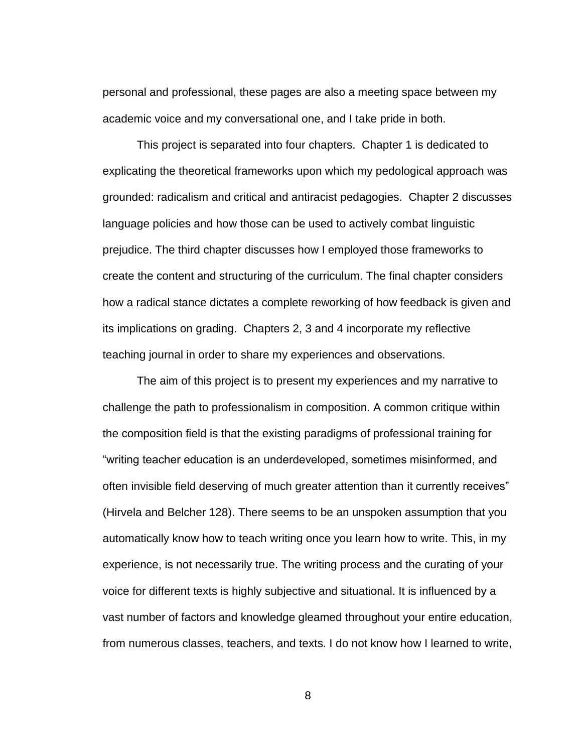personal and professional, these pages are also a meeting space between my academic voice and my conversational one, and I take pride in both.

This project is separated into four chapters. Chapter 1 is dedicated to explicating the theoretical frameworks upon which my pedological approach was grounded: radicalism and critical and antiracist pedagogies. Chapter 2 discusses language policies and how those can be used to actively combat linguistic prejudice. The third chapter discusses how I employed those frameworks to create the content and structuring of the curriculum. The final chapter considers how a radical stance dictates a complete reworking of how feedback is given and its implications on grading. Chapters 2, 3 and 4 incorporate my reflective teaching journal in order to share my experiences and observations.

The aim of this project is to present my experiences and my narrative to challenge the path to professionalism in composition. A common critique within the composition field is that the existing paradigms of professional training for "writing teacher education is an underdeveloped, sometimes misinformed, and often invisible field deserving of much greater attention than it currently receives" (Hirvela and Belcher 128). There seems to be an unspoken assumption that you automatically know how to teach writing once you learn how to write. This, in my experience, is not necessarily true. The writing process and the curating of your voice for different texts is highly subjective and situational. It is influenced by a vast number of factors and knowledge gleamed throughout your entire education, from numerous classes, teachers, and texts. I do not know how I learned to write,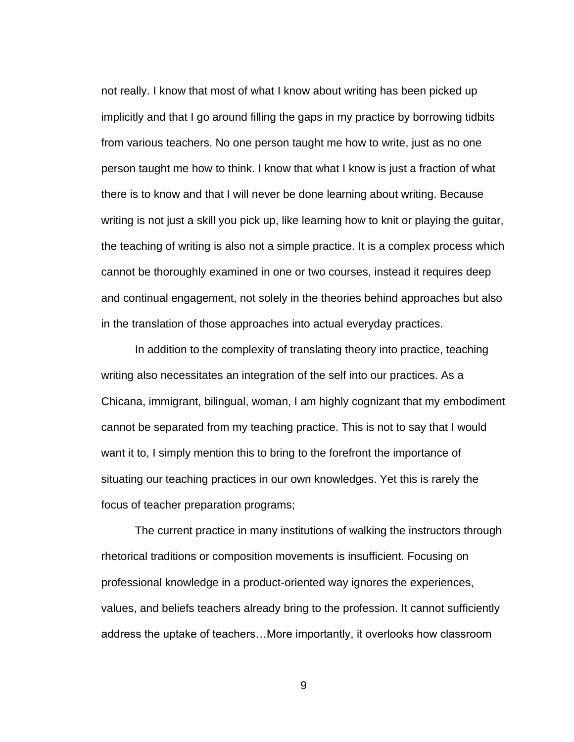not really. I know that most of what I know about writing has been picked up implicitly and that I go around filling the gaps in my practice by borrowing tidbits from various teachers. No one person taught me how to write, just as no one person taught me how to think. I know that what I know is just a fraction of what there is to know and that I will never be done learning about writing. Because writing is not just a skill you pick up, like learning how to knit or playing the guitar, the teaching of writing is also not a simple practice. It is a complex process which cannot be thoroughly examined in one or two courses, instead it requires deep and continual engagement, not solely in the theories behind approaches but also in the translation of those approaches into actual everyday practices.

In addition to the complexity of translating theory into practice, teaching writing also necessitates an integration of the self into our practices. As a Chicana, immigrant, bilingual, woman, I am highly cognizant that my embodiment cannot be separated from my teaching practice. This is not to say that I would want it to, I simply mention this to bring to the forefront the importance of situating our teaching practices in our own knowledges. Yet this is rarely the focus of teacher preparation programs;

The current practice in many institutions of walking the instructors through rhetorical traditions or composition movements is insufficient. Focusing on professional knowledge in a product-oriented way ignores the experiences, values, and beliefs teachers already bring to the profession. It cannot sufficiently address the uptake of teachers…More importantly, it overlooks how classroom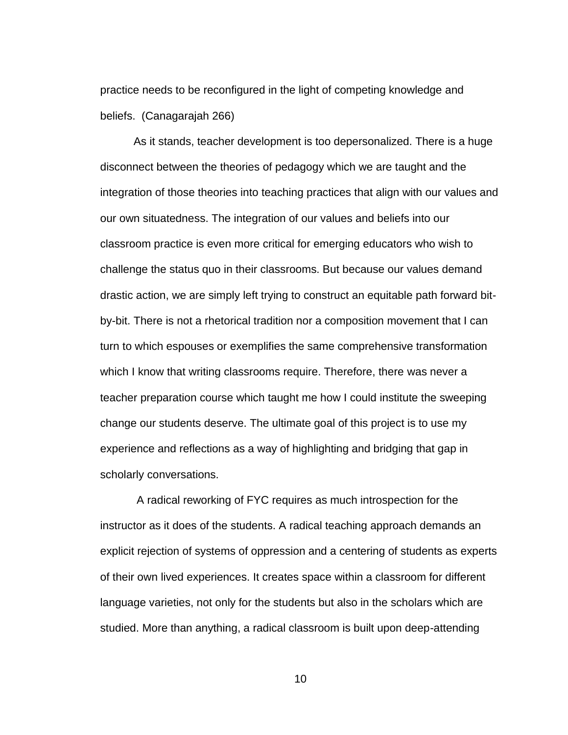practice needs to be reconfigured in the light of competing knowledge and beliefs. (Canagarajah 266)

As it stands, teacher development is too depersonalized. There is a huge disconnect between the theories of pedagogy which we are taught and the integration of those theories into teaching practices that align with our values and our own situatedness. The integration of our values and beliefs into our classroom practice is even more critical for emerging educators who wish to challenge the status quo in their classrooms. But because our values demand drastic action, we are simply left trying to construct an equitable path forward bit-by-bit. There is not a rhetorical tradition nor a composition movement that I can turn to which espouses or exemplifies the same comprehensive transformation which I know that writing classrooms require. Therefore, there was never a teacher preparation course which taught me how I could institute the sweeping change our students deserve. The ultimate goal of this project is to use my experience and reflections as a way of highlighting and bridging that gap in scholarly conversations.

A radical reworking of FYC requires as much introspection for the instructor as it does of the students. A radical teaching approach demands an explicit rejection of systems of oppression and a centering of students as experts of their own lived experiences. It creates space within a classroom for different language varieties, not only for the students but also in the scholars which are studied. More than anything, a radical classroom is built upon deep-attending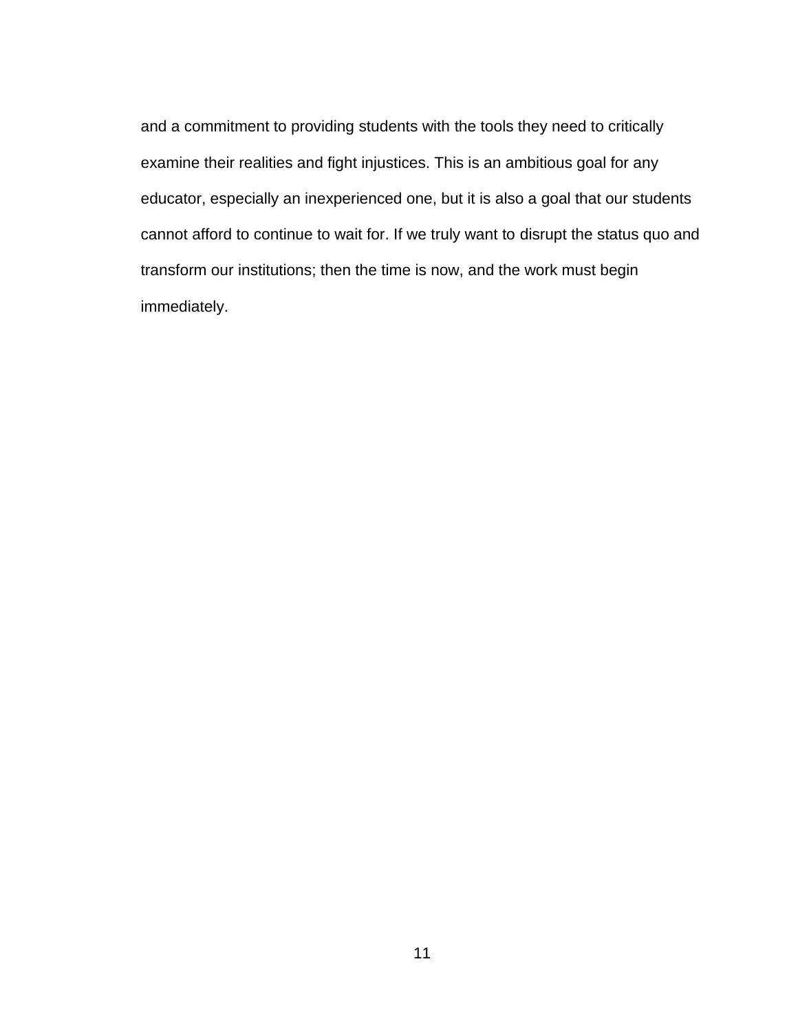and a commitment to providing students with the tools they need to critically examine their realities and fight injustices. This is an ambitious goal for any educator, especially an inexperienced one, but it is also a goal that our students cannot afford to continue to wait for. If we truly want to disrupt the status quo and transform our institutions; then the time is now, and the work must begin immediately.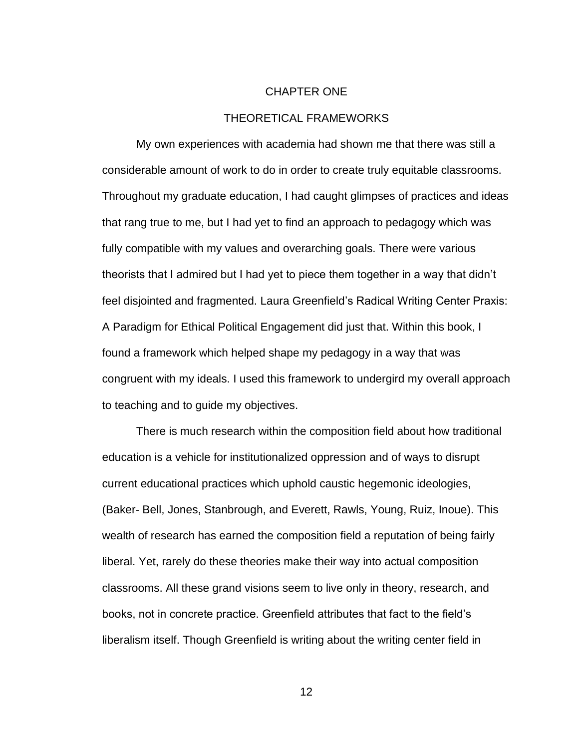# CHAPTER ONE

## THEORETICAL FRAMEWORKS

My own experiences with academia had shown me that there was still a considerable amount of work to do in order to create truly equitable classrooms. Throughout my graduate education, I had caught glimpses of practices and ideas that rang true to me, but I had yet to find an approach to pedagogy which was fully compatible with my values and overarching goals. There were various theorists that I admired but I had yet to piece them together in a way that didn't feel disjointed and fragmented. Laura Greenfield's Radical Writing Center Praxis: A Paradigm for Ethical Political Engagement did just that. Within this book, I found a framework which helped shape my pedagogy in a way that was congruent with my ideals. I used this framework to undergird my overall approach to teaching and to guide my objectives.

There is much research within the composition field about how traditional education is a vehicle for institutionalized oppression and of ways to disrupt current educational practices which uphold caustic hegemonic ideologies, (Baker- Bell, Jones, Stanbrough, and Everett, Rawls, Young, Ruiz, Inoue). This wealth of research has earned the composition field a reputation of being fairly liberal. Yet, rarely do these theories make their way into actual composition classrooms. All these grand visions seem to live only in theory, research, and books, not in concrete practice. Greenfield attributes that fact to the field's liberalism itself. Though Greenfield is writing about the writing center field in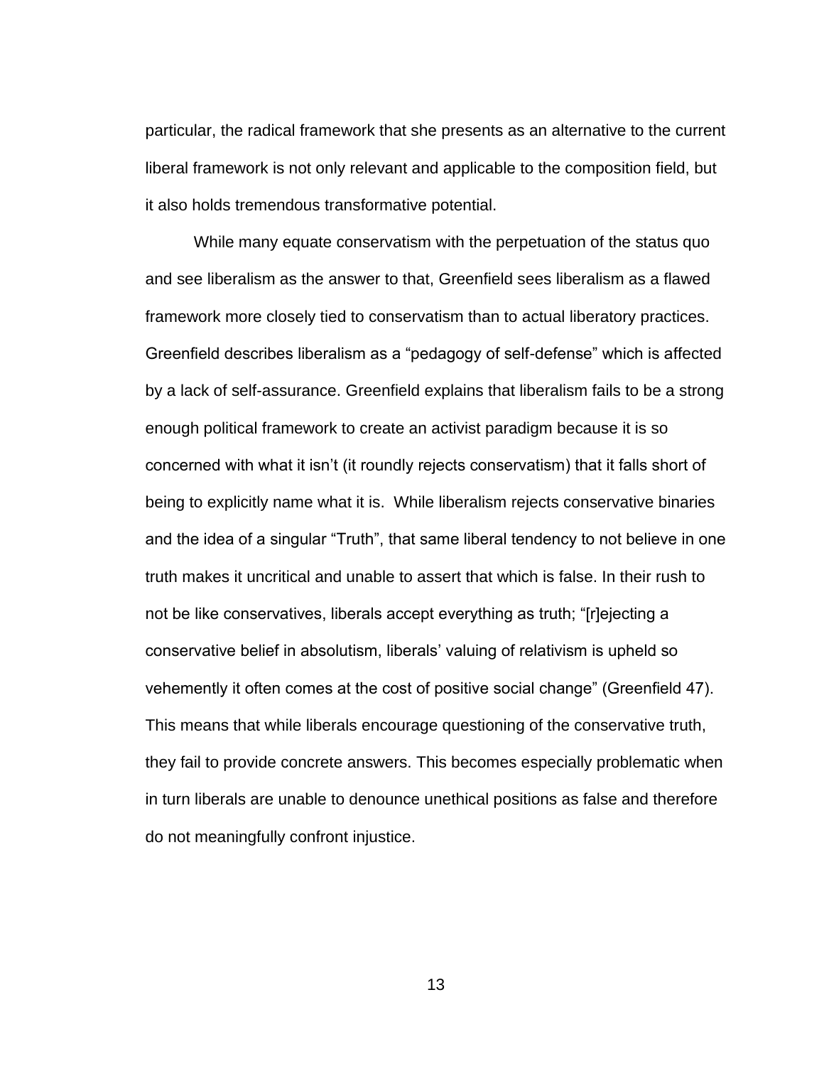particular, the radical framework that she presents as an alternative to the current liberal framework is not only relevant and applicable to the composition field, but it also holds tremendous transformative potential.

While many equate conservatism with the perpetuation of the status quo and see liberalism as the answer to that, Greenfield sees liberalism as a flawed framework more closely tied to conservatism than to actual liberatory practices. Greenfield describes liberalism as a "pedagogy of self-defense" which is affected by a lack of self-assurance. Greenfield explains that liberalism fails to be a strong enough political framework to create an activist paradigm because it is so concerned with what it isn't (it roundly rejects conservatism) that it falls short of being to explicitly name what it is. While liberalism rejects conservative binaries and the idea of a singular "Truth", that same liberal tendency to not believe in one truth makes it uncritical and unable to assert that which is false. In their rush to not be like conservatives, liberals accept everything as truth; "[r]ejecting a conservative belief in absolutism, liberals' valuing of relativism is upheld so vehemently it often comes at the cost of positive social change" (Greenfield 47). This means that while liberals encourage questioning of the conservative truth, they fail to provide concrete answers. This becomes especially problematic when in turn liberals are unable to denounce unethical positions as false and therefore do not meaningfully confront injustice.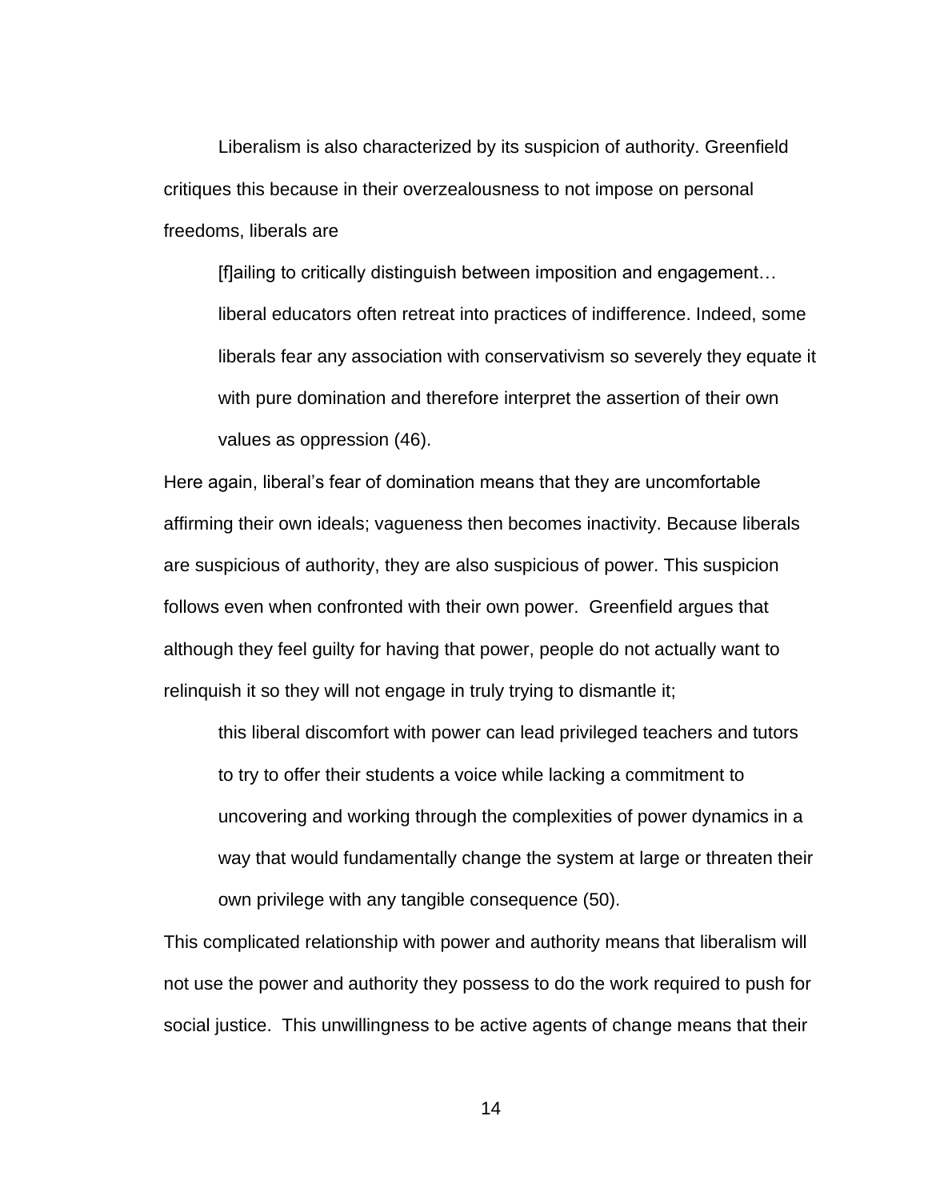Liberalism is also characterized by its suspicion of authority. Greenfield critiques this because in their overzealousness to not impose on personal freedoms, liberals are

> [f]ailing to critically distinguish between imposition and engagement… liberal educators often retreat into practices of indifference. Indeed, some liberals fear any association with conservativism so severely they equate it with pure domination and therefore interpret the assertion of their own values as oppression (46).

Here again, liberal's fear of domination means that they are uncomfortable affirming their own ideals; vagueness then becomes inactivity. Because liberals are suspicious of authority, they are also suspicious of power. This suspicion follows even when confronted with their own power. Greenfield argues that although they feel guilty for having that power, people do not actually want to relinquish it so they will not engage in truly trying to dismantle it;

> this liberal discomfort with power can lead privileged teachers and tutors to try to offer their students a voice while lacking a commitment to uncovering and working through the complexities of power dynamics in a way that would fundamentally change the system at large or threaten their own privilege with any tangible consequence (50).

This complicated relationship with power and authority means that liberalism will not use the power and authority they possess to do the work required to push for social justice. This unwillingness to be active agents of change means that their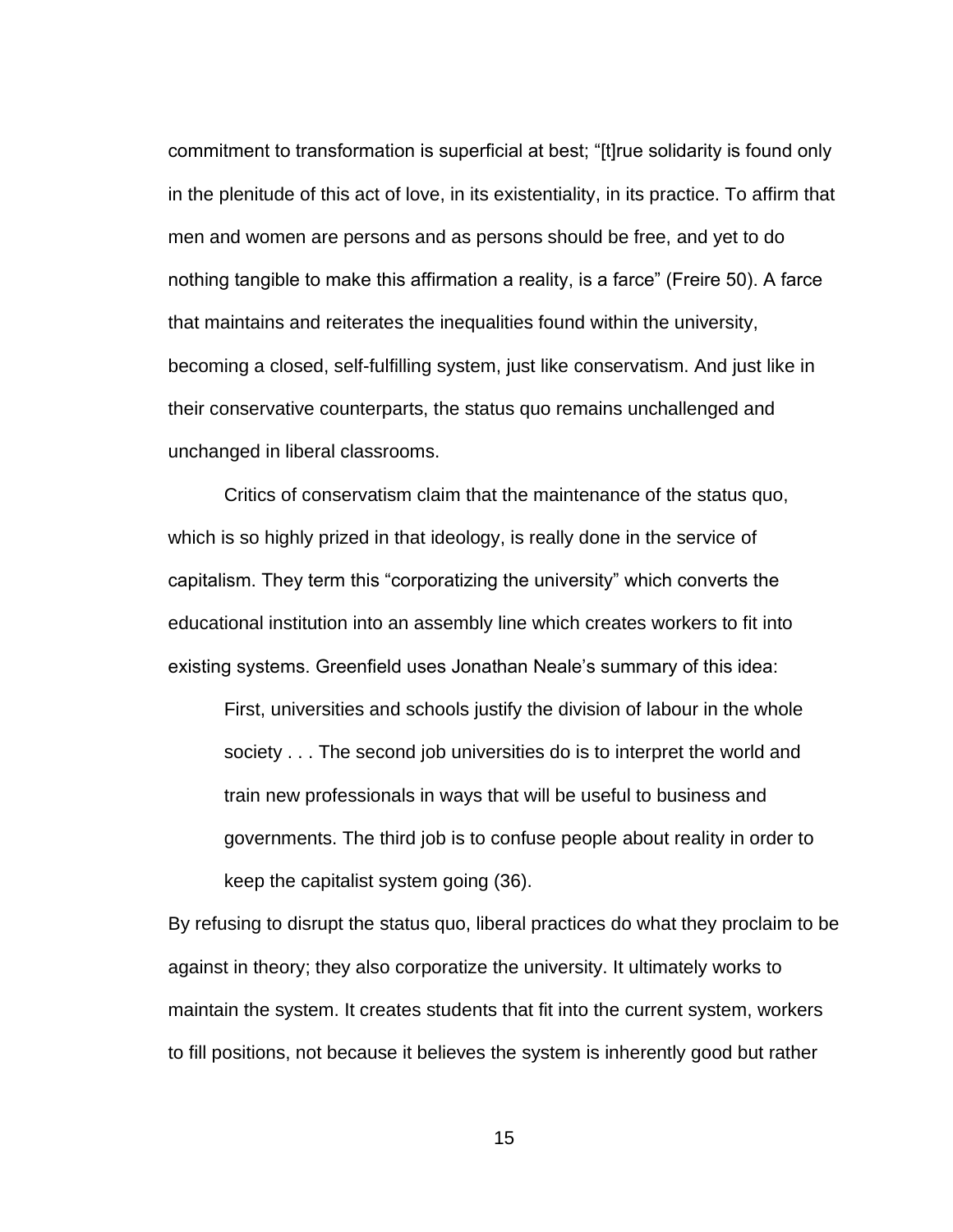commitment to transformation is superficial at best; "[t]rue solidarity is found only in the plenitude of this act of love, in its existentiality, in its practice. To affirm that men and women are persons and as persons should be free, and yet to do nothing tangible to make this affirmation a reality, is a farce" (Freire 50). A farce that maintains and reiterates the inequalities found within the university, becoming a closed, self-fulfilling system, just like conservatism. And just like in their conservative counterparts, the status quo remains unchallenged and unchanged in liberal classrooms.

Critics of conservatism claim that the maintenance of the status quo, which is so highly prized in that ideology, is really done in the service of capitalism. They term this "corporatizing the university" which converts the educational institution into an assembly line which creates workers to fit into existing systems. Greenfield uses Jonathan Neale's summary of this idea:

> First, universities and schools justify the division of labour in the whole society . . . The second job universities do is to interpret the world and train new professionals in ways that will be useful to business and governments. The third job is to confuse people about reality in order to keep the capitalist system going (36).

By refusing to disrupt the status quo, liberal practices do what they proclaim to be against in theory; they also corporatize the university. It ultimately works to maintain the system. It creates students that fit into the current system, workers to fill positions, not because it believes the system is inherently good but rather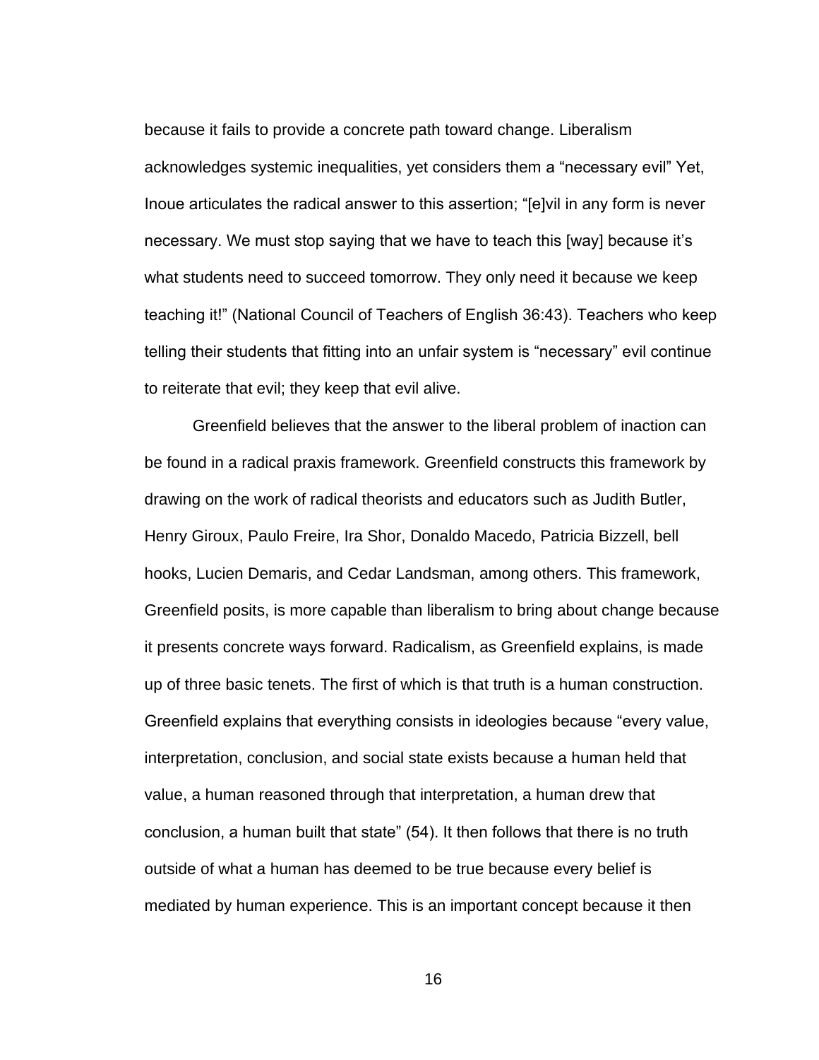because it fails to provide a concrete path toward change. Liberalism acknowledges systemic inequalities, yet considers them a “necessary evil” Yet, Inoue articulates the radical answer to this assertion; “[e]vil in any form is never necessary. We must stop saying that we have to teach this [way] because it’s what students need to succeed tomorrow. They only need it because we keep teaching it!” (National Council of Teachers of English 36:43). Teachers who keep telling their students that fitting into an unfair system is “necessary” evil continue to reiterate that evil; they keep that evil alive.

Greenfield believes that the answer to the liberal problem of inaction can be found in a radical praxis framework. Greenfield constructs this framework by drawing on the work of radical theorists and educators such as Judith Butler, Henry Giroux, Paulo Freire, Ira Shor, Donaldo Macedo, Patricia Bizzell, bell hooks, Lucien Demaris, and Cedar Landsman, among others. This framework, Greenfield posits, is more capable than liberalism to bring about change because it presents concrete ways forward. Radicalism, as Greenfield explains, is made up of three basic tenets. The first of which is that truth is a human construction. Greenfield explains that everything consists in ideologies because “every value, interpretation, conclusion, and social state exists because a human held that value, a human reasoned through that interpretation, a human drew that conclusion, a human built that state” (54). It then follows that there is no truth outside of what a human has deemed to be true because every belief is mediated by human experience. This is an important concept because it then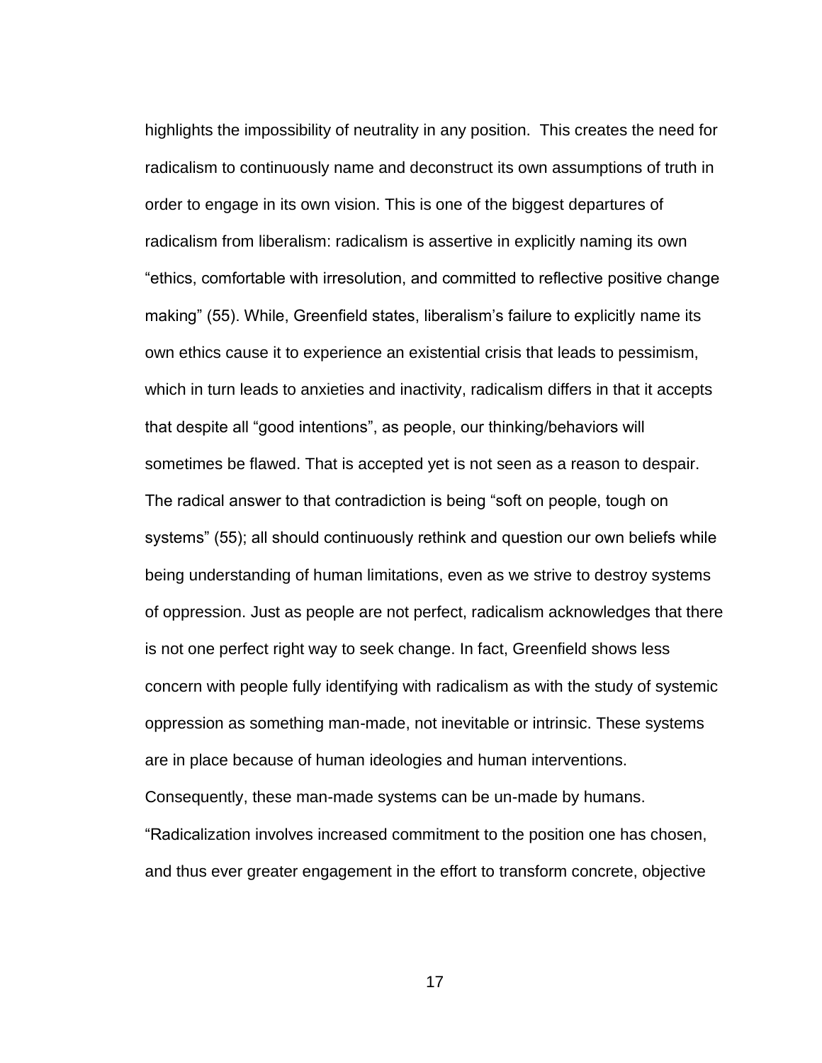highlights the impossibility of neutrality in any position. This creates the need for radicalism to continuously name and deconstruct its own assumptions of truth in order to engage in its own vision. This is one of the biggest departures of radicalism from liberalism: radicalism is assertive in explicitly naming its own "ethics, comfortable with irresolution, and committed to reflective positive change making" (55). While, Greenfield states, liberalism's failure to explicitly name its own ethics cause it to experience an existential crisis that leads to pessimism, which in turn leads to anxieties and inactivity, radicalism differs in that it accepts that despite all "good intentions", as people, our thinking/behaviors will sometimes be flawed. That is accepted yet is not seen as a reason to despair. The radical answer to that contradiction is being "soft on people, tough on systems" (55); all should continuously rethink and question our own beliefs while being understanding of human limitations, even as we strive to destroy systems of oppression. Just as people are not perfect, radicalism acknowledges that there is not one perfect right way to seek change. In fact, Greenfield shows less concern with people fully identifying with radicalism as with the study of systemic oppression as something man-made, not inevitable or intrinsic. These systems are in place because of human ideologies and human interventions. Consequently, these man-made systems can be un-made by humans. "Radicalization involves increased commitment to the position one has chosen, and thus ever greater engagement in the effort to transform concrete, objective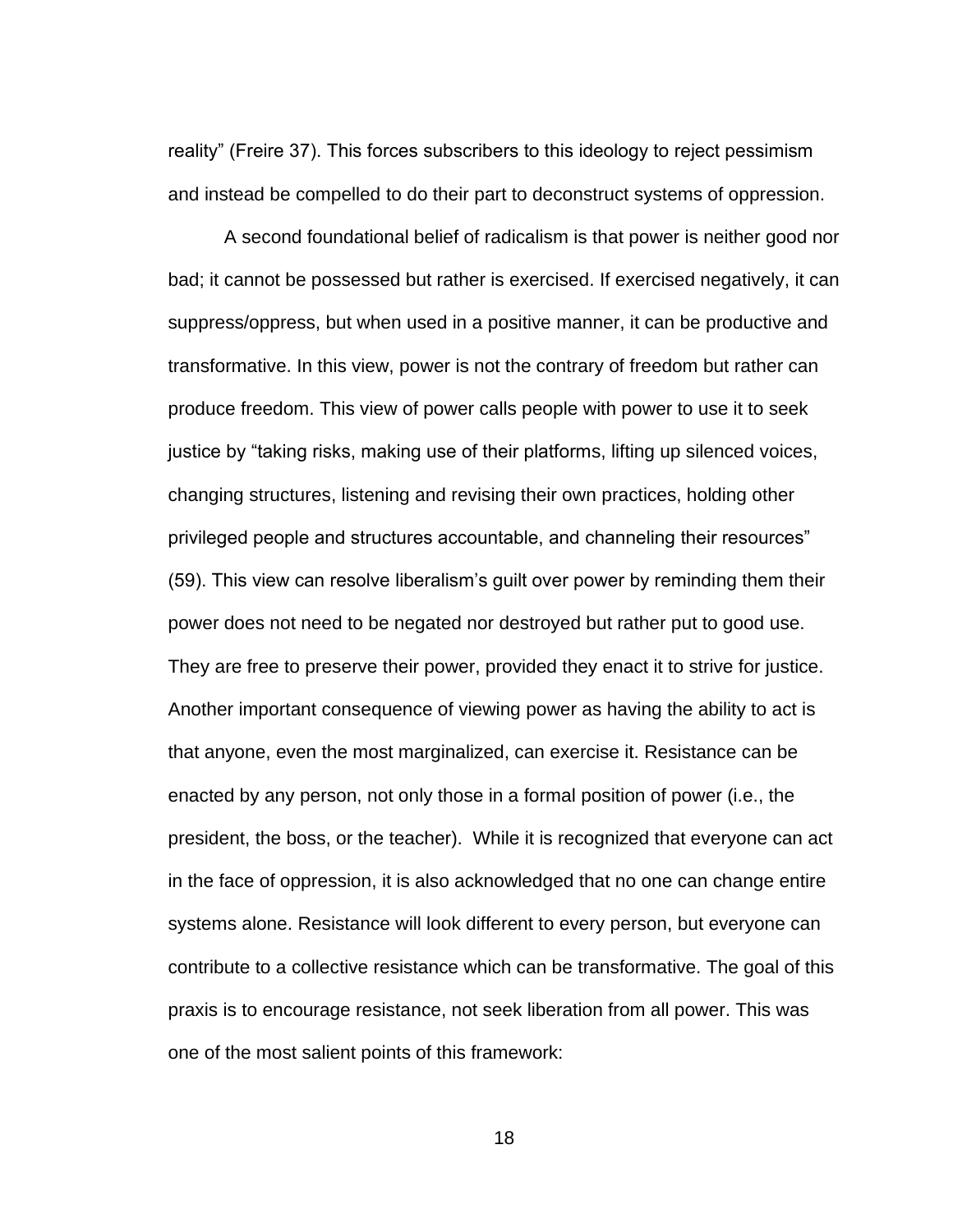reality" (Freire 37). This forces subscribers to this ideology to reject pessimism and instead be compelled to do their part to deconstruct systems of oppression.

A second foundational belief of radicalism is that power is neither good nor bad; it cannot be possessed but rather is exercised. If exercised negatively, it can suppress/oppress, but when used in a positive manner, it can be productive and transformative. In this view, power is not the contrary of freedom but rather can produce freedom. This view of power calls people with power to use it to seek justice by "taking risks, making use of their platforms, lifting up silenced voices, changing structures, listening and revising their own practices, holding other privileged people and structures accountable, and channeling their resources" (59). This view can resolve liberalism's guilt over power by reminding them their power does not need to be negated nor destroyed but rather put to good use. They are free to preserve their power, provided they enact it to strive for justice. Another important consequence of viewing power as having the ability to act is that anyone, even the most marginalized, can exercise it. Resistance can be enacted by any person, not only those in a formal position of power (i.e., the president, the boss, or the teacher). While it is recognized that everyone can act in the face of oppression, it is also acknowledged that no one can change entire systems alone. Resistance will look different to every person, but everyone can contribute to a collective resistance which can be transformative. The goal of this praxis is to encourage resistance, not seek liberation from all power. This was one of the most salient points of this framework: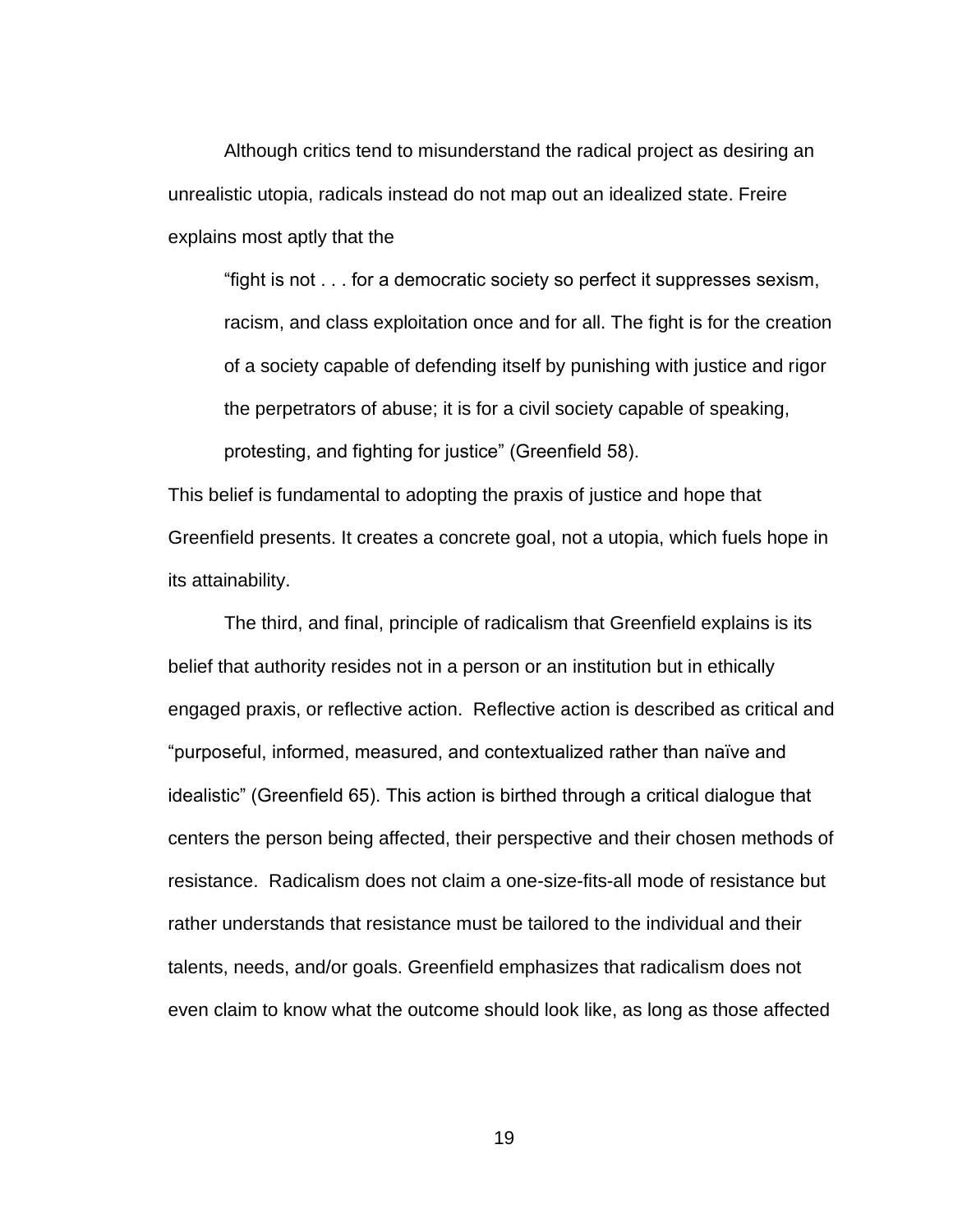Although critics tend to misunderstand the radical project as desiring an unrealistic utopia, radicals instead do not map out an idealized state. Freire explains most aptly that the

> "fight is not . . . for a democratic society so perfect it suppresses sexism, racism, and class exploitation once and for all. The fight is for the creation of a society capable of defending itself by punishing with justice and rigor the perpetrators of abuse; it is for a civil society capable of speaking, protesting, and fighting for justice" (Greenfield 58).

This belief is fundamental to adopting the praxis of justice and hope that Greenfield presents. It creates a concrete goal, not a utopia, which fuels hope in its attainability.

The third, and final, principle of radicalism that Greenfield explains is its belief that authority resides not in a person or an institution but in ethically engaged praxis, or reflective action. Reflective action is described as critical and "purposeful, informed, measured, and contextualized rather than naïve and idealistic" (Greenfield 65). This action is birthed through a critical dialogue that centers the person being affected, their perspective and their chosen methods of resistance. Radicalism does not claim a one-size-fits-all mode of resistance but rather understands that resistance must be tailored to the individual and their talents, needs, and/or goals. Greenfield emphasizes that radicalism does not even claim to know what the outcome should look like, as long as those affected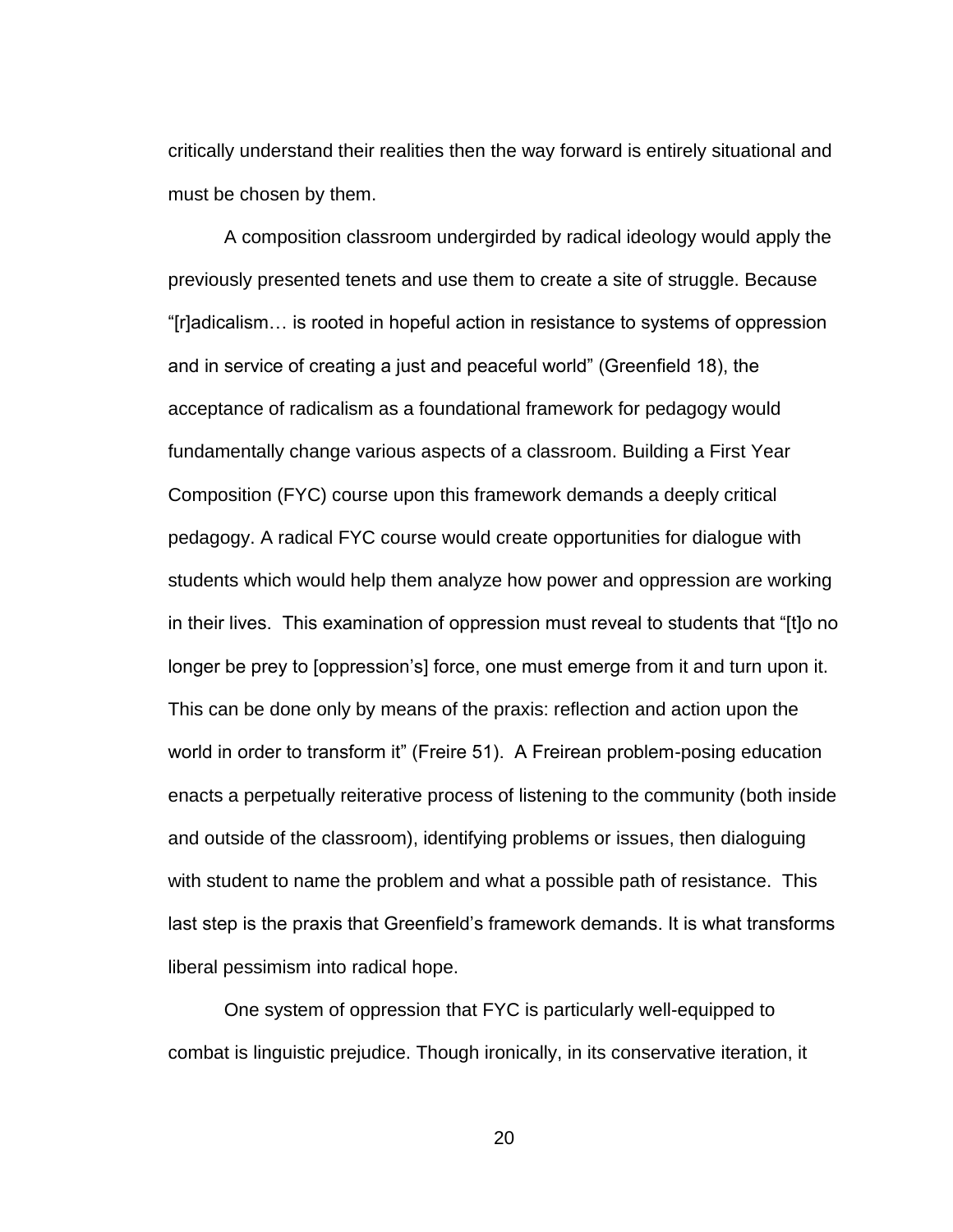critically understand their realities then the way forward is entirely situational and must be chosen by them.

A composition classroom undergirded by radical ideology would apply the previously presented tenets and use them to create a site of struggle. Because "[r]adicalism… is rooted in hopeful action in resistance to systems of oppression and in service of creating a just and peaceful world" (Greenfield 18), the acceptance of radicalism as a foundational framework for pedagogy would fundamentally change various aspects of a classroom. Building a First Year Composition (FYC) course upon this framework demands a deeply critical pedagogy. A radical FYC course would create opportunities for dialogue with students which would help them analyze how power and oppression are working in their lives. This examination of oppression must reveal to students that "[t]o no longer be prey to [oppression's] force, one must emerge from it and turn upon it. This can be done only by means of the praxis: reflection and action upon the world in order to transform it" (Freire 51). A Freirean problem-posing education enacts a perpetually reiterative process of listening to the community (both inside and outside of the classroom), identifying problems or issues, then dialoguing with student to name the problem and what a possible path of resistance. This last step is the praxis that Greenfield's framework demands. It is what transforms liberal pessimism into radical hope.

One system of oppression that FYC is particularly well-equipped to combat is linguistic prejudice. Though ironically, in its conservative iteration, it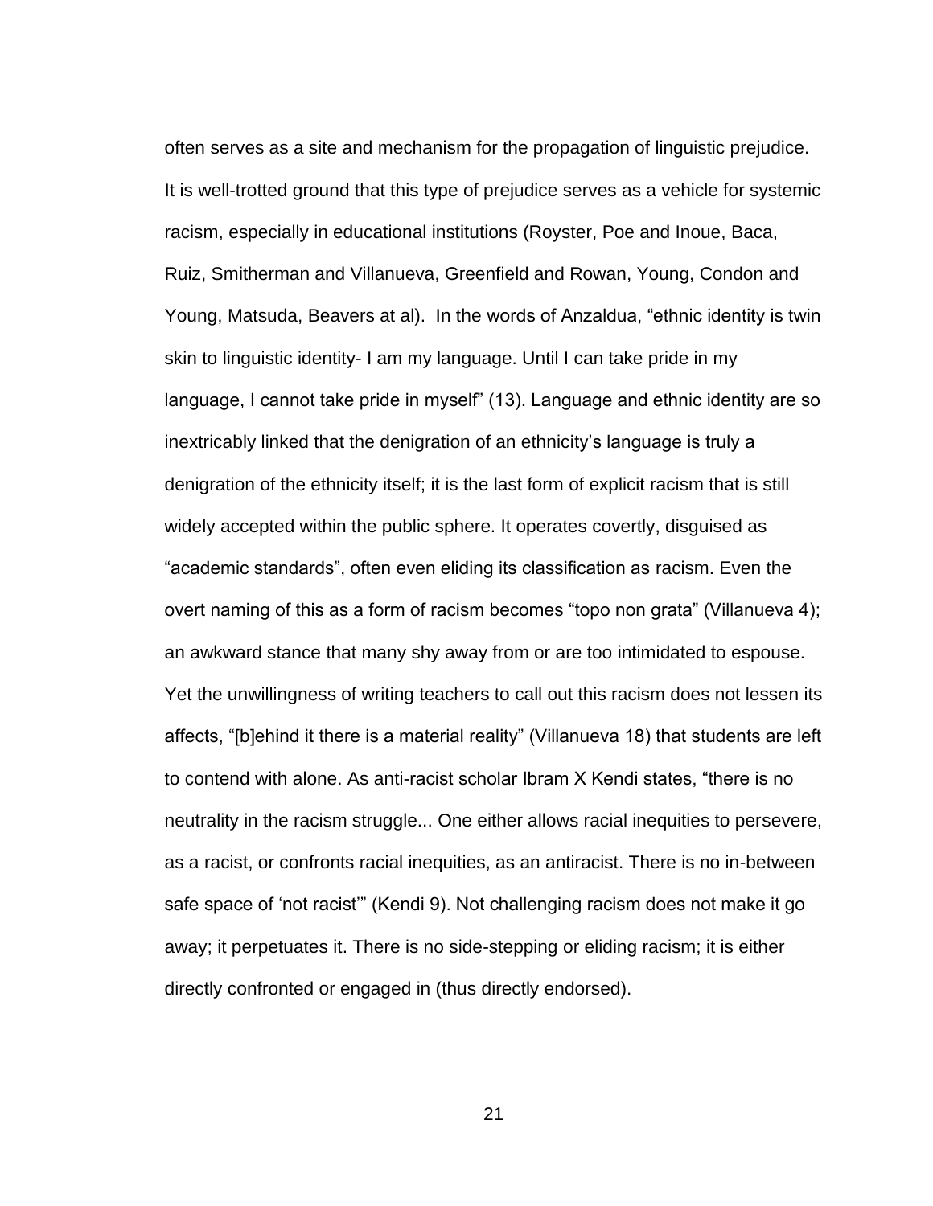often serves as a site and mechanism for the propagation of linguistic prejudice. It is well-trotted ground that this type of prejudice serves as a vehicle for systemic racism, especially in educational institutions (Royster, Poe and Inoue, Baca, Ruiz, Smitherman and Villanueva, Greenfield and Rowan, Young, Condon and Young, Matsuda, Beavers at al). In the words of Anzaldua, "ethnic identity is twin skin to linguistic identity- I am my language. Until I can take pride in my language, I cannot take pride in myself" (13). Language and ethnic identity are so inextricably linked that the denigration of an ethnicity's language is truly a denigration of the ethnicity itself; it is the last form of explicit racism that is still widely accepted within the public sphere. It operates covertly, disguised as "academic standards", often even eliding its classification as racism. Even the overt naming of this as a form of racism becomes "topo non grata" (Villanueva 4); an awkward stance that many shy away from or are too intimidated to espouse. Yet the unwillingness of writing teachers to call out this racism does not lessen its affects, "[b]ehind it there is a material reality" (Villanueva 18) that students are left to contend with alone. As anti-racist scholar Ibram X Kendi states, "there is no neutrality in the racism struggle... One either allows racial inequities to persevere, as a racist, or confronts racial inequities, as an antiracist. There is no in-between safe space of 'not racist'" (Kendi 9). Not challenging racism does not make it go away; it perpetuates it. There is no side-stepping or eliding racism; it is either directly confronted or engaged in (thus directly endorsed).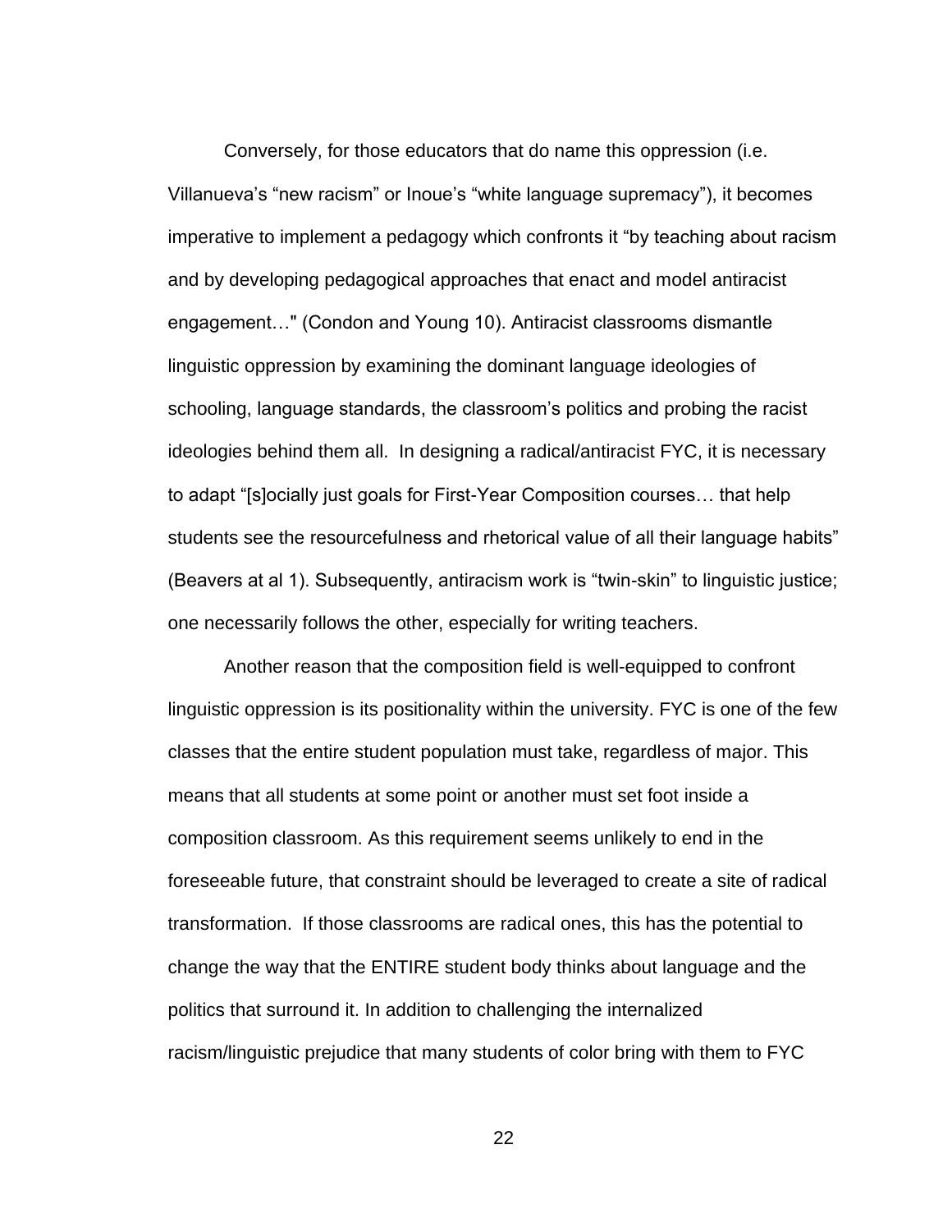Conversely, for those educators that do name this oppression (i.e. Villanueva's "new racism" or Inoue's "white language supremacy"), it becomes imperative to implement a pedagogy which confronts it "by teaching about racism and by developing pedagogical approaches that enact and model antiracist engagement…" (Condon and Young 10). Antiracist classrooms dismantle linguistic oppression by examining the dominant language ideologies of schooling, language standards, the classroom's politics and probing the racist ideologies behind them all. In designing a radical/antiracist FYC, it is necessary to adapt "[s]ocially just goals for First-Year Composition courses… that help students see the resourcefulness and rhetorical value of all their language habits" (Beavers at al 1). Subsequently, antiracism work is "twin-skin" to linguistic justice; one necessarily follows the other, especially for writing teachers.

Another reason that the composition field is well-equipped to confront linguistic oppression is its positionality within the university. FYC is one of the few classes that the entire student population must take, regardless of major. This means that all students at some point or another must set foot inside a composition classroom. As this requirement seems unlikely to end in the foreseeable future, that constraint should be leveraged to create a site of radical transformation. If those classrooms are radical ones, this has the potential to change the way that the ENTIRE student body thinks about language and the politics that surround it. In addition to challenging the internalized racism/linguistic prejudice that many students of color bring with them to FYC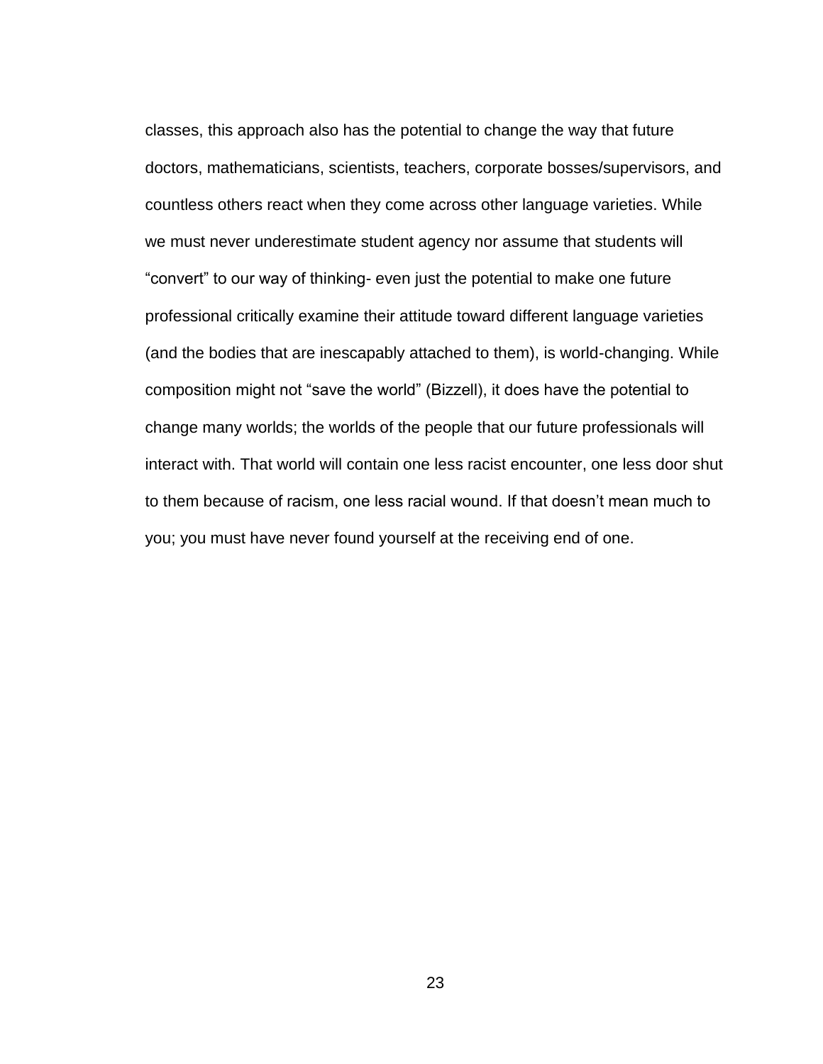classes, this approach also has the potential to change the way that future doctors, mathematicians, scientists, teachers, corporate bosses/supervisors, and countless others react when they come across other language varieties. While we must never underestimate student agency nor assume that students will "convert" to our way of thinking- even just the potential to make one future professional critically examine their attitude toward different language varieties (and the bodies that are inescapably attached to them), is world-changing. While composition might not "save the world" (Bizzell), it does have the potential to change many worlds; the worlds of the people that our future professionals will interact with. That world will contain one less racist encounter, one less door shut to them because of racism, one less racial wound. If that doesn't mean much to you; you must have never found yourself at the receiving end of one.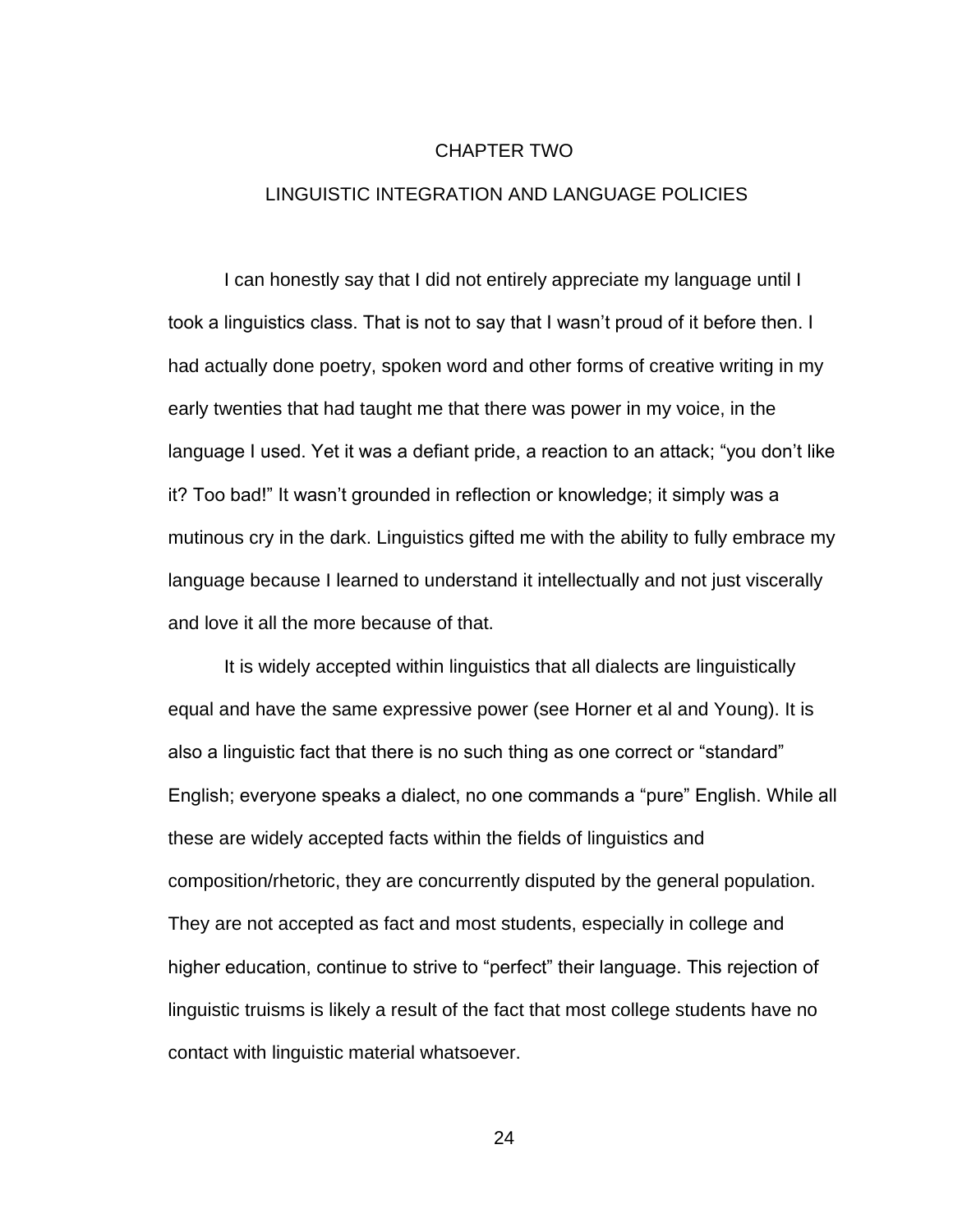# CHAPTER TWO

## LINGUISTIC INTEGRATION AND LANGUAGE POLICIES

I can honestly say that I did not entirely appreciate my language until I took a linguistics class. That is not to say that I wasn't proud of it before then. I had actually done poetry, spoken word and other forms of creative writing in my early twenties that had taught me that there was power in my voice, in the language I used. Yet it was a defiant pride, a reaction to an attack; "you don't like it? Too bad!" It wasn't grounded in reflection or knowledge; it simply was a mutinous cry in the dark. Linguistics gifted me with the ability to fully embrace my language because I learned to understand it intellectually and not just viscerally and love it all the more because of that.

It is widely accepted within linguistics that all dialects are linguistically equal and have the same expressive power (see Horner et al and Young). It is also a linguistic fact that there is no such thing as one correct or "standard" English; everyone speaks a dialect, no one commands a "pure" English. While all these are widely accepted facts within the fields of linguistics and composition/rhetoric, they are concurrently disputed by the general population. They are not accepted as fact and most students, especially in college and higher education, continue to strive to "perfect" their language. This rejection of linguistic truisms is likely a result of the fact that most college students have no contact with linguistic material whatsoever.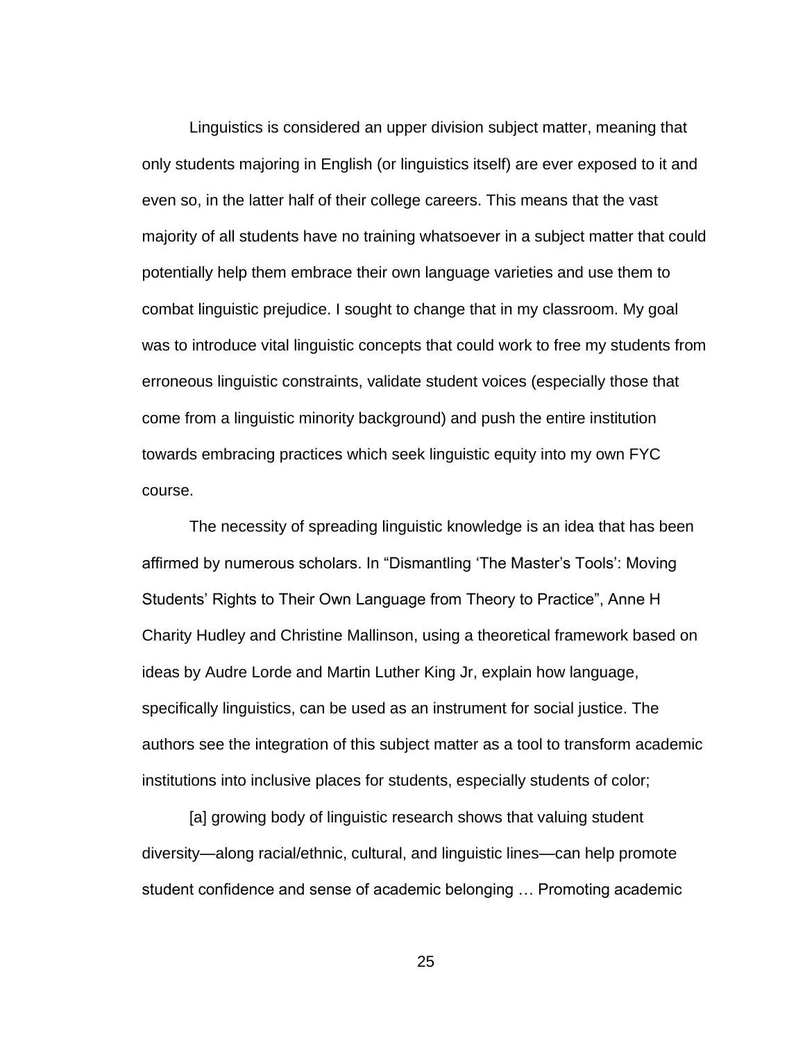Linguistics is considered an upper division subject matter, meaning that only students majoring in English (or linguistics itself) are ever exposed to it and even so, in the latter half of their college careers. This means that the vast majority of all students have no training whatsoever in a subject matter that could potentially help them embrace their own language varieties and use them to combat linguistic prejudice. I sought to change that in my classroom. My goal was to introduce vital linguistic concepts that could work to free my students from erroneous linguistic constraints, validate student voices (especially those that come from a linguistic minority background) and push the entire institution towards embracing practices which seek linguistic equity into my own FYC course.

The necessity of spreading linguistic knowledge is an idea that has been affirmed by numerous scholars. In "Dismantling 'The Master's Tools': Moving Students' Rights to Their Own Language from Theory to Practice", Anne H Charity Hudley and Christine Mallinson, using a theoretical framework based on ideas by Audre Lorde and Martin Luther King Jr, explain how language, specifically linguistics, can be used as an instrument for social justice. The authors see the integration of this subject matter as a tool to transform academic institutions into inclusive places for students, especially students of color;

> [a] growing body of linguistic research shows that valuing student diversity—along racial/ethnic, cultural, and linguistic lines—can help promote student confidence and sense of academic belonging … Promoting academic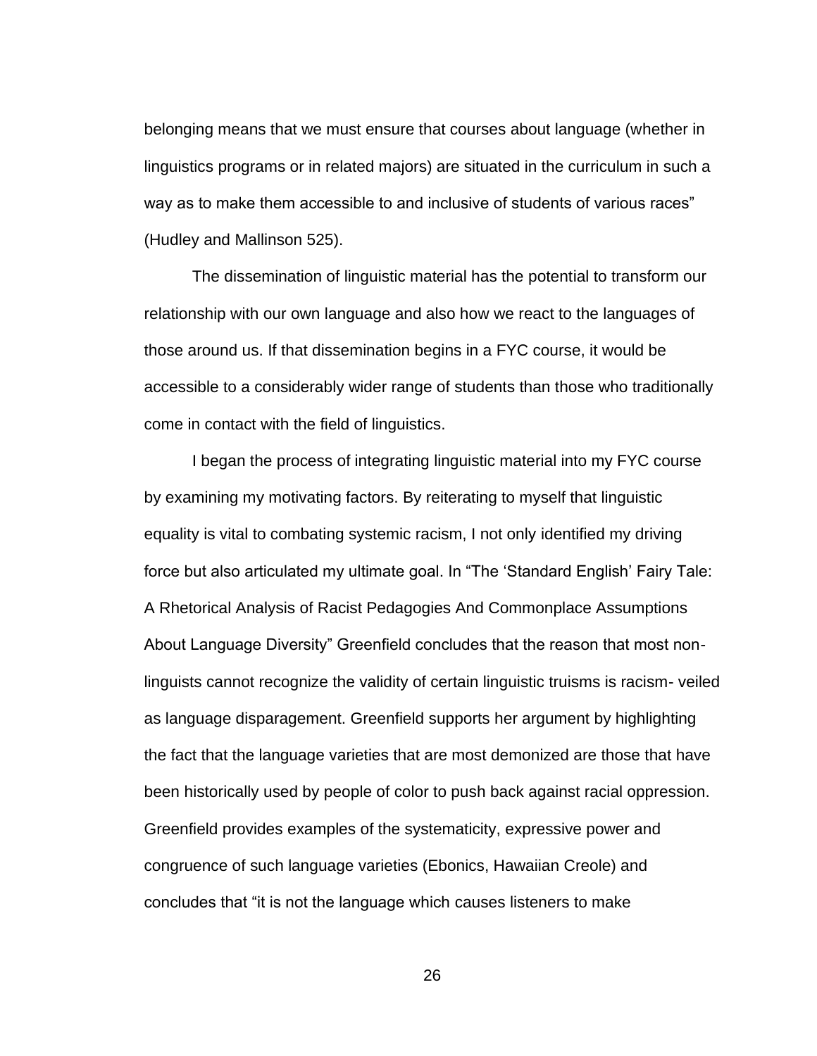belonging means that we must ensure that courses about language (whether in linguistics programs or in related majors) are situated in the curriculum in such a way as to make them accessible to and inclusive of students of various races" (Hudley and Mallinson 525).

The dissemination of linguistic material has the potential to transform our relationship with our own language and also how we react to the languages of those around us. If that dissemination begins in a FYC course, it would be accessible to a considerably wider range of students than those who traditionally come in contact with the field of linguistics.

I began the process of integrating linguistic material into my FYC course by examining my motivating factors. By reiterating to myself that linguistic equality is vital to combating systemic racism, I not only identified my driving force but also articulated my ultimate goal. In "The 'Standard English' Fairy Tale: A Rhetorical Analysis of Racist Pedagogies And Commonplace Assumptions About Language Diversity" Greenfield concludes that the reason that most non-linguists cannot recognize the validity of certain linguistic truisms is racism- veiled as language disparagement. Greenfield supports her argument by highlighting the fact that the language varieties that are most demonized are those that have been historically used by people of color to push back against racial oppression. Greenfield provides examples of the systematicity, expressive power and congruence of such language varieties (Ebonics, Hawaiian Creole) and concludes that "it is not the language which causes listeners to make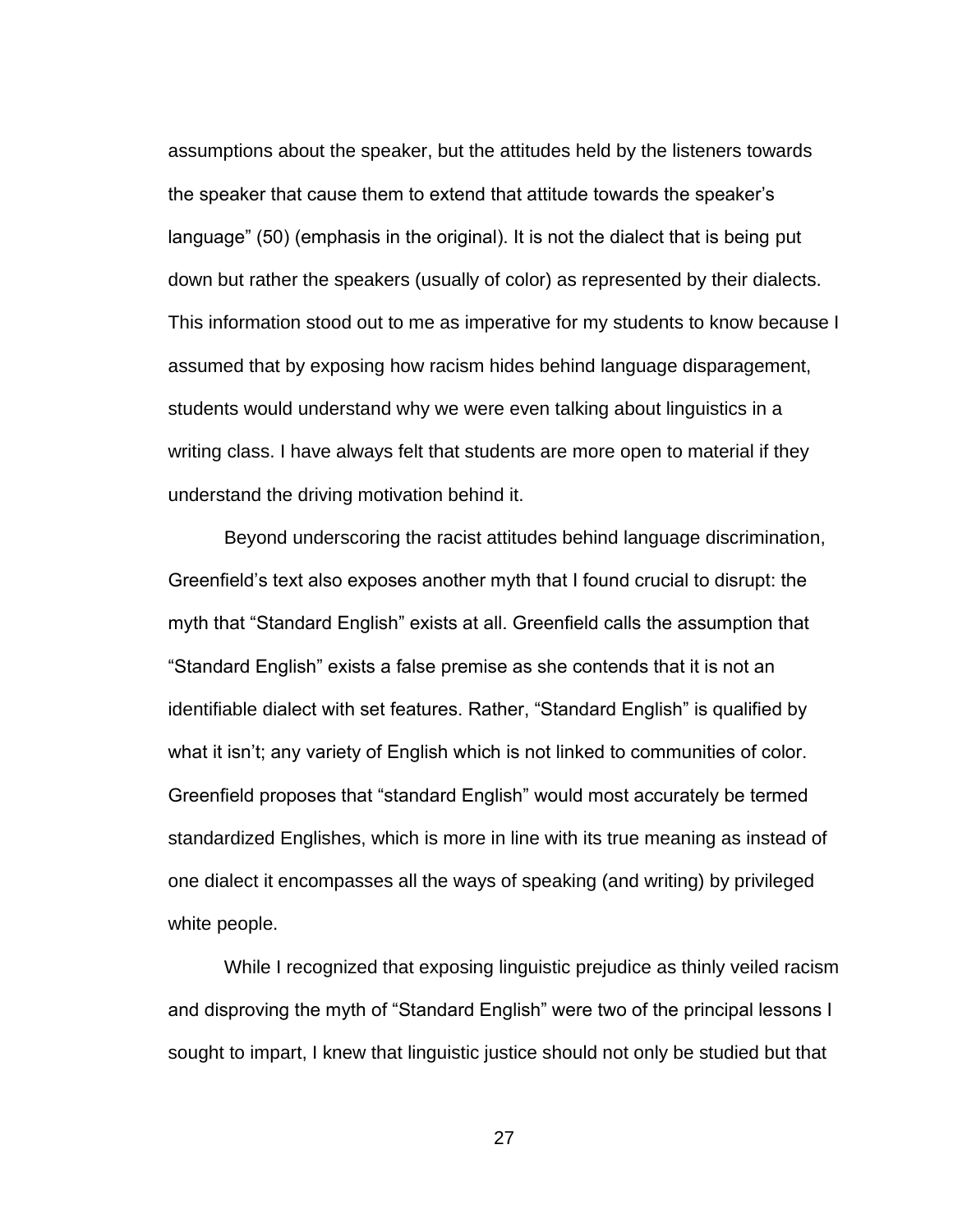assumptions about the speaker, but the attitudes held by the listeners towards the speaker that cause them to extend that attitude towards the speaker's language" (50) (emphasis in the original). It is not the dialect that is being put down but rather the speakers (usually of color) as represented by their dialects. This information stood out to me as imperative for my students to know because I assumed that by exposing how racism hides behind language disparagement, students would understand why we were even talking about linguistics in a writing class. I have always felt that students are more open to material if they understand the driving motivation behind it.

Beyond underscoring the racist attitudes behind language discrimination, Greenfield's text also exposes another myth that I found crucial to disrupt: the myth that "Standard English" exists at all. Greenfield calls the assumption that "Standard English" exists a false premise as she contends that it is not an identifiable dialect with set features. Rather, "Standard English" is qualified by what it isn't; any variety of English which is not linked to communities of color. Greenfield proposes that "standard English" would most accurately be termed standardized Englishes, which is more in line with its true meaning as instead of one dialect it encompasses all the ways of speaking (and writing) by privileged white people.

While I recognized that exposing linguistic prejudice as thinly veiled racism and disproving the myth of "Standard English" were two of the principal lessons I sought to impart, I knew that linguistic justice should not only be studied but that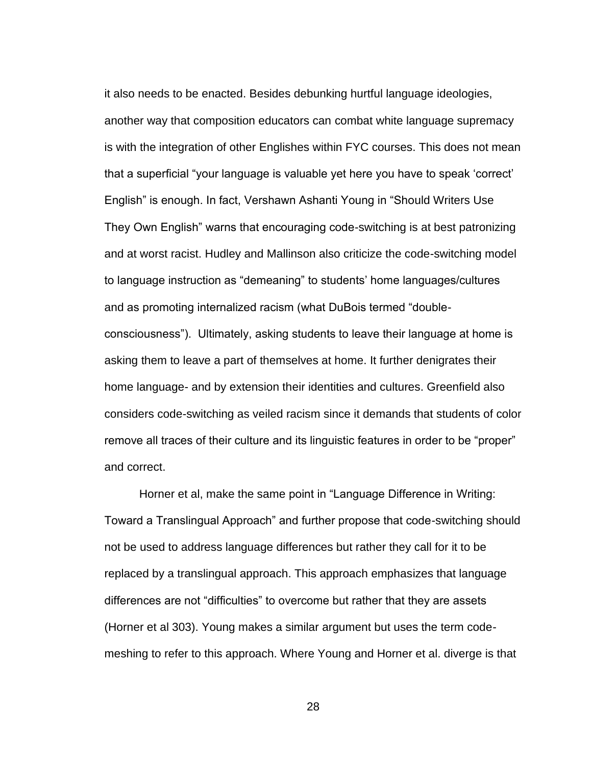it also needs to be enacted. Besides debunking hurtful language ideologies, another way that composition educators can combat white language supremacy is with the integration of other Englishes within FYC courses. This does not mean that a superficial "your language is valuable yet here you have to speak 'correct' English" is enough. In fact, Vershawn Ashanti Young in "Should Writers Use They Own English" warns that encouraging code-switching is at best patronizing and at worst racist. Hudley and Mallinson also criticize the code-switching model to language instruction as "demeaning" to students' home languages/cultures and as promoting internalized racism (what DuBois termed "double-consciousness"). Ultimately, asking students to leave their language at home is asking them to leave a part of themselves at home. It further denigrates their home language- and by extension their identities and cultures. Greenfield also considers code-switching as veiled racism since it demands that students of color remove all traces of their culture and its linguistic features in order to be "proper" and correct.

Horner et al, make the same point in "Language Difference in Writing: Toward a Translingual Approach" and further propose that code-switching should not be used to address language differences but rather they call for it to be replaced by a translingual approach. This approach emphasizes that language differences are not "difficulties" to overcome but rather that they are assets (Horner et al 303). Young makes a similar argument but uses the term code-meshing to refer to this approach. Where Young and Horner et al. diverge is that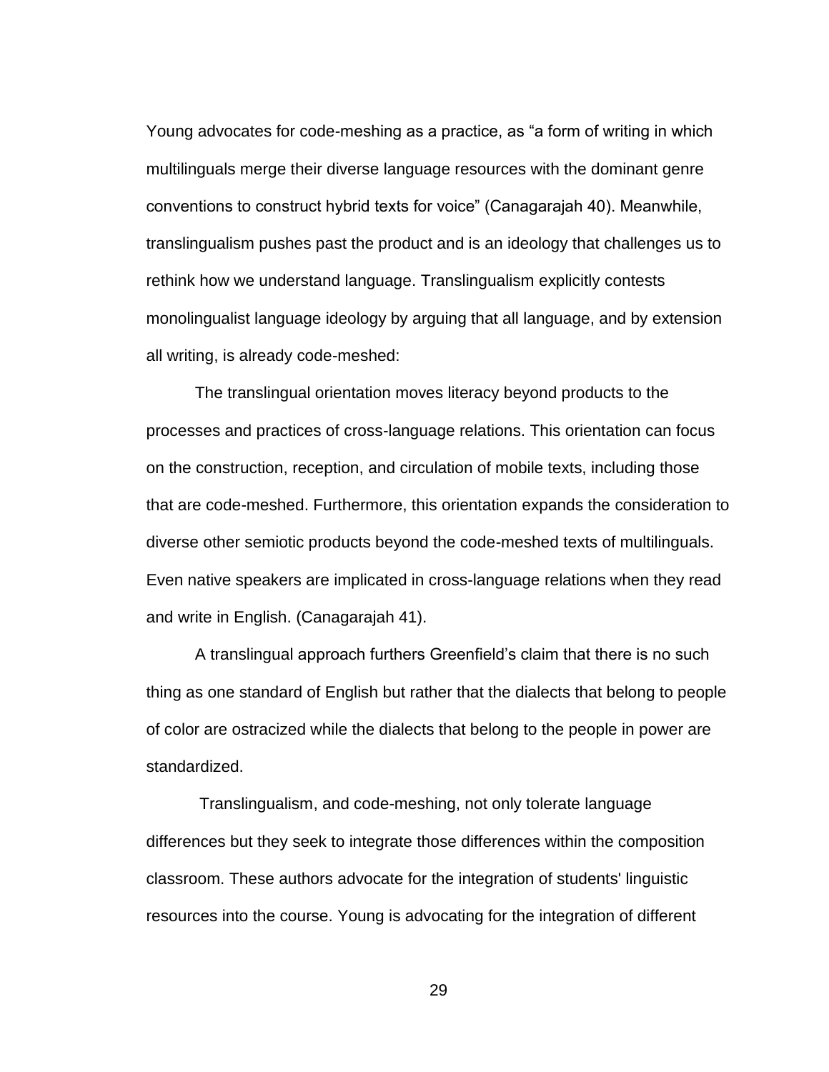Young advocates for code-meshing as a practice, as “a form of writing in which multilinguals merge their diverse language resources with the dominant genre conventions to construct hybrid texts for voice” (Canagarajah 40). Meanwhile, translingualism pushes past the product and is an ideology that challenges us to rethink how we understand language. Translingualism explicitly contests monolingualist language ideology by arguing that all language, and by extension all writing, is already code-meshed:

> The translingual orientation moves literacy beyond products to the processes and practices of cross-language relations. This orientation can focus on the construction, reception, and circulation of mobile texts, including those that are code-meshed. Furthermore, this orientation expands the consideration to diverse other semiotic products beyond the code-meshed texts of multilinguals. Even native speakers are implicated in cross-language relations when they read and write in English. (Canagarajah 41).

A translingual approach furthers Greenfield’s claim that there is no such thing as one standard of English but rather that the dialects that belong to people of color are ostracized while the dialects that belong to the people in power are standardized.

Translingualism, and code-meshing, not only tolerate language differences but they seek to integrate those differences within the composition classroom. These authors advocate for the integration of students' linguistic resources into the course. Young is advocating for the integration of different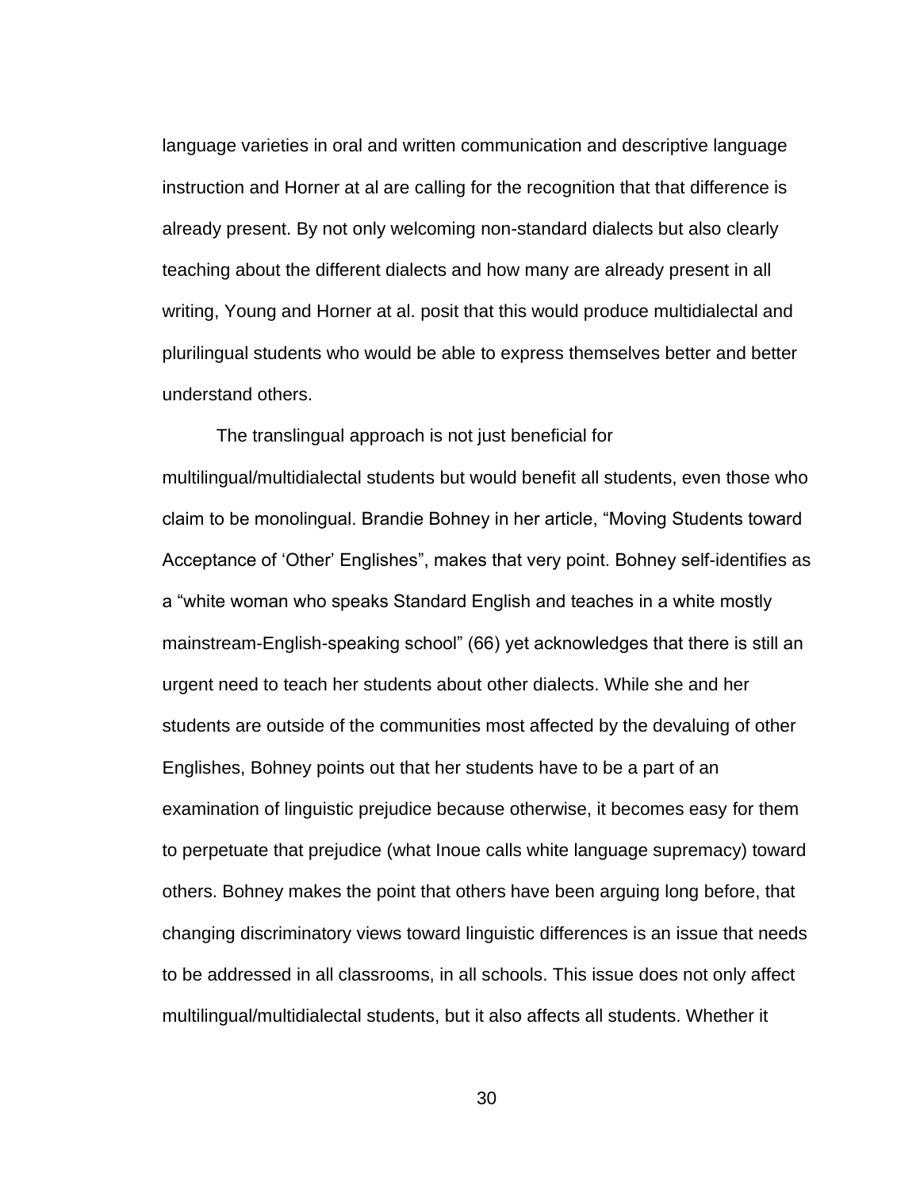language varieties in oral and written communication and descriptive language instruction and Horner at al are calling for the recognition that that difference is already present. By not only welcoming non-standard dialects but also clearly teaching about the different dialects and how many are already present in all writing, Young and Horner at al. posit that this would produce multidialectal and plurilingual students who would be able to express themselves better and better understand others.

The translingual approach is not just beneficial for multilingual/multidialectal students but would benefit all students, even those who claim to be monolingual. Brandie Bohney in her article, "Moving Students toward Acceptance of 'Other' Englishes", makes that very point. Bohney self-identifies as a "white woman who speaks Standard English and teaches in a white mostly mainstream-English-speaking school" (66) yet acknowledges that there is still an urgent need to teach her students about other dialects. While she and her students are outside of the communities most affected by the devaluing of other Englishes, Bohney points out that her students have to be a part of an examination of linguistic prejudice because otherwise, it becomes easy for them to perpetuate that prejudice (what Inoue calls white language supremacy) toward others. Bohney makes the point that others have been arguing long before, that changing discriminatory views toward linguistic differences is an issue that needs to be addressed in all classrooms, in all schools. This issue does not only affect multilingual/multidialectal students, but it also affects all students. Whether it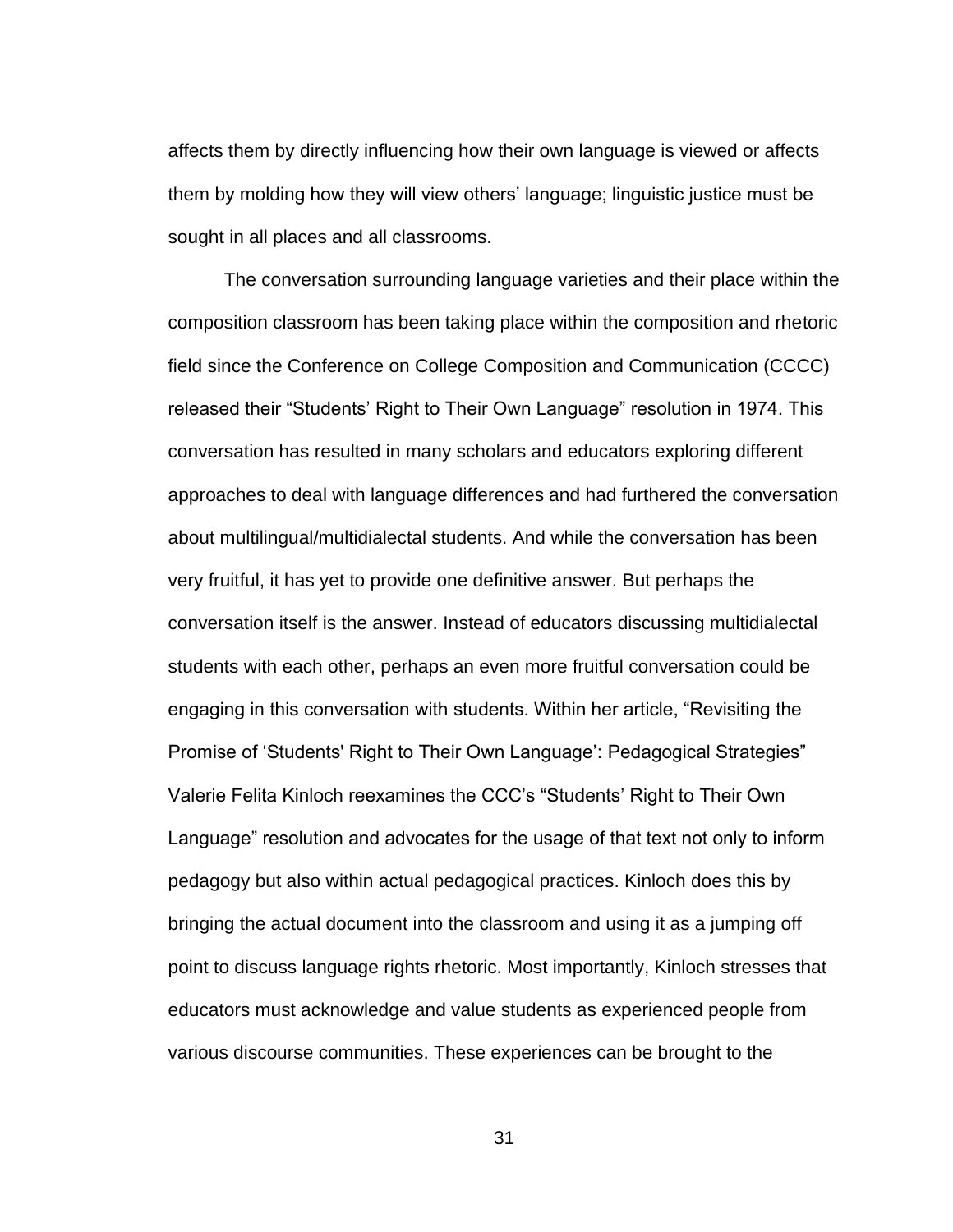affects them by directly influencing how their own language is viewed or affects them by molding how they will view others' language; linguistic justice must be sought in all places and all classrooms.

The conversation surrounding language varieties and their place within the composition classroom has been taking place within the composition and rhetoric field since the Conference on College Composition and Communication (CCCC) released their "Students' Right to Their Own Language" resolution in 1974. This conversation has resulted in many scholars and educators exploring different approaches to deal with language differences and had furthered the conversation about multilingual/multidialectal students. And while the conversation has been very fruitful, it has yet to provide one definitive answer. But perhaps the conversation itself is the answer. Instead of educators discussing multidialectal students with each other, perhaps an even more fruitful conversation could be engaging in this conversation with students. Within her article, "Revisiting the Promise of 'Students' Right to Their Own Language': Pedagogical Strategies" Valerie Felita Kinloch reexamines the CCC's "Students' Right to Their Own Language" resolution and advocates for the usage of that text not only to inform pedagogy but also within actual pedagogical practices. Kinloch does this by bringing the actual document into the classroom and using it as a jumping off point to discuss language rights rhetoric. Most importantly, Kinloch stresses that educators must acknowledge and value students as experienced people from various discourse communities. These experiences can be brought to the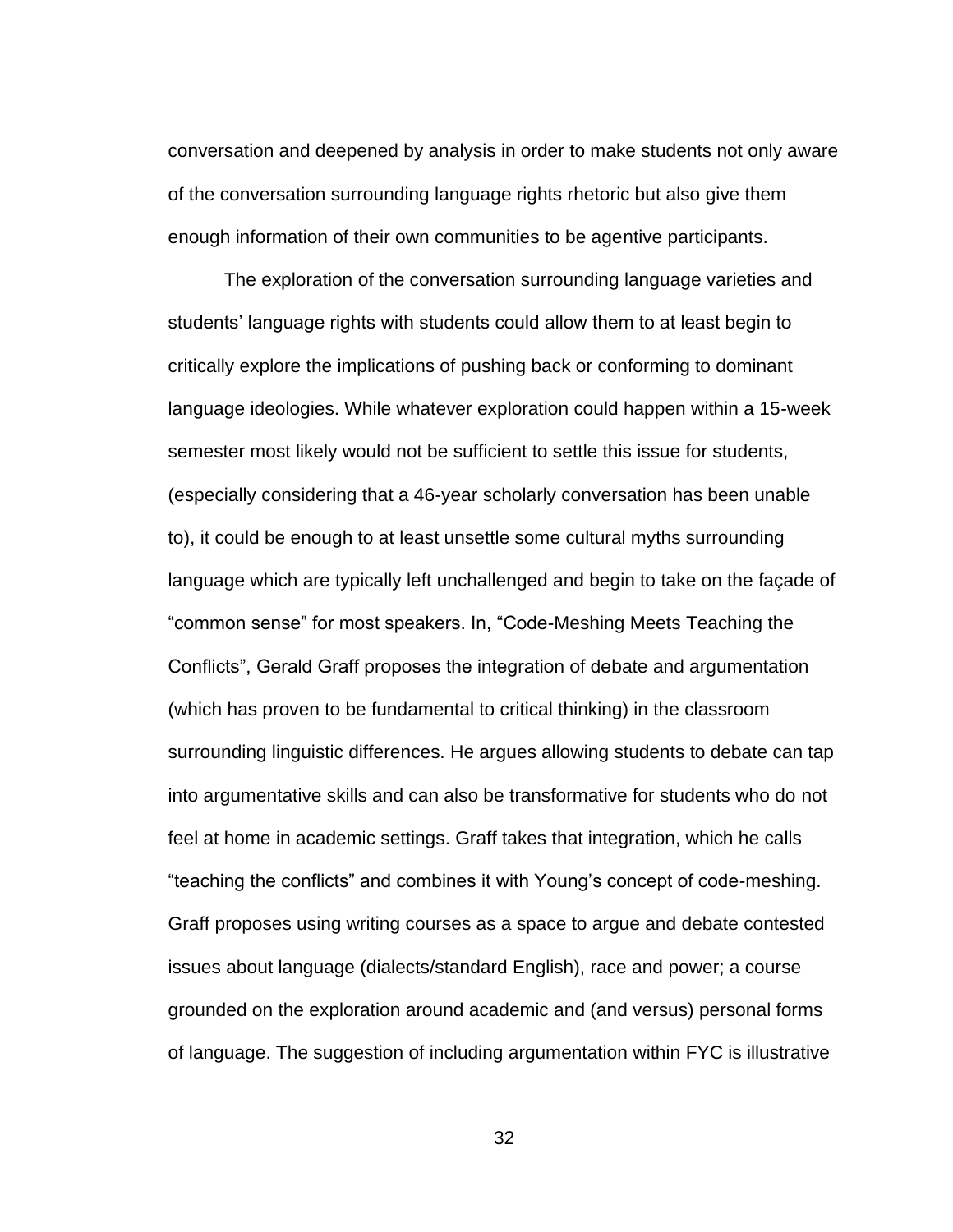conversation and deepened by analysis in order to make students not only aware of the conversation surrounding language rights rhetoric but also give them enough information of their own communities to be agentive participants.

The exploration of the conversation surrounding language varieties and students' language rights with students could allow them to at least begin to critically explore the implications of pushing back or conforming to dominant language ideologies. While whatever exploration could happen within a 15-week semester most likely would not be sufficient to settle this issue for students, (especially considering that a 46-year scholarly conversation has been unable to), it could be enough to at least unsettle some cultural myths surrounding language which are typically left unchallenged and begin to take on the façade of "common sense" for most speakers. In, "Code-Meshing Meets Teaching the Conflicts", Gerald Graff proposes the integration of debate and argumentation (which has proven to be fundamental to critical thinking) in the classroom surrounding linguistic differences. He argues allowing students to debate can tap into argumentative skills and can also be transformative for students who do not feel at home in academic settings. Graff takes that integration, which he calls "teaching the conflicts" and combines it with Young's concept of code-meshing. Graff proposes using writing courses as a space to argue and debate contested issues about language (dialects/standard English), race and power; a course grounded on the exploration around academic and (and versus) personal forms of language. The suggestion of including argumentation within FYC is illustrative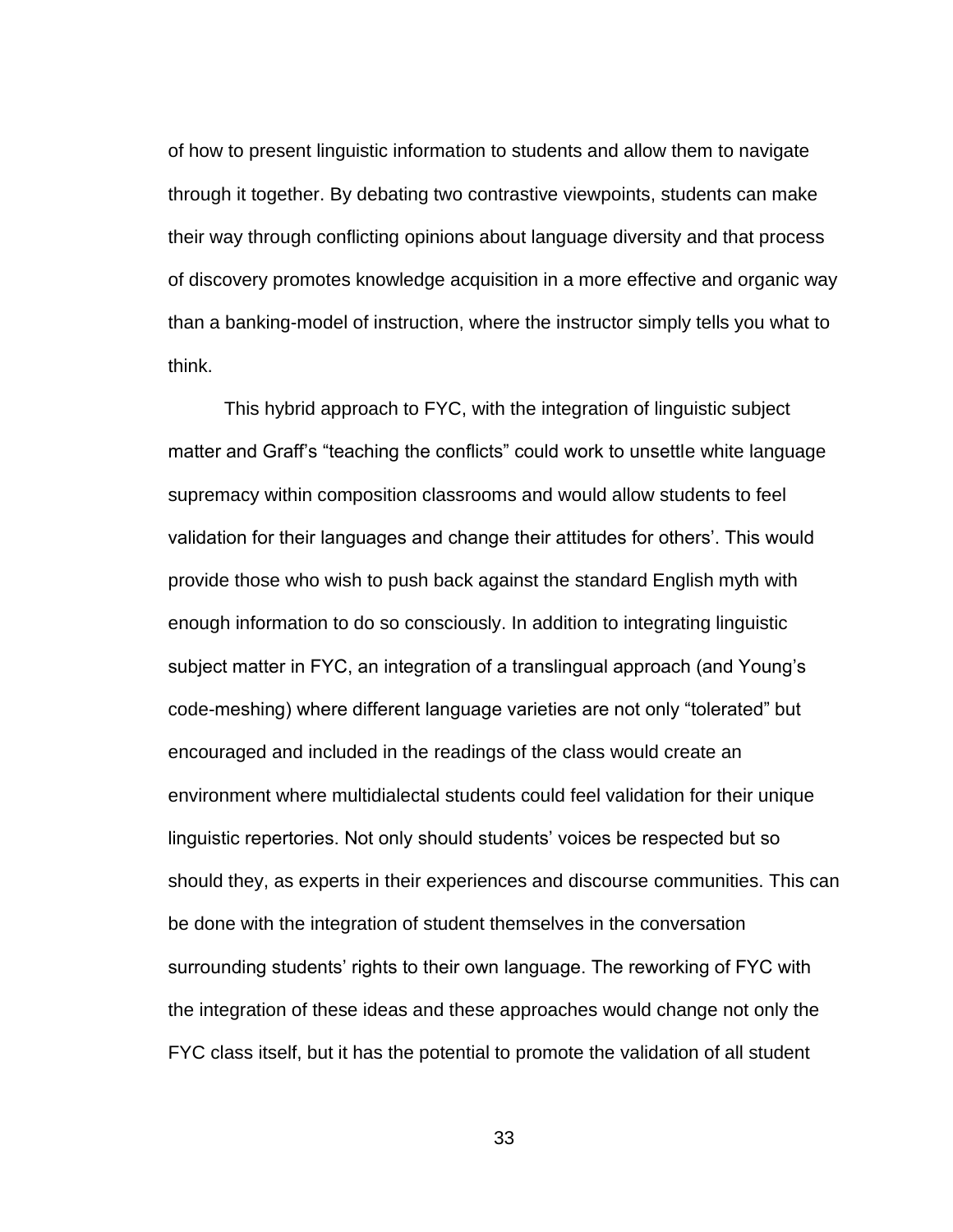of how to present linguistic information to students and allow them to navigate through it together. By debating two contrastive viewpoints, students can make their way through conflicting opinions about language diversity and that process of discovery promotes knowledge acquisition in a more effective and organic way than a banking-model of instruction, where the instructor simply tells you what to think.

This hybrid approach to FYC, with the integration of linguistic subject matter and Graff's "teaching the conflicts" could work to unsettle white language supremacy within composition classrooms and would allow students to feel validation for their languages and change their attitudes for others'. This would provide those who wish to push back against the standard English myth with enough information to do so consciously. In addition to integrating linguistic subject matter in FYC, an integration of a translingual approach (and Young's code-meshing) where different language varieties are not only "tolerated" but encouraged and included in the readings of the class would create an environment where multidialectal students could feel validation for their unique linguistic repertories. Not only should students' voices be respected but so should they, as experts in their experiences and discourse communities. This can be done with the integration of student themselves in the conversation surrounding students' rights to their own language. The reworking of FYC with the integration of these ideas and these approaches would change not only the FYC class itself, but it has the potential to promote the validation of all student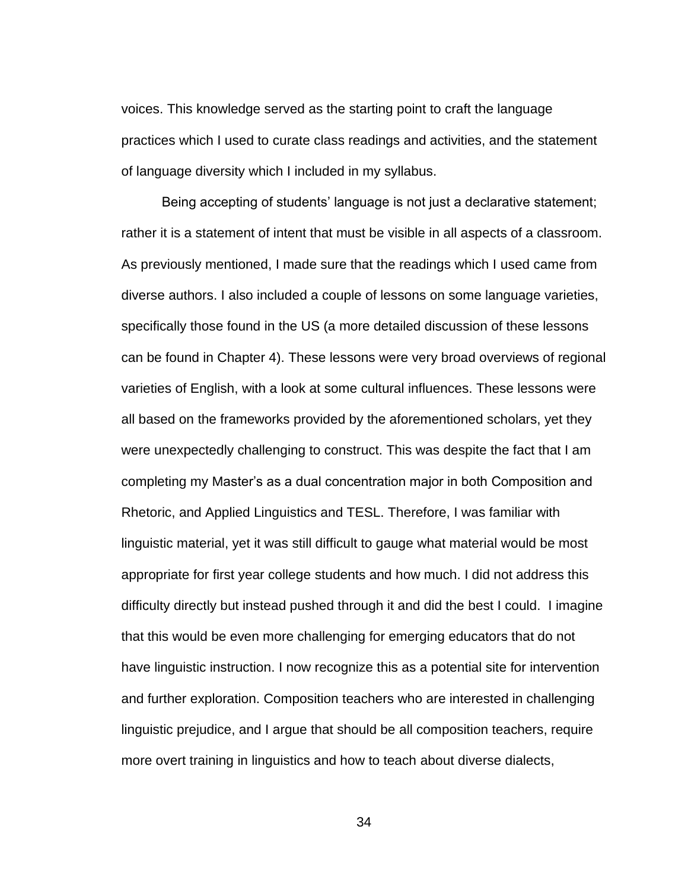voices. This knowledge served as the starting point to craft the language practices which I used to curate class readings and activities, and the statement of language diversity which I included in my syllabus.

Being accepting of students' language is not just a declarative statement; rather it is a statement of intent that must be visible in all aspects of a classroom. As previously mentioned, I made sure that the readings which I used came from diverse authors. I also included a couple of lessons on some language varieties, specifically those found in the US (a more detailed discussion of these lessons can be found in Chapter 4). These lessons were very broad overviews of regional varieties of English, with a look at some cultural influences. These lessons were all based on the frameworks provided by the aforementioned scholars, yet they were unexpectedly challenging to construct. This was despite the fact that I am completing my Master's as a dual concentration major in both Composition and Rhetoric, and Applied Linguistics and TESL. Therefore, I was familiar with linguistic material, yet it was still difficult to gauge what material would be most appropriate for first year college students and how much. I did not address this difficulty directly but instead pushed through it and did the best I could. I imagine that this would be even more challenging for emerging educators that do not have linguistic instruction. I now recognize this as a potential site for intervention and further exploration. Composition teachers who are interested in challenging linguistic prejudice, and I argue that should be all composition teachers, require more overt training in linguistics and how to teach about diverse dialects,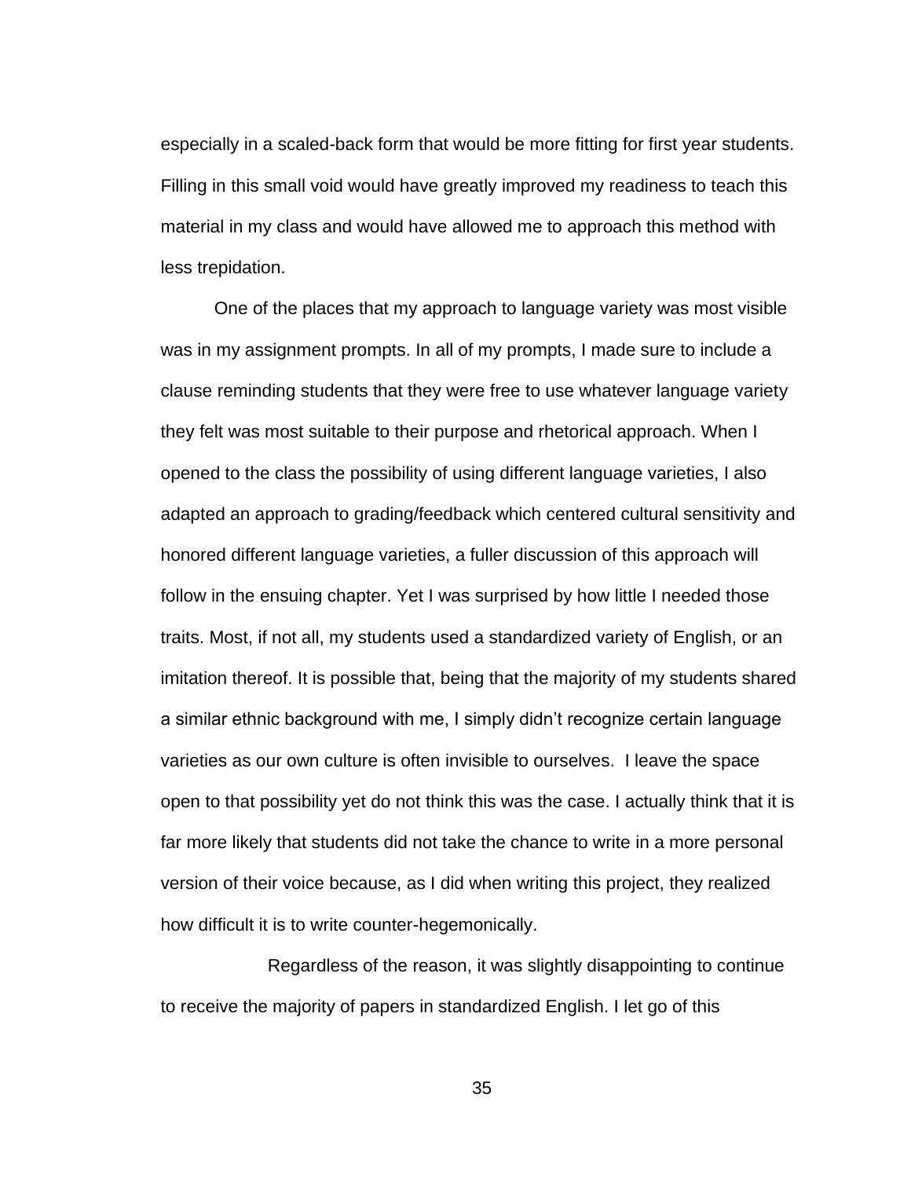especially in a scaled-back form that would be more fitting for first year students. Filling in this small void would have greatly improved my readiness to teach this material in my class and would have allowed me to approach this method with less trepidation.

One of the places that my approach to language variety was most visible was in my assignment prompts. In all of my prompts, I made sure to include a clause reminding students that they were free to use whatever language variety they felt was most suitable to their purpose and rhetorical approach. When I opened to the class the possibility of using different language varieties, I also adapted an approach to grading/feedback which centered cultural sensitivity and honored different language varieties, a fuller discussion of this approach will follow in the ensuing chapter. Yet I was surprised by how little I needed those traits. Most, if not all, my students used a standardized variety of English, or an imitation thereof. It is possible that, being that the majority of my students shared a similar ethnic background with me, I simply didn't recognize certain language varieties as our own culture is often invisible to ourselves. I leave the space open to that possibility yet do not think this was the case. I actually think that it is far more likely that students did not take the chance to write in a more personal version of their voice because, as I did when writing this project, they realized how difficult it is to write counter-hegemonically.

Regardless of the reason, it was slightly disappointing to continue to receive the majority of papers in standardized English. I let go of this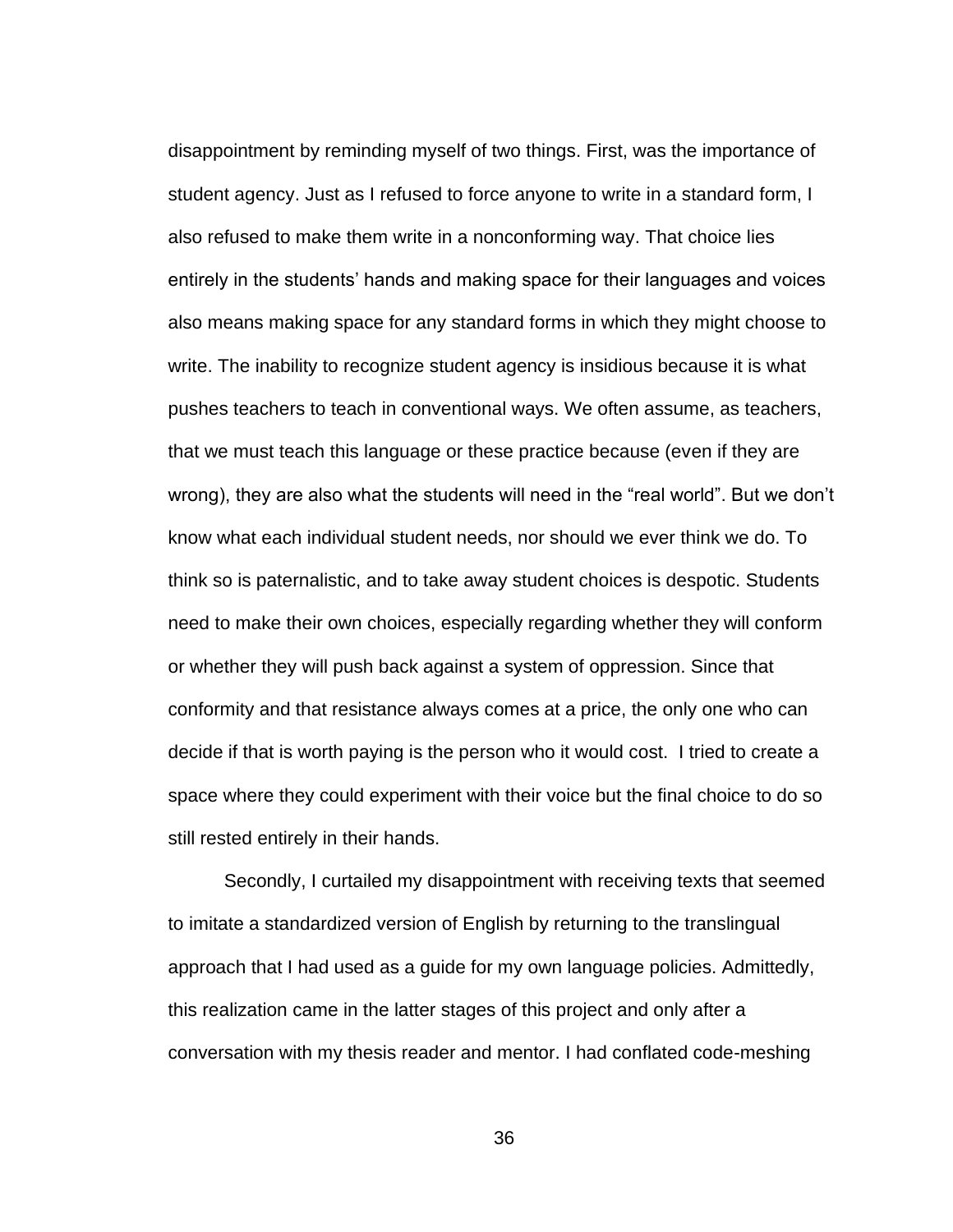disappointment by reminding myself of two things. First, was the importance of student agency. Just as I refused to force anyone to write in a standard form, I also refused to make them write in a nonconforming way. That choice lies entirely in the students' hands and making space for their languages and voices also means making space for any standard forms in which they might choose to write. The inability to recognize student agency is insidious because it is what pushes teachers to teach in conventional ways. We often assume, as teachers, that we must teach this language or these practice because (even if they are wrong), they are also what the students will need in the "real world". But we don't know what each individual student needs, nor should we ever think we do. To think so is paternalistic, and to take away student choices is despotic. Students need to make their own choices, especially regarding whether they will conform or whether they will push back against a system of oppression. Since that conformity and that resistance always comes at a price, the only one who can decide if that is worth paying is the person who it would cost.  I tried to create a space where they could experiment with their voice but the final choice to do so still rested entirely in their hands.

Secondly, I curtailed my disappointment with receiving texts that seemed to imitate a standardized version of English by returning to the translingual approach that I had used as a guide for my own language policies. Admittedly, this realization came in the latter stages of this project and only after a conversation with my thesis reader and mentor. I had conflated code-meshing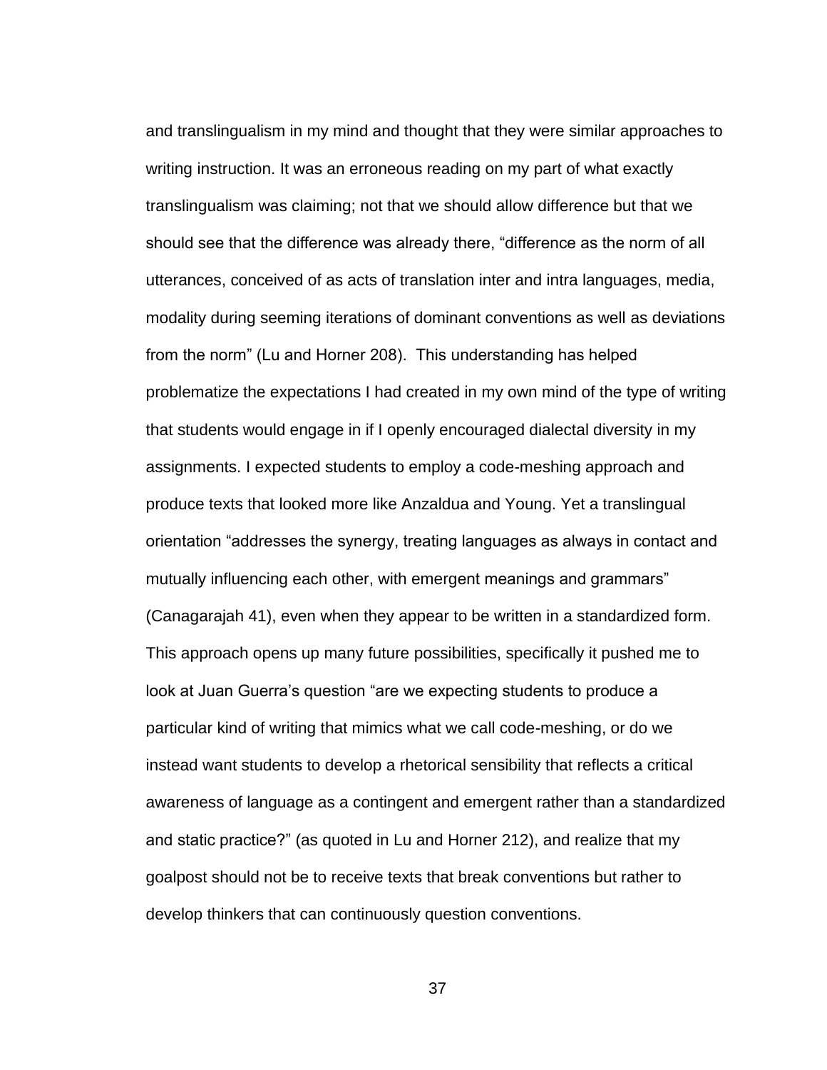and translingualism in my mind and thought that they were similar approaches to writing instruction. It was an erroneous reading on my part of what exactly translingualism was claiming; not that we should allow difference but that we should see that the difference was already there, "difference as the norm of all utterances, conceived of as acts of translation inter and intra languages, media, modality during seeming iterations of dominant conventions as well as deviations from the norm" (Lu and Horner 208). This understanding has helped problematize the expectations I had created in my own mind of the type of writing that students would engage in if I openly encouraged dialectal diversity in my assignments. I expected students to employ a code-meshing approach and produce texts that looked more like Anzaldua and Young. Yet a translingual orientation "addresses the synergy, treating languages as always in contact and mutually influencing each other, with emergent meanings and grammars" (Canagarajah 41), even when they appear to be written in a standardized form. This approach opens up many future possibilities, specifically it pushed me to look at Juan Guerra's question "are we expecting students to produce a particular kind of writing that mimics what we call code-meshing, or do we instead want students to develop a rhetorical sensibility that reflects a critical awareness of language as a contingent and emergent rather than a standardized and static practice?" (as quoted in Lu and Horner 212), and realize that my goalpost should not be to receive texts that break conventions but rather to develop thinkers that can continuously question conventions.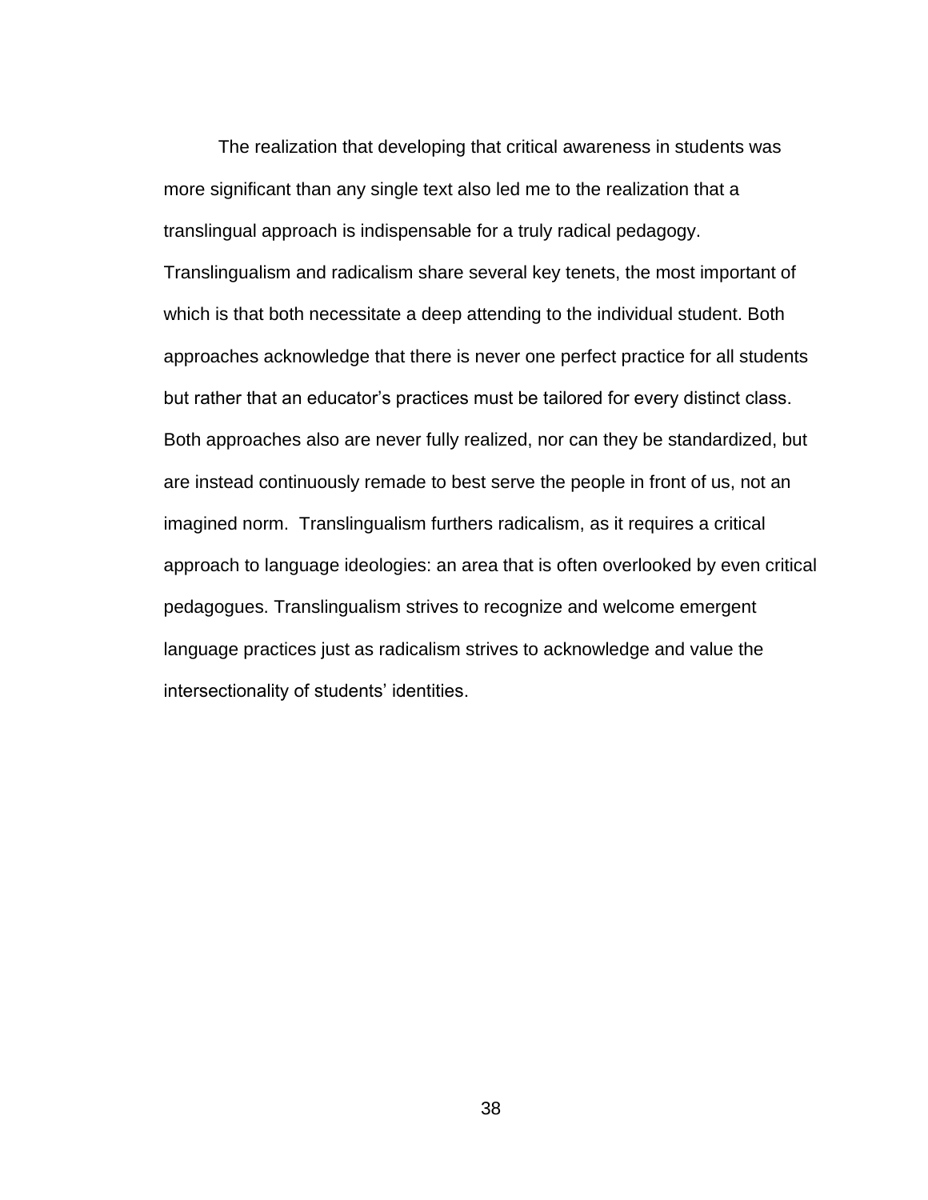The realization that developing that critical awareness in students was more significant than any single text also led me to the realization that a translingual approach is indispensable for a truly radical pedagogy. Translingualism and radicalism share several key tenets, the most important of which is that both necessitate a deep attending to the individual student. Both approaches acknowledge that there is never one perfect practice for all students but rather that an educator's practices must be tailored for every distinct class. Both approaches also are never fully realized, nor can they be standardized, but are instead continuously remade to best serve the people in front of us, not an imagined norm. Translingualism furthers radicalism, as it requires a critical approach to language ideologies: an area that is often overlooked by even critical pedagogues. Translingualism strives to recognize and welcome emergent language practices just as radicalism strives to acknowledge and value the intersectionality of students' identities.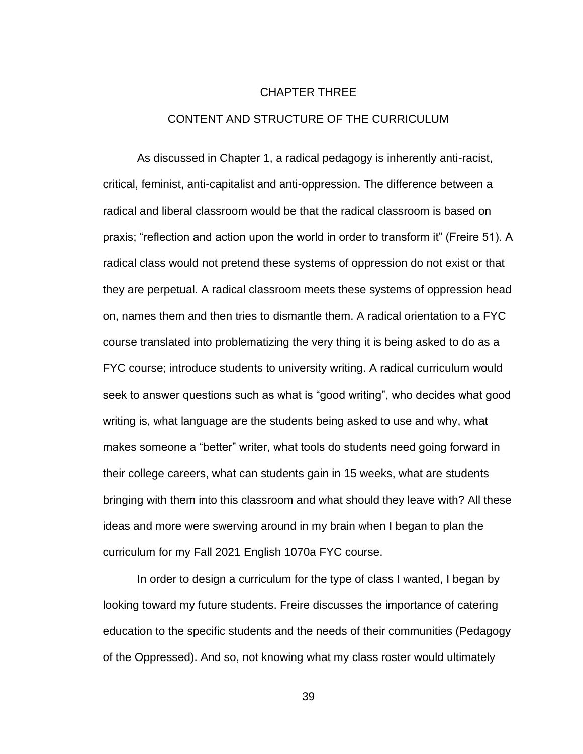# CHAPTER THREE

## CONTENT AND STRUCTURE OF THE CURRICULUM

As discussed in Chapter 1, a radical pedagogy is inherently anti-racist, critical, feminist, anti-capitalist and anti-oppression. The difference between a radical and liberal classroom would be that the radical classroom is based on praxis; “reflection and action upon the world in order to transform it” (Freire 51). A radical class would not pretend these systems of oppression do not exist or that they are perpetual. A radical classroom meets these systems of oppression head on, names them and then tries to dismantle them. A radical orientation to a FYC course translated into problematizing the very thing it is being asked to do as a FYC course; introduce students to university writing. A radical curriculum would seek to answer questions such as what is “good writing”, who decides what good writing is, what language are the students being asked to use and why, what makes someone a “better” writer, what tools do students need going forward in their college careers, what can students gain in 15 weeks, what are students bringing with them into this classroom and what should they leave with? All these ideas and more were swerving around in my brain when I began to plan the curriculum for my Fall 2021 English 1070a FYC course.

In order to design a curriculum for the type of class I wanted, I began by looking toward my future students. Freire discusses the importance of catering education to the specific students and the needs of their communities (Pedagogy of the Oppressed). And so, not knowing what my class roster would ultimately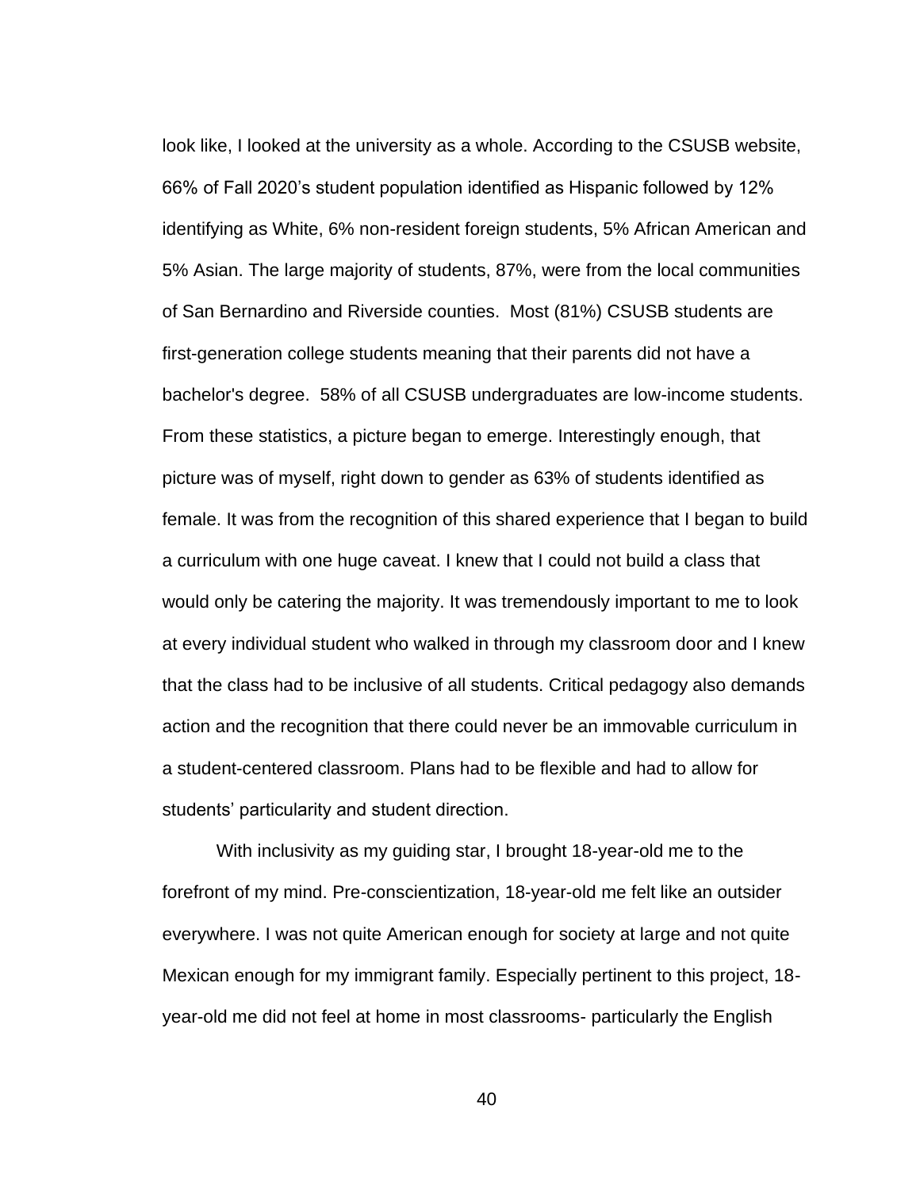look like, I looked at the university as a whole. According to the CSUSB website, 66% of Fall 2020's student population identified as Hispanic followed by 12% identifying as White, 6% non-resident foreign students, 5% African American and 5% Asian. The large majority of students, 87%, were from the local communities of San Bernardino and Riverside counties. Most (81%) CSUSB students are first-generation college students meaning that their parents did not have a bachelor's degree. 58% of all CSUSB undergraduates are low-income students. From these statistics, a picture began to emerge. Interestingly enough, that picture was of myself, right down to gender as 63% of students identified as female. It was from the recognition of this shared experience that I began to build a curriculum with one huge caveat. I knew that I could not build a class that would only be catering the majority. It was tremendously important to me to look at every individual student who walked in through my classroom door and I knew that the class had to be inclusive of all students. Critical pedagogy also demands action and the recognition that there could never be an immovable curriculum in a student-centered classroom. Plans had to be flexible and had to allow for students' particularity and student direction.

With inclusivity as my guiding star, I brought 18-year-old me to the forefront of my mind. Pre-conscientization, 18-year-old me felt like an outsider everywhere. I was not quite American enough for society at large and not quite Mexican enough for my immigrant family. Especially pertinent to this project, 18-year-old me did not feel at home in most classrooms- particularly the English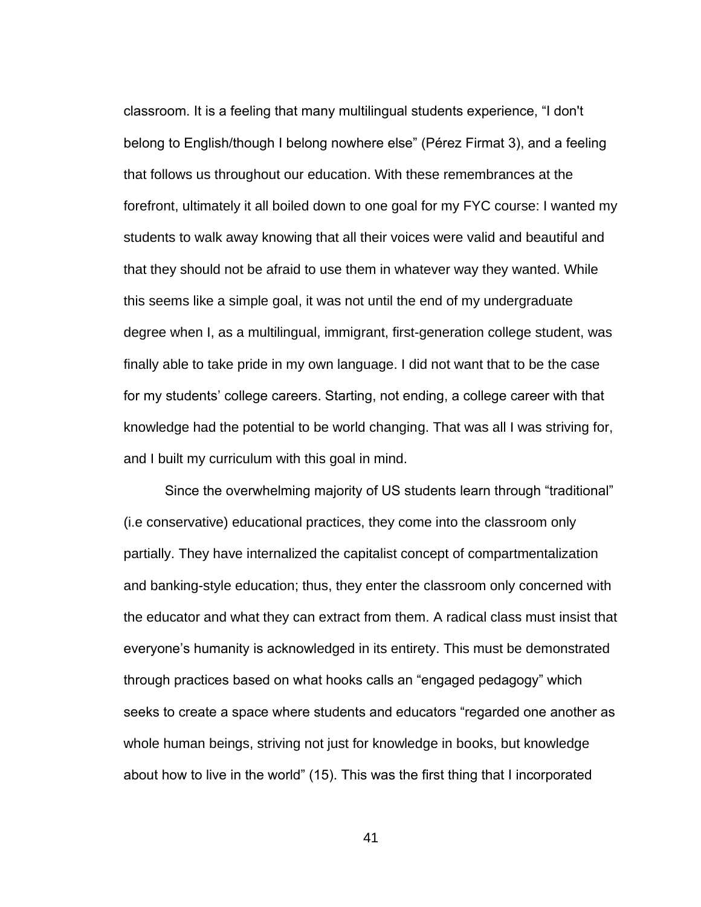classroom. It is a feeling that many multilingual students experience, "I don't belong to English/though I belong nowhere else" (Pérez Firmat 3), and a feeling that follows us throughout our education. With these remembrances at the forefront, ultimately it all boiled down to one goal for my FYC course: I wanted my students to walk away knowing that all their voices were valid and beautiful and that they should not be afraid to use them in whatever way they wanted. While this seems like a simple goal, it was not until the end of my undergraduate degree when I, as a multilingual, immigrant, first-generation college student, was finally able to take pride in my own language. I did not want that to be the case for my students' college careers. Starting, not ending, a college career with that knowledge had the potential to be world changing. That was all I was striving for, and I built my curriculum with this goal in mind.

Since the overwhelming majority of US students learn through "traditional" (i.e conservative) educational practices, they come into the classroom only partially. They have internalized the capitalist concept of compartmentalization and banking-style education; thus, they enter the classroom only concerned with the educator and what they can extract from them. A radical class must insist that everyone's humanity is acknowledged in its entirety. This must be demonstrated through practices based on what hooks calls an "engaged pedagogy" which seeks to create a space where students and educators "regarded one another as whole human beings, striving not just for knowledge in books, but knowledge about how to live in the world" (15). This was the first thing that I incorporated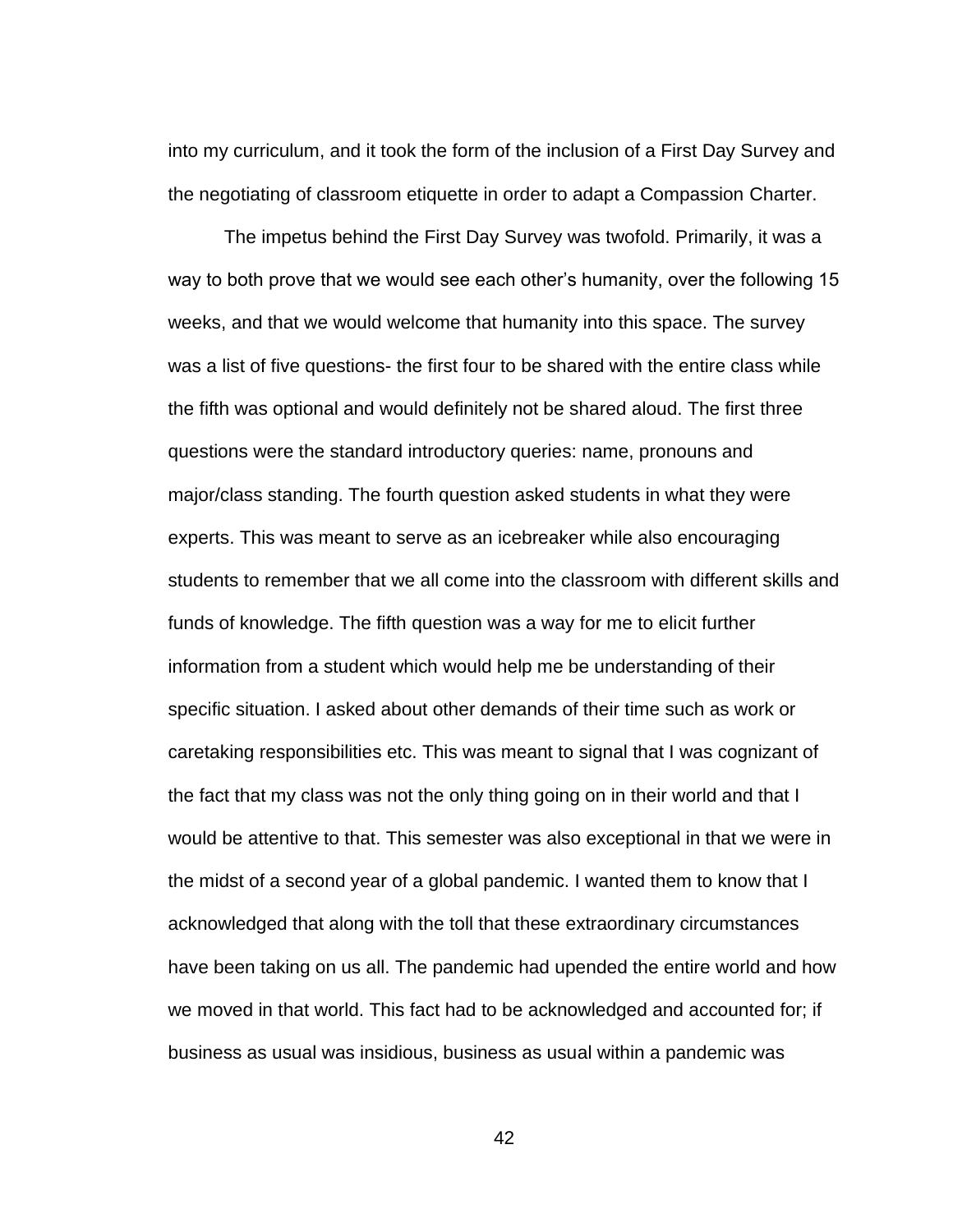into my curriculum, and it took the form of the inclusion of a First Day Survey and the negotiating of classroom etiquette in order to adapt a Compassion Charter.

The impetus behind the First Day Survey was twofold. Primarily, it was a way to both prove that we would see each other's humanity, over the following 15 weeks, and that we would welcome that humanity into this space. The survey was a list of five questions- the first four to be shared with the entire class while the fifth was optional and would definitely not be shared aloud. The first three questions were the standard introductory queries: name, pronouns and major/class standing. The fourth question asked students in what they were experts. This was meant to serve as an icebreaker while also encouraging students to remember that we all come into the classroom with different skills and funds of knowledge. The fifth question was a way for me to elicit further information from a student which would help me be understanding of their specific situation. I asked about other demands of their time such as work or caretaking responsibilities etc. This was meant to signal that I was cognizant of the fact that my class was not the only thing going on in their world and that I would be attentive to that. This semester was also exceptional in that we were in the midst of a second year of a global pandemic. I wanted them to know that I acknowledged that along with the toll that these extraordinary circumstances have been taking on us all. The pandemic had upended the entire world and how we moved in that world. This fact had to be acknowledged and accounted for; if business as usual was insidious, business as usual within a pandemic was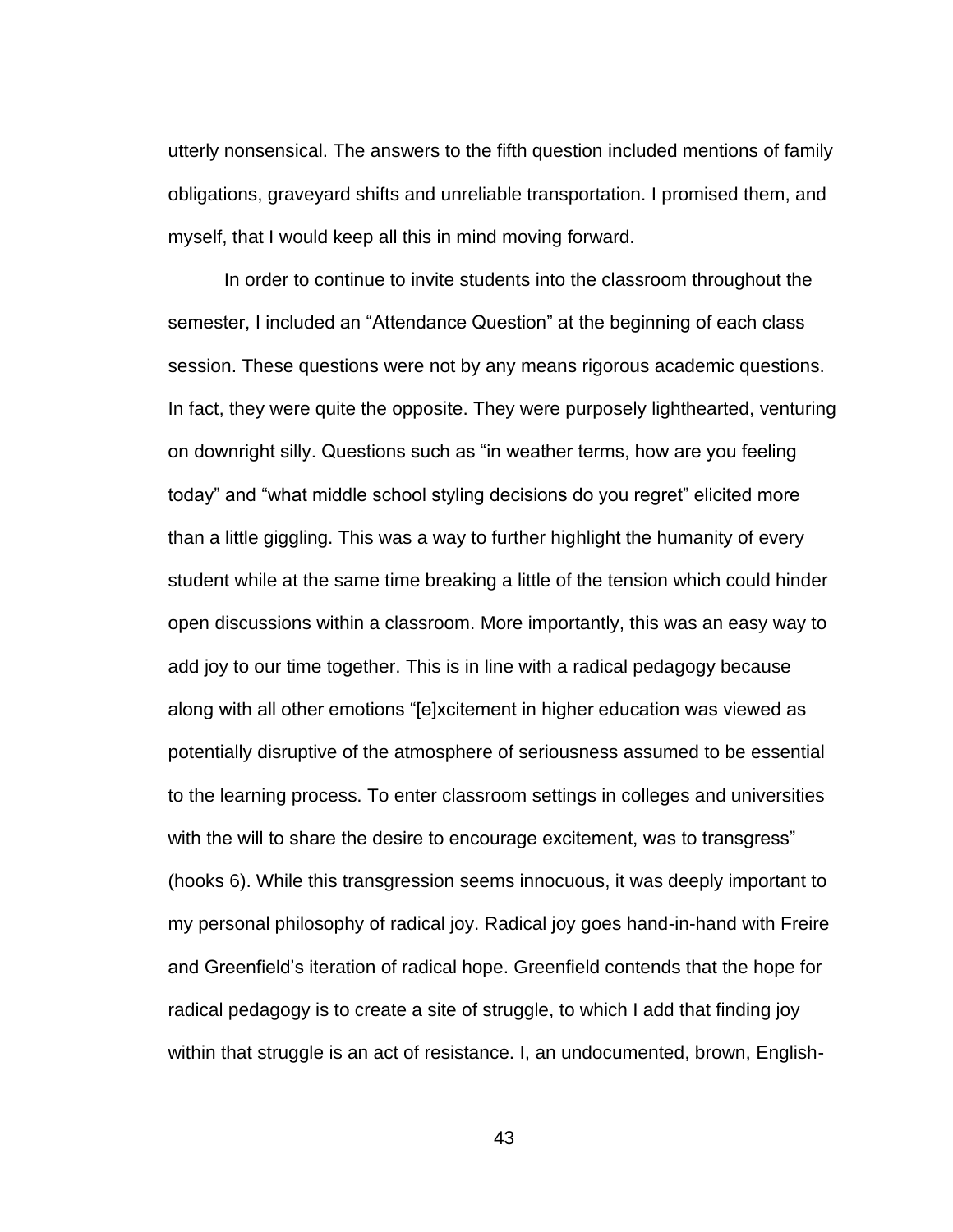utterly nonsensical. The answers to the fifth question included mentions of family obligations, graveyard shifts and unreliable transportation. I promised them, and myself, that I would keep all this in mind moving forward.

In order to continue to invite students into the classroom throughout the semester, I included an “Attendance Question” at the beginning of each class session. These questions were not by any means rigorous academic questions. In fact, they were quite the opposite. They were purposely lighthearted, venturing on downright silly. Questions such as “in weather terms, how are you feeling today” and “what middle school styling decisions do you regret” elicited more than a little giggling. This was a way to further highlight the humanity of every student while at the same time breaking a little of the tension which could hinder open discussions within a classroom. More importantly, this was an easy way to add joy to our time together. This is in line with a radical pedagogy because along with all other emotions “[e]xcitement in higher education was viewed as potentially disruptive of the atmosphere of seriousness assumed to be essential to the learning process. To enter classroom settings in colleges and universities with the will to share the desire to encourage excitement, was to transgress” (hooks 6). While this transgression seems innocuous, it was deeply important to my personal philosophy of radical joy. Radical joy goes hand-in-hand with Freire and Greenfield’s iteration of radical hope. Greenfield contends that the hope for radical pedagogy is to create a site of struggle, to which I add that finding joy within that struggle is an act of resistance. I, an undocumented, brown, English-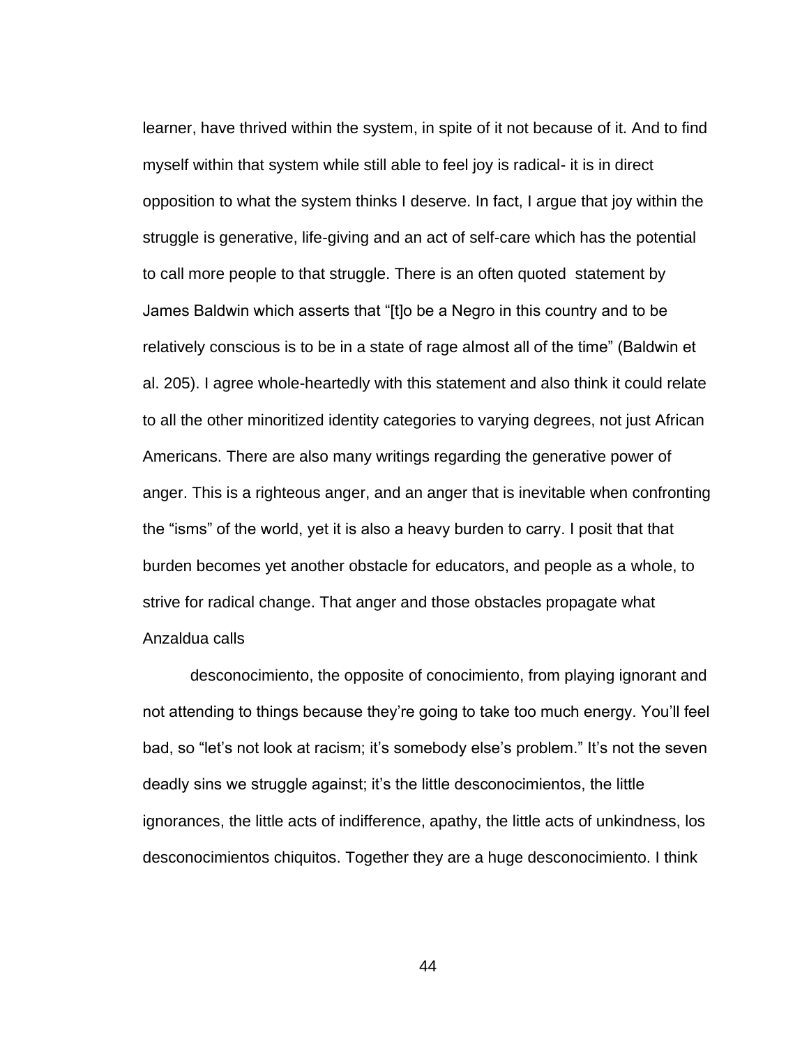learner, have thrived within the system, in spite of it not because of it. And to find myself within that system while still able to feel joy is radical- it is in direct opposition to what the system thinks I deserve. In fact, I argue that joy within the struggle is generative, life-giving and an act of self-care which has the potential to call more people to that struggle. There is an often quoted statement by James Baldwin which asserts that "[t]o be a Negro in this country and to be relatively conscious is to be in a state of rage almost all of the time" (Baldwin et al. 205). I agree whole-heartedly with this statement and also think it could relate to all the other minoritized identity categories to varying degrees, not just African Americans. There are also many writings regarding the generative power of anger. This is a righteous anger, and an anger that is inevitable when confronting the "isms" of the world, yet it is also a heavy burden to carry. I posit that that burden becomes yet another obstacle for educators, and people as a whole, to strive for radical change. That anger and those obstacles propagate what Anzaldua calls

> desconocimiento, the opposite of conocimiento, from playing ignorant and not attending to things because they're going to take too much energy. You'll feel bad, so "let's not look at racism; it's somebody else's problem." It's not the seven deadly sins we struggle against; it's the little desconocimientos, the little ignorances, the little acts of indifference, apathy, the little acts of unkindness, los desconocimientos chiquitos. Together they are a huge desconocimiento. I think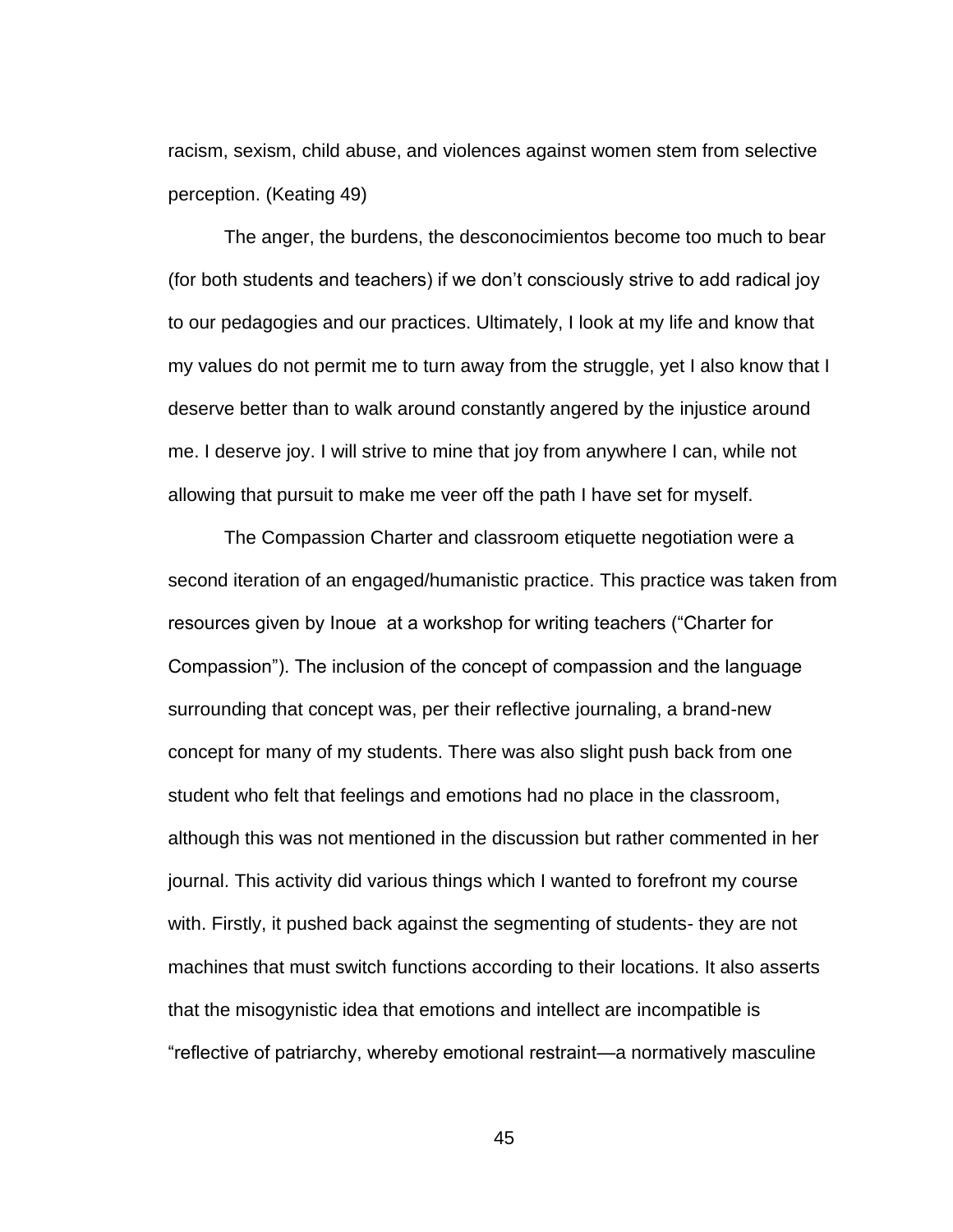racism, sexism, child abuse, and violences against women stem from selective perception. (Keating 49)

The anger, the burdens, the desconocimientos become too much to bear (for both students and teachers) if we don't consciously strive to add radical joy to our pedagogies and our practices. Ultimately, I look at my life and know that my values do not permit me to turn away from the struggle, yet I also know that I deserve better than to walk around constantly angered by the injustice around me. I deserve joy. I will strive to mine that joy from anywhere I can, while not allowing that pursuit to make me veer off the path I have set for myself.

The Compassion Charter and classroom etiquette negotiation were a second iteration of an engaged/humanistic practice. This practice was taken from resources given by Inoue  at a workshop for writing teachers ("Charter for Compassion"). The inclusion of the concept of compassion and the language surrounding that concept was, per their reflective journaling, a brand-new concept for many of my students. There was also slight push back from one student who felt that feelings and emotions had no place in the classroom, although this was not mentioned in the discussion but rather commented in her journal. This activity did various things which I wanted to forefront my course with. Firstly, it pushed back against the segmenting of students- they are not machines that must switch functions according to their locations. It also asserts that the misogynistic idea that emotions and intellect are incompatible is "reflective of patriarchy, whereby emotional restraint—a normatively masculine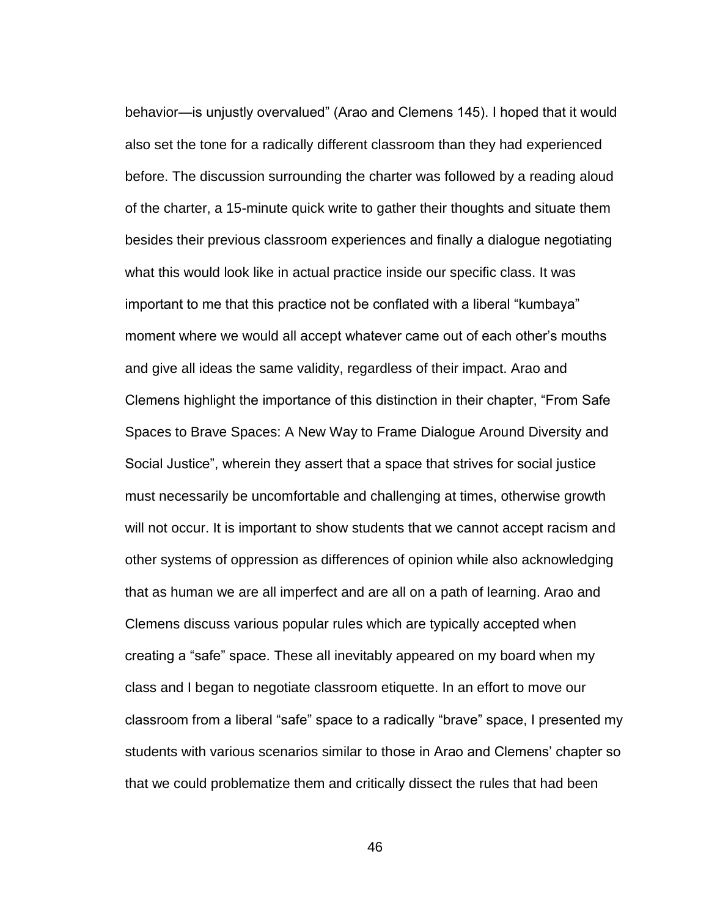behavior—is unjustly overvalued" (Arao and Clemens 145). I hoped that it would also set the tone for a radically different classroom than they had experienced before. The discussion surrounding the charter was followed by a reading aloud of the charter, a 15-minute quick write to gather their thoughts and situate them besides their previous classroom experiences and finally a dialogue negotiating what this would look like in actual practice inside our specific class. It was important to me that this practice not be conflated with a liberal "kumbaya" moment where we would all accept whatever came out of each other's mouths and give all ideas the same validity, regardless of their impact. Arao and Clemens highlight the importance of this distinction in their chapter, "From Safe Spaces to Brave Spaces: A New Way to Frame Dialogue Around Diversity and Social Justice", wherein they assert that a space that strives for social justice must necessarily be uncomfortable and challenging at times, otherwise growth will not occur. It is important to show students that we cannot accept racism and other systems of oppression as differences of opinion while also acknowledging that as human we are all imperfect and are all on a path of learning. Arao and Clemens discuss various popular rules which are typically accepted when creating a "safe" space. These all inevitably appeared on my board when my class and I began to negotiate classroom etiquette. In an effort to move our classroom from a liberal "safe" space to a radically "brave" space, I presented my students with various scenarios similar to those in Arao and Clemens' chapter so that we could problematize them and critically dissect the rules that had been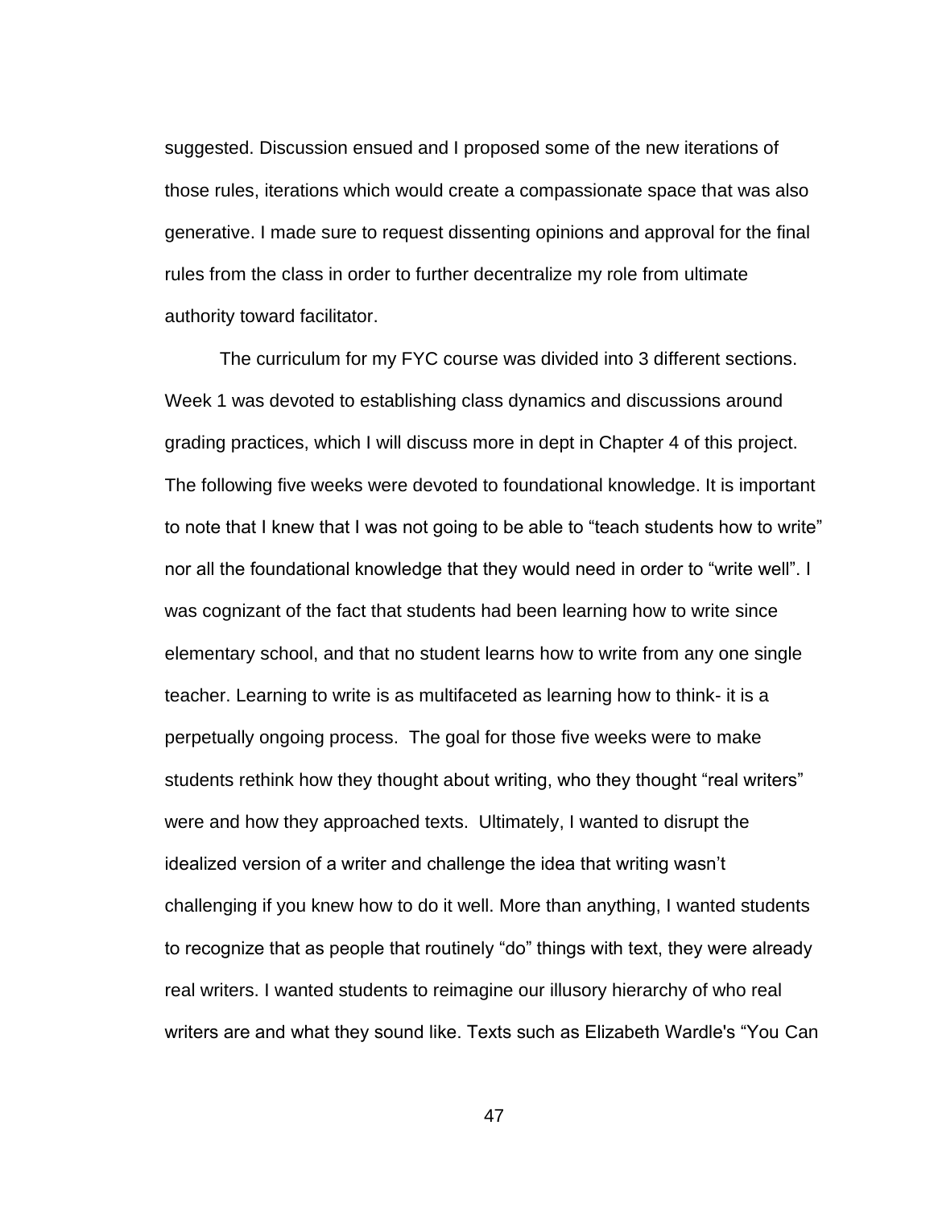suggested. Discussion ensued and I proposed some of the new iterations of those rules, iterations which would create a compassionate space that was also generative. I made sure to request dissenting opinions and approval for the final rules from the class in order to further decentralize my role from ultimate authority toward facilitator.

The curriculum for my FYC course was divided into 3 different sections. Week 1 was devoted to establishing class dynamics and discussions around grading practices, which I will discuss more in dept in Chapter 4 of this project. The following five weeks were devoted to foundational knowledge. It is important to note that I knew that I was not going to be able to “teach students how to write” nor all the foundational knowledge that they would need in order to “write well”. I was cognizant of the fact that students had been learning how to write since elementary school, and that no student learns how to write from any one single teacher. Learning to write is as multifaceted as learning how to think- it is a perpetually ongoing process. The goal for those five weeks were to make students rethink how they thought about writing, who they thought “real writers” were and how they approached texts. Ultimately, I wanted to disrupt the idealized version of a writer and challenge the idea that writing wasn’t challenging if you knew how to do it well. More than anything, I wanted students to recognize that as people that routinely “do” things with text, they were already real writers. I wanted students to reimagine our illusory hierarchy of who real writers are and what they sound like. Texts such as Elizabeth Wardle's “You Can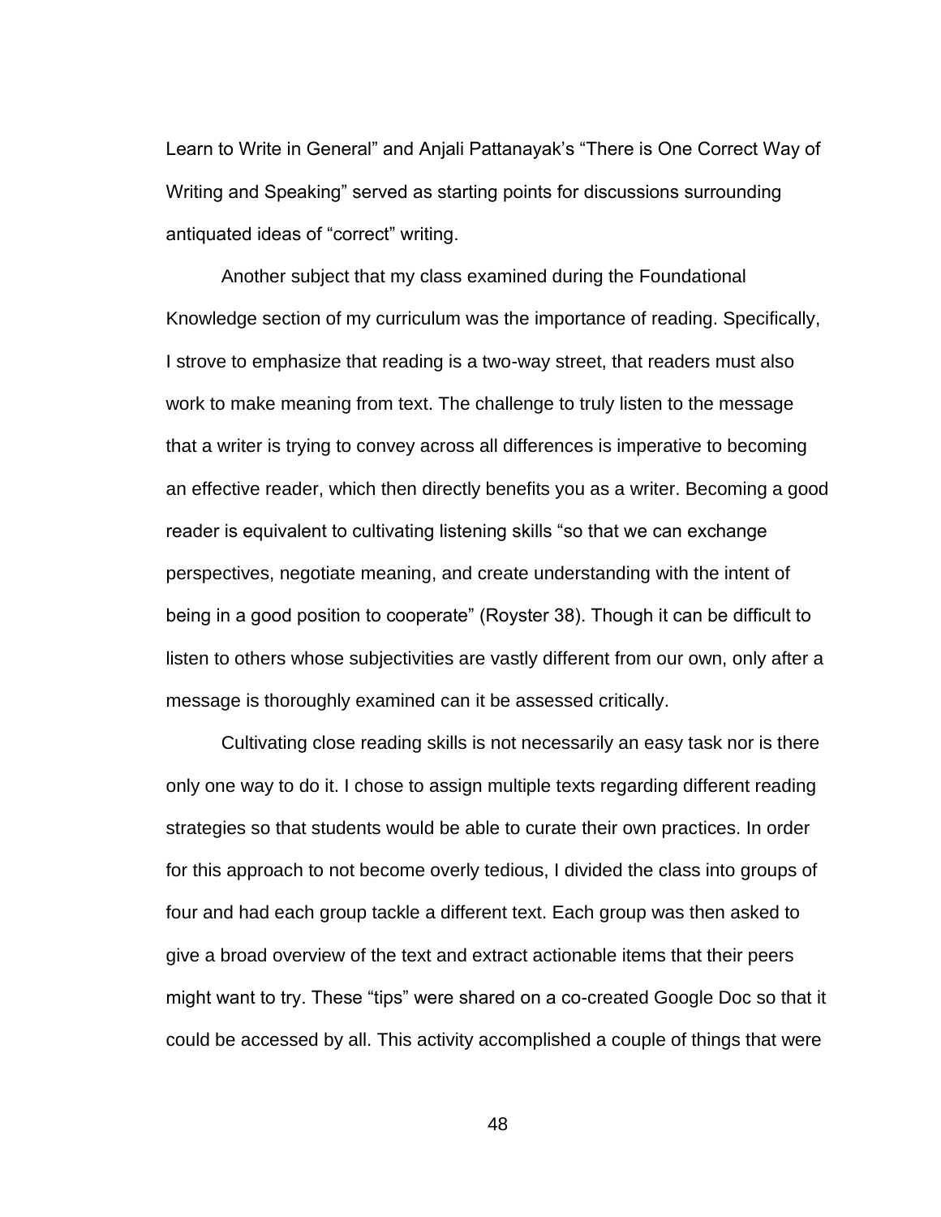Learn to Write in General" and Anjali Pattanayak's "There is One Correct Way of Writing and Speaking" served as starting points for discussions surrounding antiquated ideas of "correct" writing.

Another subject that my class examined during the Foundational Knowledge section of my curriculum was the importance of reading. Specifically, I strove to emphasize that reading is a two-way street, that readers must also work to make meaning from text. The challenge to truly listen to the message that a writer is trying to convey across all differences is imperative to becoming an effective reader, which then directly benefits you as a writer. Becoming a good reader is equivalent to cultivating listening skills "so that we can exchange perspectives, negotiate meaning, and create understanding with the intent of being in a good position to cooperate" (Royster 38). Though it can be difficult to listen to others whose subjectivities are vastly different from our own, only after a message is thoroughly examined can it be assessed critically.

Cultivating close reading skills is not necessarily an easy task nor is there only one way to do it. I chose to assign multiple texts regarding different reading strategies so that students would be able to curate their own practices. In order for this approach to not become overly tedious, I divided the class into groups of four and had each group tackle a different text. Each group was then asked to give a broad overview of the text and extract actionable items that their peers might want to try. These "tips" were shared on a co-created Google Doc so that it could be accessed by all. This activity accomplished a couple of things that were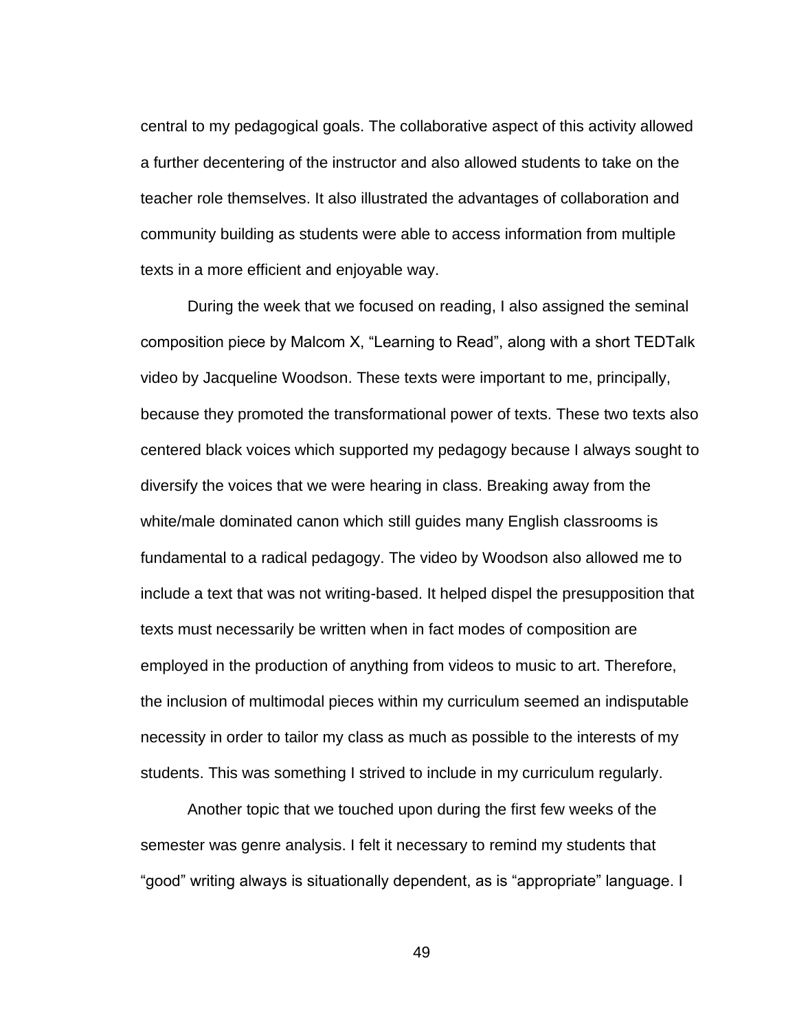central to my pedagogical goals. The collaborative aspect of this activity allowed a further decentering of the instructor and also allowed students to take on the teacher role themselves. It also illustrated the advantages of collaboration and community building as students were able to access information from multiple texts in a more efficient and enjoyable way.

During the week that we focused on reading, I also assigned the seminal composition piece by Malcom X, “Learning to Read”, along with a short TEDTalk video by Jacqueline Woodson. These texts were important to me, principally, because they promoted the transformational power of texts. These two texts also centered black voices which supported my pedagogy because I always sought to diversify the voices that we were hearing in class. Breaking away from the white/male dominated canon which still guides many English classrooms is fundamental to a radical pedagogy. The video by Woodson also allowed me to include a text that was not writing-based. It helped dispel the presupposition that texts must necessarily be written when in fact modes of composition are employed in the production of anything from videos to music to art. Therefore, the inclusion of multimodal pieces within my curriculum seemed an indisputable necessity in order to tailor my class as much as possible to the interests of my students. This was something I strived to include in my curriculum regularly.

Another topic that we touched upon during the first few weeks of the semester was genre analysis. I felt it necessary to remind my students that “good” writing always is situationally dependent, as is “appropriate” language. I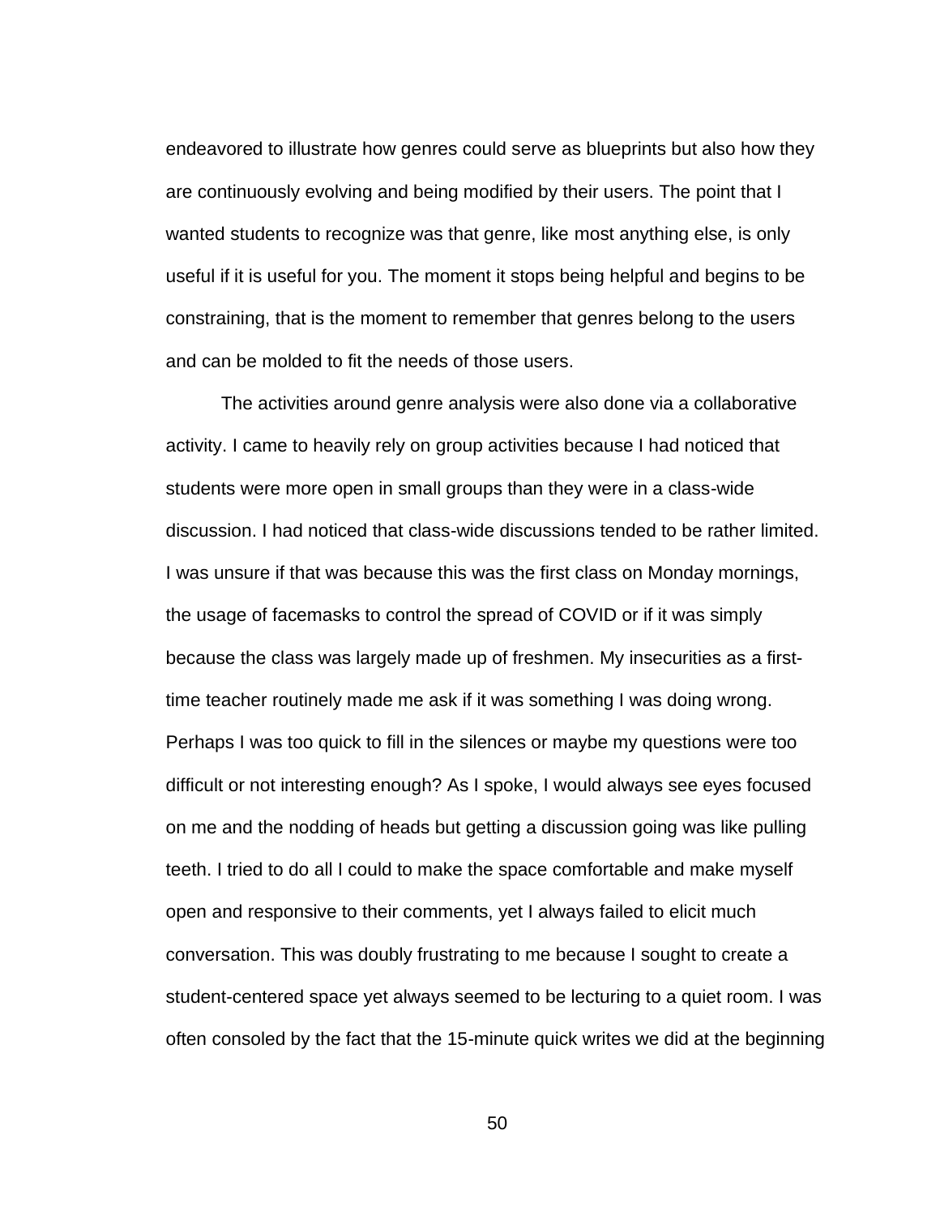endeavored to illustrate how genres could serve as blueprints but also how they are continuously evolving and being modified by their users. The point that I wanted students to recognize was that genre, like most anything else, is only useful if it is useful for you. The moment it stops being helpful and begins to be constraining, that is the moment to remember that genres belong to the users and can be molded to fit the needs of those users.

The activities around genre analysis were also done via a collaborative activity. I came to heavily rely on group activities because I had noticed that students were more open in small groups than they were in a class-wide discussion. I had noticed that class-wide discussions tended to be rather limited. I was unsure if that was because this was the first class on Monday mornings, the usage of facemasks to control the spread of COVID or if it was simply because the class was largely made up of freshmen. My insecurities as a first-time teacher routinely made me ask if it was something I was doing wrong. Perhaps I was too quick to fill in the silences or maybe my questions were too difficult or not interesting enough? As I spoke, I would always see eyes focused on me and the nodding of heads but getting a discussion going was like pulling teeth. I tried to do all I could to make the space comfortable and make myself open and responsive to their comments, yet I always failed to elicit much conversation. This was doubly frustrating to me because I sought to create a student-centered space yet always seemed to be lecturing to a quiet room. I was often consoled by the fact that the 15-minute quick writes we did at the beginning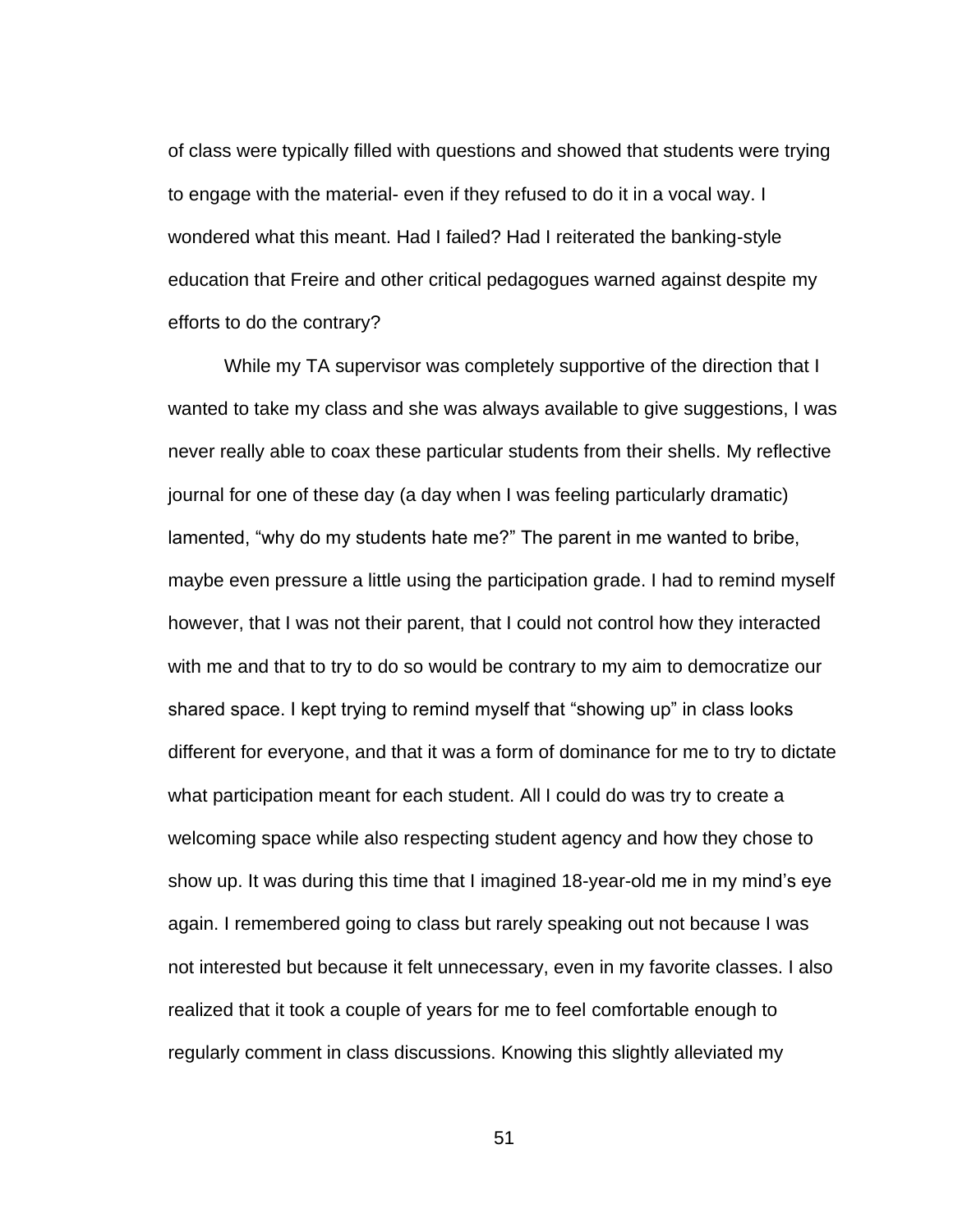of class were typically filled with questions and showed that students were trying to engage with the material- even if they refused to do it in a vocal way. I wondered what this meant. Had I failed? Had I reiterated the banking-style education that Freire and other critical pedagogues warned against despite my efforts to do the contrary?

While my TA supervisor was completely supportive of the direction that I wanted to take my class and she was always available to give suggestions, I was never really able to coax these particular students from their shells. My reflective journal for one of these day (a day when I was feeling particularly dramatic) lamented, "why do my students hate me?" The parent in me wanted to bribe, maybe even pressure a little using the participation grade. I had to remind myself however, that I was not their parent, that I could not control how they interacted with me and that to try to do so would be contrary to my aim to democratize our shared space. I kept trying to remind myself that "showing up" in class looks different for everyone, and that it was a form of dominance for me to try to dictate what participation meant for each student. All I could do was try to create a welcoming space while also respecting student agency and how they chose to show up. It was during this time that I imagined 18-year-old me in my mind's eye again. I remembered going to class but rarely speaking out not because I was not interested but because it felt unnecessary, even in my favorite classes. I also realized that it took a couple of years for me to feel comfortable enough to regularly comment in class discussions. Knowing this slightly alleviated my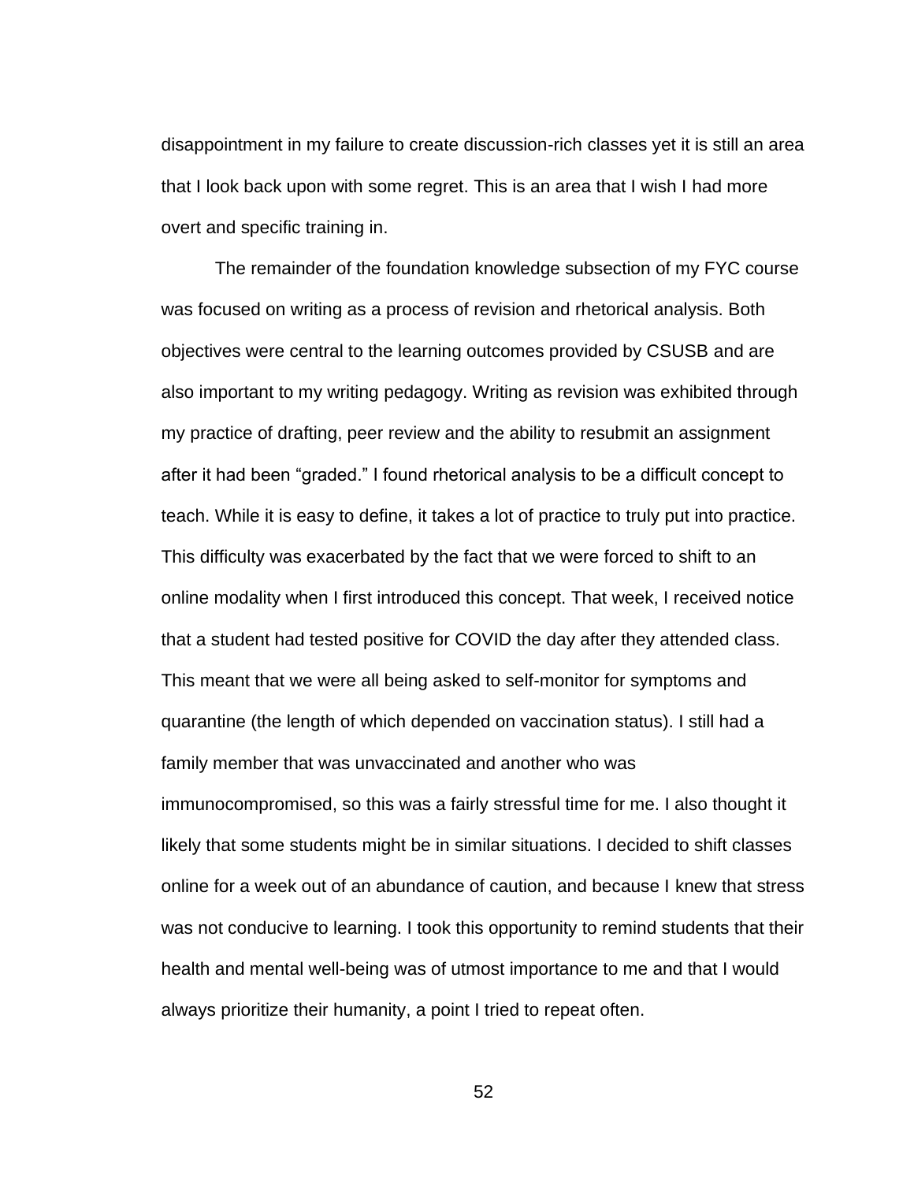disappointment in my failure to create discussion-rich classes yet it is still an area that I look back upon with some regret. This is an area that I wish I had more overt and specific training in.

The remainder of the foundation knowledge subsection of my FYC course was focused on writing as a process of revision and rhetorical analysis. Both objectives were central to the learning outcomes provided by CSUSB and are also important to my writing pedagogy. Writing as revision was exhibited through my practice of drafting, peer review and the ability to resubmit an assignment after it had been "graded." I found rhetorical analysis to be a difficult concept to teach. While it is easy to define, it takes a lot of practice to truly put into practice. This difficulty was exacerbated by the fact that we were forced to shift to an online modality when I first introduced this concept. That week, I received notice that a student had tested positive for COVID the day after they attended class. This meant that we were all being asked to self-monitor for symptoms and quarantine (the length of which depended on vaccination status). I still had a family member that was unvaccinated and another who was immunocompromised, so this was a fairly stressful time for me. I also thought it likely that some students might be in similar situations. I decided to shift classes online for a week out of an abundance of caution, and because I knew that stress was not conducive to learning. I took this opportunity to remind students that their health and mental well-being was of utmost importance to me and that I would always prioritize their humanity, a point I tried to repeat often.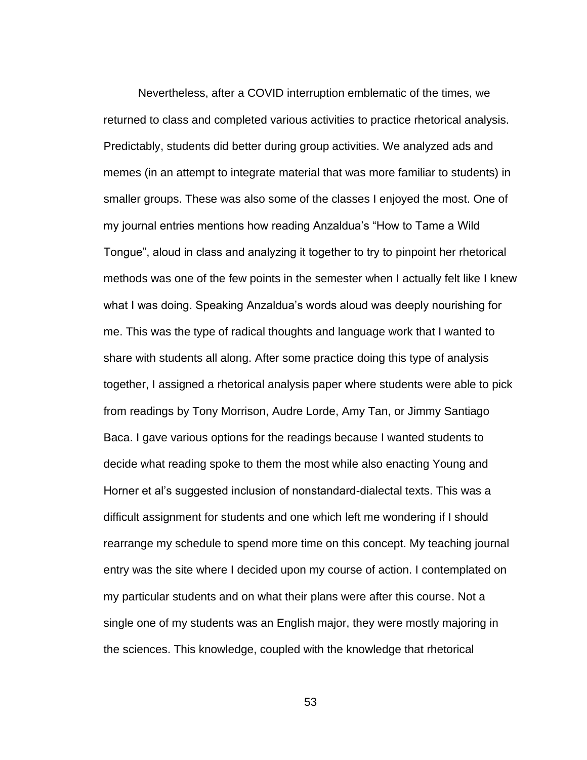Nevertheless, after a COVID interruption emblematic of the times, we returned to class and completed various activities to practice rhetorical analysis. Predictably, students did better during group activities. We analyzed ads and memes (in an attempt to integrate material that was more familiar to students) in smaller groups. These was also some of the classes I enjoyed the most. One of my journal entries mentions how reading Anzaldua's "How to Tame a Wild Tongue", aloud in class and analyzing it together to try to pinpoint her rhetorical methods was one of the few points in the semester when I actually felt like I knew what I was doing. Speaking Anzaldua's words aloud was deeply nourishing for me. This was the type of radical thoughts and language work that I wanted to share with students all along. After some practice doing this type of analysis together, I assigned a rhetorical analysis paper where students were able to pick from readings by Tony Morrison, Audre Lorde, Amy Tan, or Jimmy Santiago Baca. I gave various options for the readings because I wanted students to decide what reading spoke to them the most while also enacting Young and Horner et al's suggested inclusion of nonstandard-dialectal texts. This was a difficult assignment for students and one which left me wondering if I should rearrange my schedule to spend more time on this concept. My teaching journal entry was the site where I decided upon my course of action. I contemplated on my particular students and on what their plans were after this course. Not a single one of my students was an English major, they were mostly majoring in the sciences. This knowledge, coupled with the knowledge that rhetorical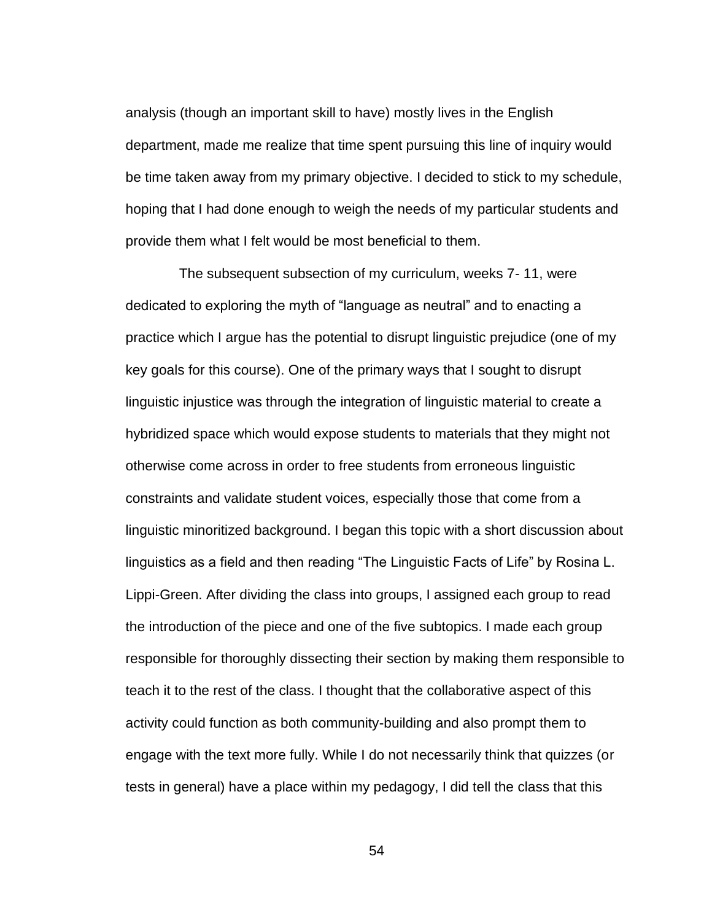analysis (though an important skill to have) mostly lives in the English department, made me realize that time spent pursuing this line of inquiry would be time taken away from my primary objective. I decided to stick to my schedule, hoping that I had done enough to weigh the needs of my particular students and provide them what I felt would be most beneficial to them.

The subsequent subsection of my curriculum, weeks 7- 11, were dedicated to exploring the myth of "language as neutral" and to enacting a practice which I argue has the potential to disrupt linguistic prejudice (one of my key goals for this course). One of the primary ways that I sought to disrupt linguistic injustice was through the integration of linguistic material to create a hybridized space which would expose students to materials that they might not otherwise come across in order to free students from erroneous linguistic constraints and validate student voices, especially those that come from a linguistic minoritized background. I began this topic with a short discussion about linguistics as a field and then reading "The Linguistic Facts of Life" by Rosina L. Lippi-Green. After dividing the class into groups, I assigned each group to read the introduction of the piece and one of the five subtopics. I made each group responsible for thoroughly dissecting their section by making them responsible to teach it to the rest of the class. I thought that the collaborative aspect of this activity could function as both community-building and also prompt them to engage with the text more fully. While I do not necessarily think that quizzes (or tests in general) have a place within my pedagogy, I did tell the class that this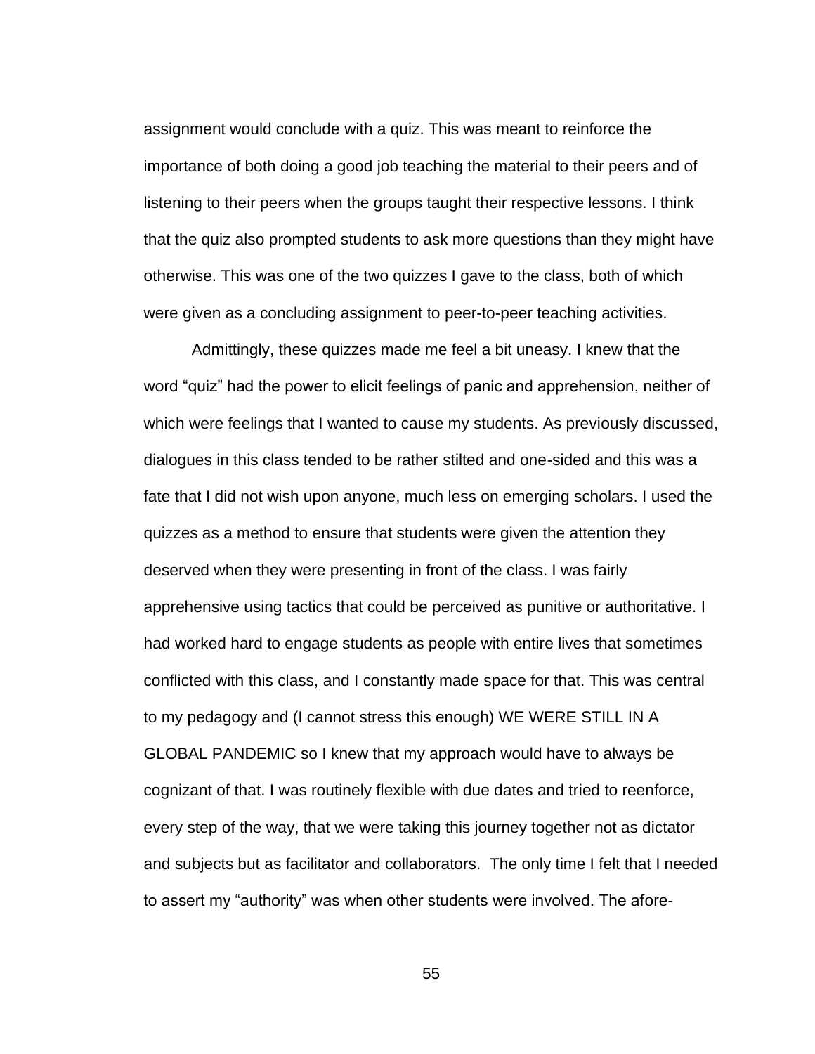assignment would conclude with a quiz. This was meant to reinforce the importance of both doing a good job teaching the material to their peers and of listening to their peers when the groups taught their respective lessons. I think that the quiz also prompted students to ask more questions than they might have otherwise. This was one of the two quizzes I gave to the class, both of which were given as a concluding assignment to peer-to-peer teaching activities.

Admittingly, these quizzes made me feel a bit uneasy. I knew that the word “quiz” had the power to elicit feelings of panic and apprehension, neither of which were feelings that I wanted to cause my students. As previously discussed, dialogues in this class tended to be rather stilted and one-sided and this was a fate that I did not wish upon anyone, much less on emerging scholars. I used the quizzes as a method to ensure that students were given the attention they deserved when they were presenting in front of the class. I was fairly apprehensive using tactics that could be perceived as punitive or authoritative. I had worked hard to engage students as people with entire lives that sometimes conflicted with this class, and I constantly made space for that. This was central to my pedagogy and (I cannot stress this enough) WE WERE STILL IN A GLOBAL PANDEMIC so I knew that my approach would have to always be cognizant of that. I was routinely flexible with due dates and tried to reenforce, every step of the way, that we were taking this journey together not as dictator and subjects but as facilitator and collaborators. The only time I felt that I needed to assert my “authority” was when other students were involved. The afore-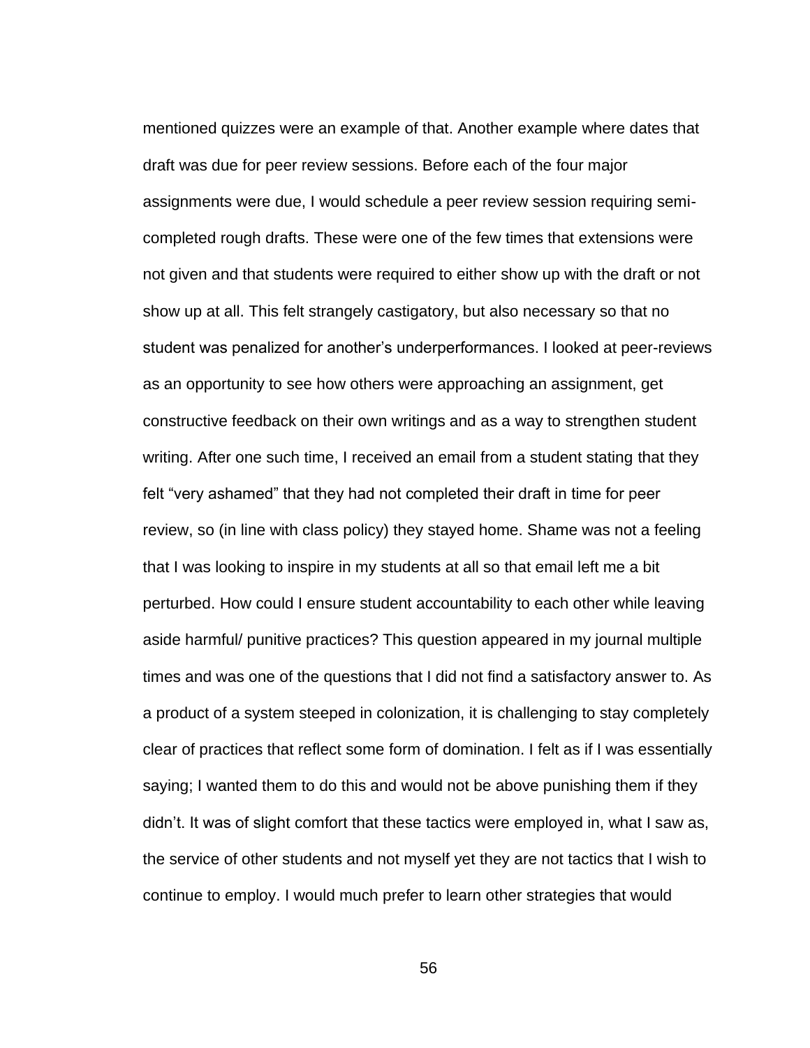mentioned quizzes were an example of that. Another example where dates that draft was due for peer review sessions. Before each of the four major assignments were due, I would schedule a peer review session requiring semi-completed rough drafts. These were one of the few times that extensions were not given and that students were required to either show up with the draft or not show up at all. This felt strangely castigatory, but also necessary so that no student was penalized for another's underperformances. I looked at peer-reviews as an opportunity to see how others were approaching an assignment, get constructive feedback on their own writings and as a way to strengthen student writing. After one such time, I received an email from a student stating that they felt "very ashamed" that they had not completed their draft in time for peer review, so (in line with class policy) they stayed home. Shame was not a feeling that I was looking to inspire in my students at all so that email left me a bit perturbed. How could I ensure student accountability to each other while leaving aside harmful/ punitive practices? This question appeared in my journal multiple times and was one of the questions that I did not find a satisfactory answer to. As a product of a system steeped in colonization, it is challenging to stay completely clear of practices that reflect some form of domination. I felt as if I was essentially saying; I wanted them to do this and would not be above punishing them if they didn't. It was of slight comfort that these tactics were employed in, what I saw as, the service of other students and not myself yet they are not tactics that I wish to continue to employ. I would much prefer to learn other strategies that would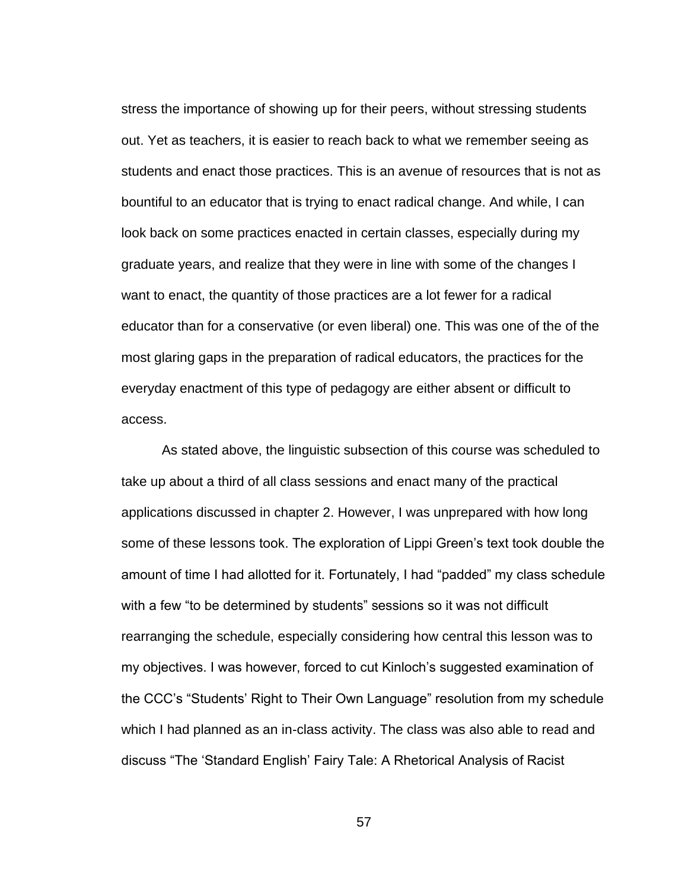stress the importance of showing up for their peers, without stressing students out. Yet as teachers, it is easier to reach back to what we remember seeing as students and enact those practices. This is an avenue of resources that is not as bountiful to an educator that is trying to enact radical change. And while, I can look back on some practices enacted in certain classes, especially during my graduate years, and realize that they were in line with some of the changes I want to enact, the quantity of those practices are a lot fewer for a radical educator than for a conservative (or even liberal) one. This was one of the of the most glaring gaps in the preparation of radical educators, the practices for the everyday enactment of this type of pedagogy are either absent or difficult to access.

As stated above, the linguistic subsection of this course was scheduled to take up about a third of all class sessions and enact many of the practical applications discussed in chapter 2. However, I was unprepared with how long some of these lessons took. The exploration of Lippi Green's text took double the amount of time I had allotted for it. Fortunately, I had "padded" my class schedule with a few "to be determined by students" sessions so it was not difficult rearranging the schedule, especially considering how central this lesson was to my objectives. I was however, forced to cut Kinloch's suggested examination of the CCC's "Students' Right to Their Own Language" resolution from my schedule which I had planned as an in-class activity. The class was also able to read and discuss "The 'Standard English' Fairy Tale: A Rhetorical Analysis of Racist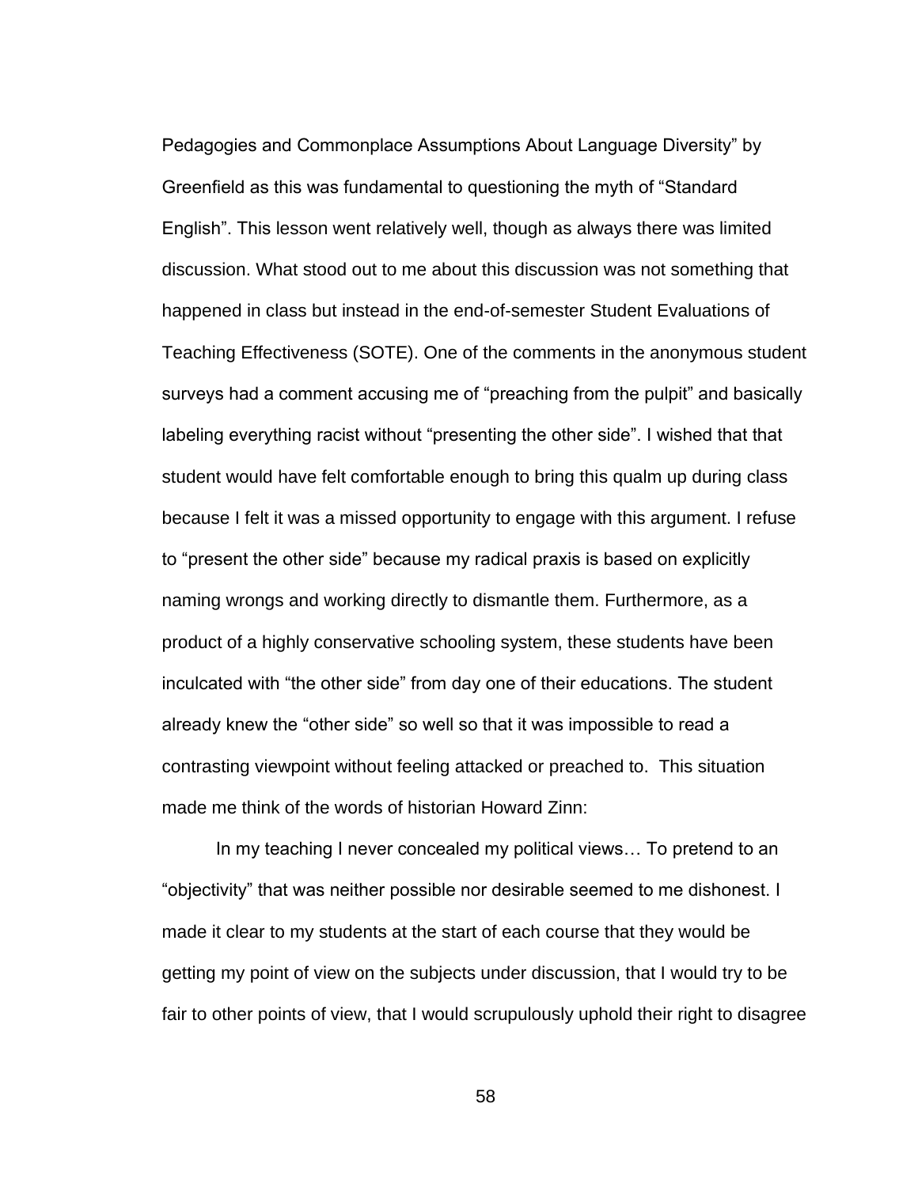Pedagogies and Commonplace Assumptions About Language Diversity" by Greenfield as this was fundamental to questioning the myth of "Standard English". This lesson went relatively well, though as always there was limited discussion. What stood out to me about this discussion was not something that happened in class but instead in the end-of-semester Student Evaluations of Teaching Effectiveness (SOTE). One of the comments in the anonymous student surveys had a comment accusing me of "preaching from the pulpit" and basically labeling everything racist without "presenting the other side". I wished that that student would have felt comfortable enough to bring this qualm up during class because I felt it was a missed opportunity to engage with this argument. I refuse to "present the other side" because my radical praxis is based on explicitly naming wrongs and working directly to dismantle them. Furthermore, as a product of a highly conservative schooling system, these students have been inculcated with "the other side" from day one of their educations. The student already knew the "other side" so well so that it was impossible to read a contrasting viewpoint without feeling attacked or preached to. This situation made me think of the words of historian Howard Zinn:

> In my teaching I never concealed my political views… To pretend to an "objectivity" that was neither possible nor desirable seemed to me dishonest. I made it clear to my students at the start of each course that they would be getting my point of view on the subjects under discussion, that I would try to be fair to other points of view, that I would scrupulously uphold their right to disagree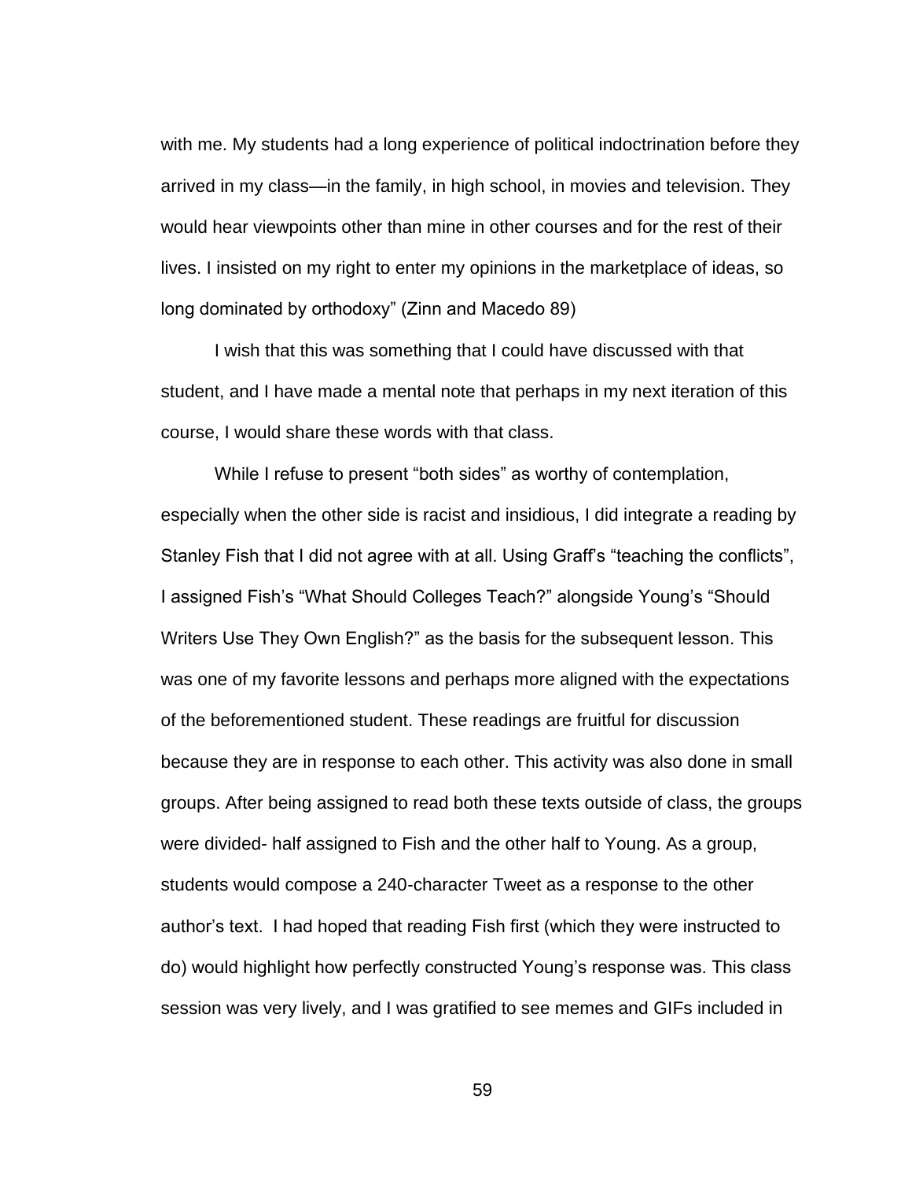with me. My students had a long experience of political indoctrination before they arrived in my class—in the family, in high school, in movies and television. They would hear viewpoints other than mine in other courses and for the rest of their lives. I insisted on my right to enter my opinions in the marketplace of ideas, so long dominated by orthodoxy" (Zinn and Macedo 89)

I wish that this was something that I could have discussed with that student, and I have made a mental note that perhaps in my next iteration of this course, I would share these words with that class.

While I refuse to present "both sides" as worthy of contemplation, especially when the other side is racist and insidious, I did integrate a reading by Stanley Fish that I did not agree with at all. Using Graff's "teaching the conflicts", I assigned Fish's "What Should Colleges Teach?" alongside Young's "Should Writers Use They Own English?" as the basis for the subsequent lesson. This was one of my favorite lessons and perhaps more aligned with the expectations of the beforementioned student. These readings are fruitful for discussion because they are in response to each other. This activity was also done in small groups. After being assigned to read both these texts outside of class, the groups were divided- half assigned to Fish and the other half to Young. As a group, students would compose a 240-character Tweet as a response to the other author's text. I had hoped that reading Fish first (which they were instructed to do) would highlight how perfectly constructed Young's response was. This class session was very lively, and I was gratified to see memes and GIFs included in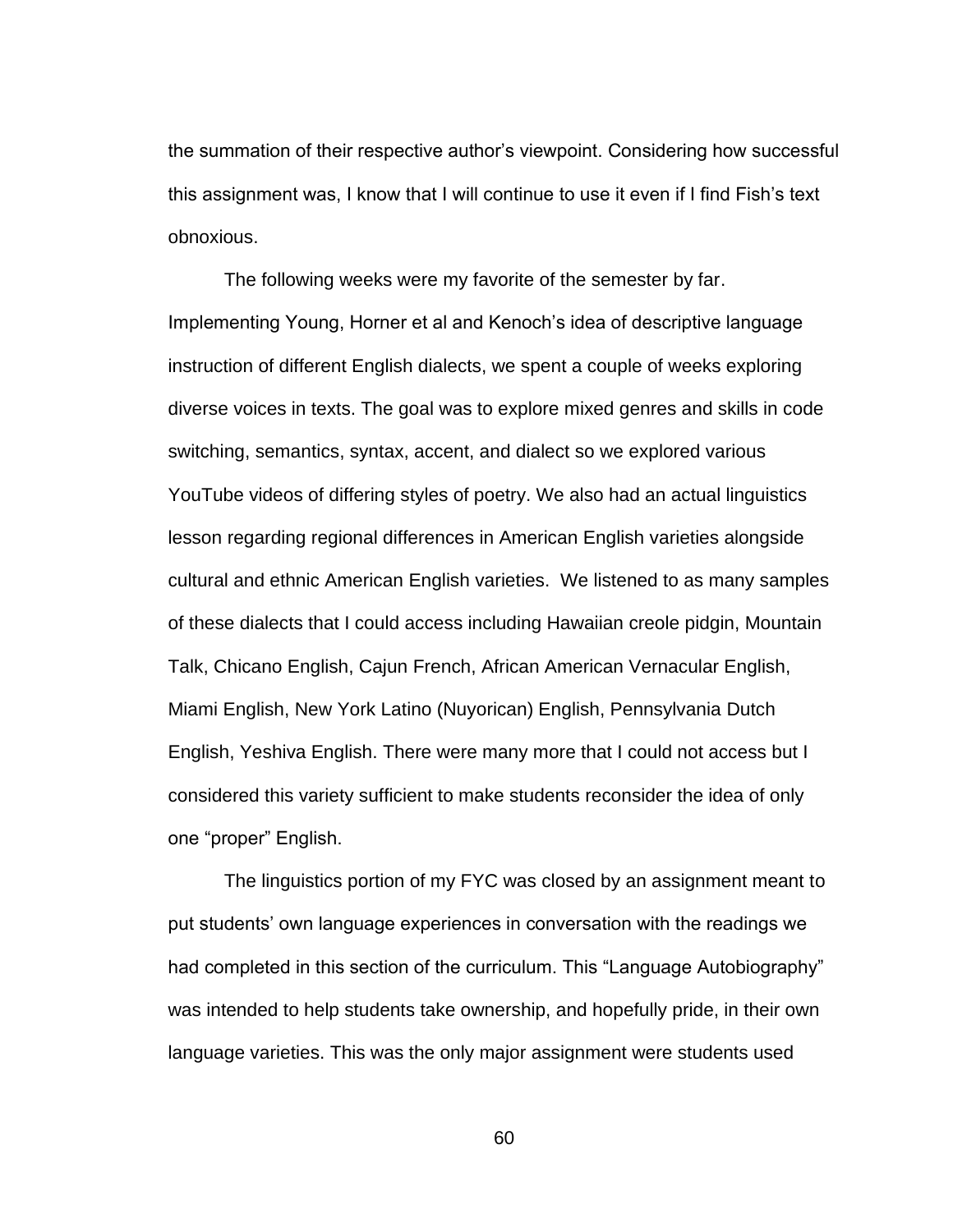the summation of their respective author's viewpoint. Considering how successful this assignment was, I know that I will continue to use it even if I find Fish's text obnoxious.

The following weeks were my favorite of the semester by far. Implementing Young, Horner et al and Kenoch's idea of descriptive language instruction of different English dialects, we spent a couple of weeks exploring diverse voices in texts. The goal was to explore mixed genres and skills in code switching, semantics, syntax, accent, and dialect so we explored various YouTube videos of differing styles of poetry. We also had an actual linguistics lesson regarding regional differences in American English varieties alongside cultural and ethnic American English varieties. We listened to as many samples of these dialects that I could access including Hawaiian creole pidgin, Mountain Talk, Chicano English, Cajun French, African American Vernacular English, Miami English, New York Latino (Nuyorican) English, Pennsylvania Dutch English, Yeshiva English. There were many more that I could not access but I considered this variety sufficient to make students reconsider the idea of only one "proper" English.

The linguistics portion of my FYC was closed by an assignment meant to put students' own language experiences in conversation with the readings we had completed in this section of the curriculum. This "Language Autobiography" was intended to help students take ownership, and hopefully pride, in their own language varieties. This was the only major assignment were students used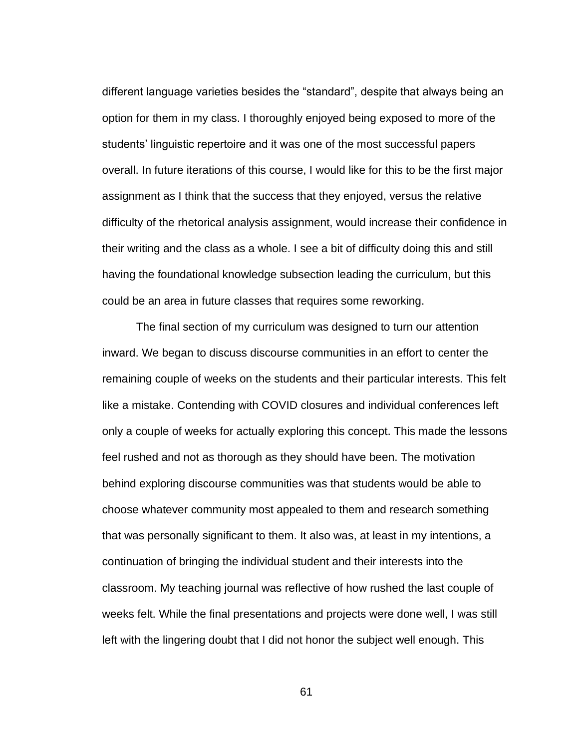different language varieties besides the "standard", despite that always being an option for them in my class. I thoroughly enjoyed being exposed to more of the students' linguistic repertoire and it was one of the most successful papers overall. In future iterations of this course, I would like for this to be the first major assignment as I think that the success that they enjoyed, versus the relative difficulty of the rhetorical analysis assignment, would increase their confidence in their writing and the class as a whole. I see a bit of difficulty doing this and still having the foundational knowledge subsection leading the curriculum, but this could be an area in future classes that requires some reworking.

The final section of my curriculum was designed to turn our attention inward. We began to discuss discourse communities in an effort to center the remaining couple of weeks on the students and their particular interests. This felt like a mistake. Contending with COVID closures and individual conferences left only a couple of weeks for actually exploring this concept. This made the lessons feel rushed and not as thorough as they should have been. The motivation behind exploring discourse communities was that students would be able to choose whatever community most appealed to them and research something that was personally significant to them. It also was, at least in my intentions, a continuation of bringing the individual student and their interests into the classroom. My teaching journal was reflective of how rushed the last couple of weeks felt. While the final presentations and projects were done well, I was still left with the lingering doubt that I did not honor the subject well enough. This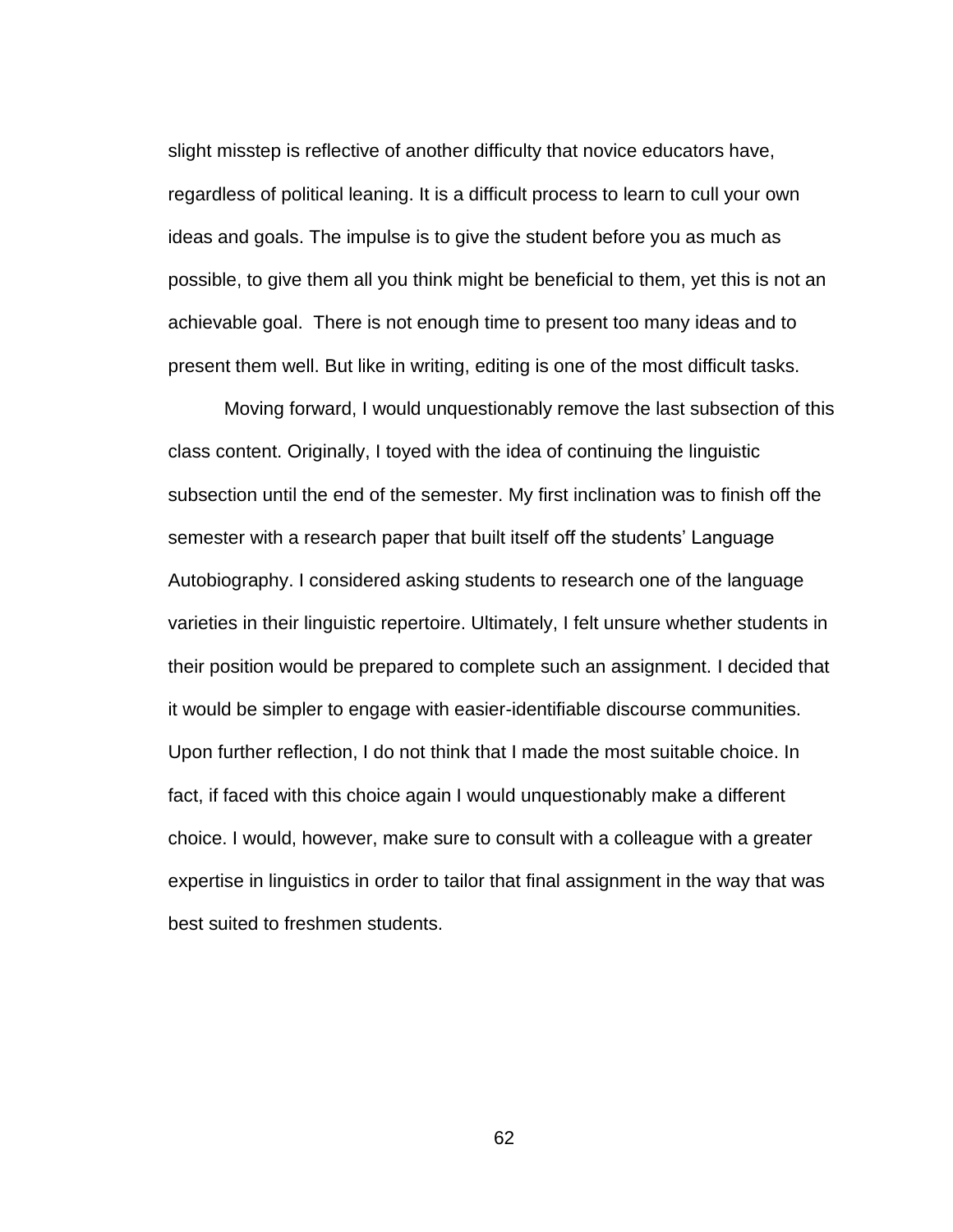slight misstep is reflective of another difficulty that novice educators have, regardless of political leaning. It is a difficult process to learn to cull your own ideas and goals. The impulse is to give the student before you as much as possible, to give them all you think might be beneficial to them, yet this is not an achievable goal. There is not enough time to present too many ideas and to present them well. But like in writing, editing is one of the most difficult tasks.

Moving forward, I would unquestionably remove the last subsection of this class content. Originally, I toyed with the idea of continuing the linguistic subsection until the end of the semester. My first inclination was to finish off the semester with a research paper that built itself off the students' Language Autobiography. I considered asking students to research one of the language varieties in their linguistic repertoire. Ultimately, I felt unsure whether students in their position would be prepared to complete such an assignment. I decided that it would be simpler to engage with easier-identifiable discourse communities. Upon further reflection, I do not think that I made the most suitable choice. In fact, if faced with this choice again I would unquestionably make a different choice. I would, however, make sure to consult with a colleague with a greater expertise in linguistics in order to tailor that final assignment in the way that was best suited to freshmen students.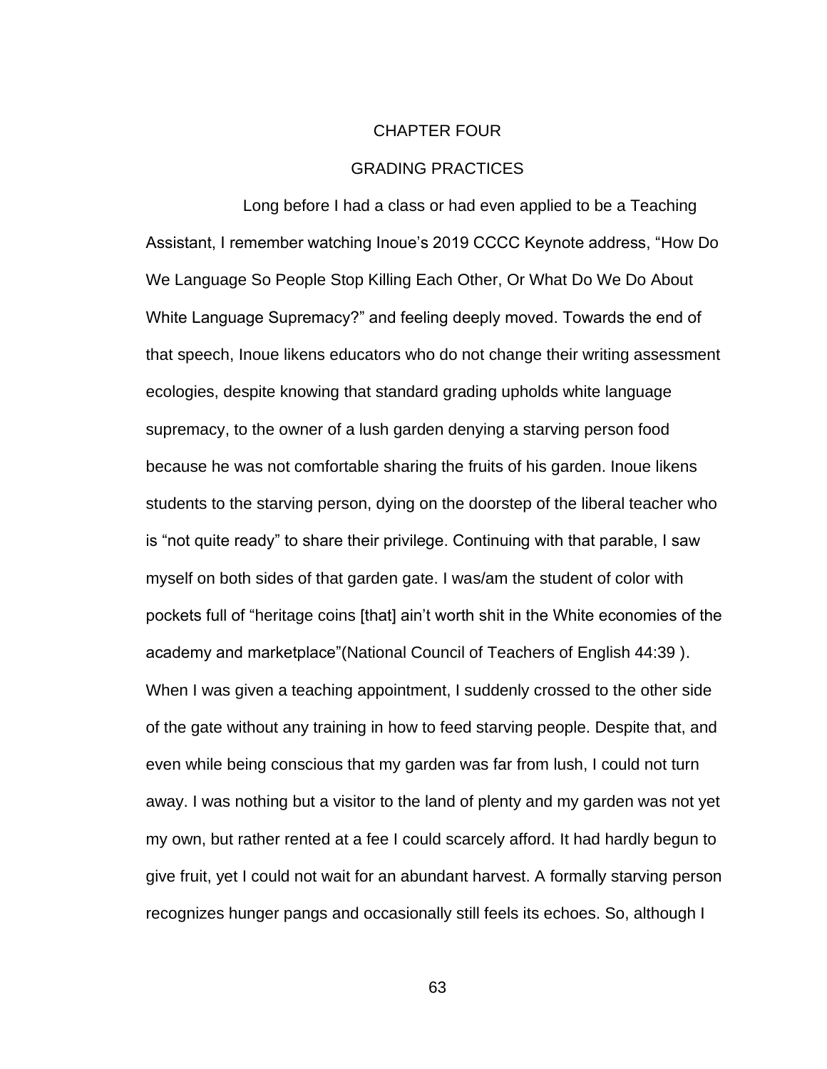# CHAPTER FOUR

## GRADING PRACTICES

Long before I had a class or had even applied to be a Teaching Assistant, I remember watching Inoue's 2019 CCCC Keynote address, "How Do We Language So People Stop Killing Each Other, Or What Do We Do About White Language Supremacy?" and feeling deeply moved. Towards the end of that speech, Inoue likens educators who do not change their writing assessment ecologies, despite knowing that standard grading upholds white language supremacy, to the owner of a lush garden denying a starving person food because he was not comfortable sharing the fruits of his garden. Inoue likens students to the starving person, dying on the doorstep of the liberal teacher who is "not quite ready" to share their privilege. Continuing with that parable, I saw myself on both sides of that garden gate. I was/am the student of color with pockets full of "heritage coins [that] ain't worth shit in the White economies of the academy and marketplace"(National Council of Teachers of English 44:39 ). When I was given a teaching appointment, I suddenly crossed to the other side of the gate without any training in how to feed starving people. Despite that, and even while being conscious that my garden was far from lush, I could not turn away. I was nothing but a visitor to the land of plenty and my garden was not yet my own, but rather rented at a fee I could scarcely afford. It had hardly begun to give fruit, yet I could not wait for an abundant harvest. A formally starving person recognizes hunger pangs and occasionally still feels its echoes. So, although I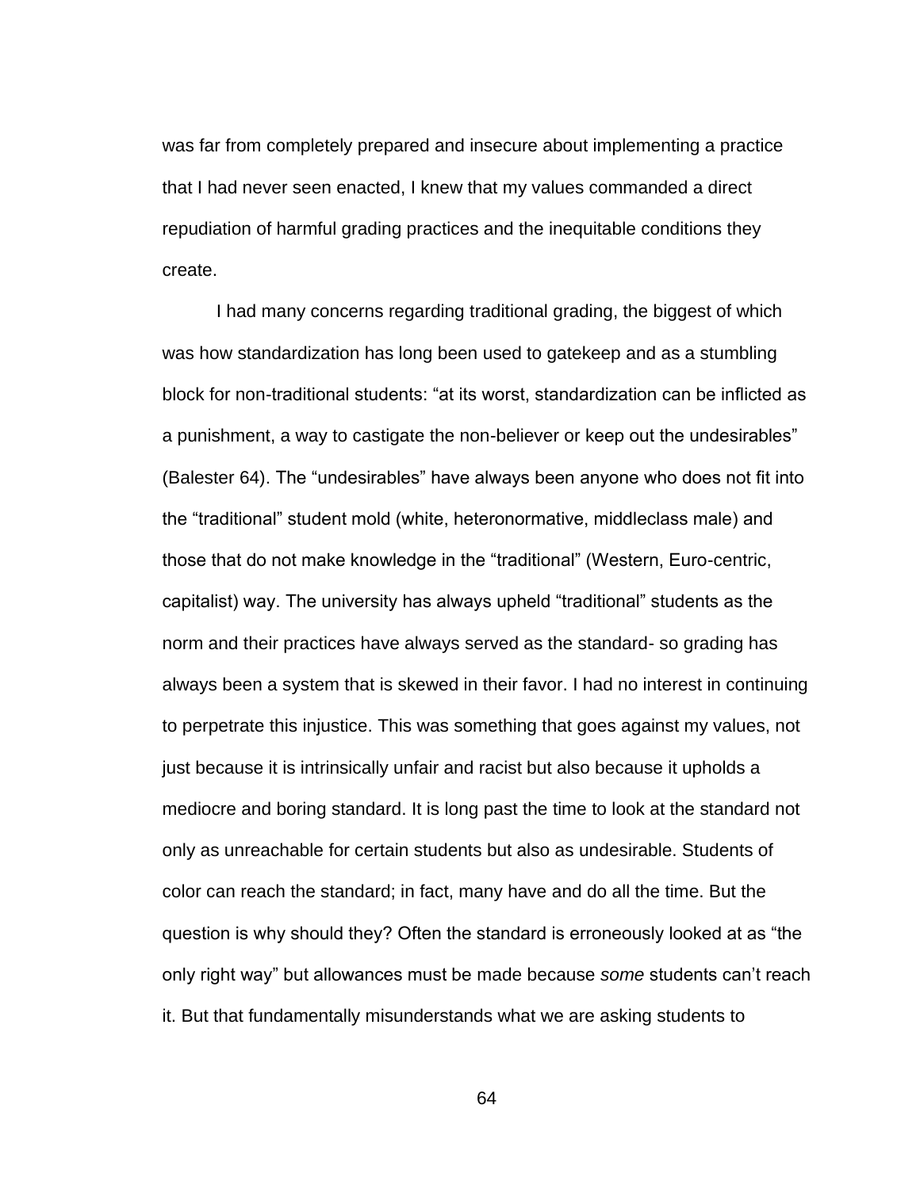was far from completely prepared and insecure about implementing a practice that I had never seen enacted, I knew that my values commanded a direct repudiation of harmful grading practices and the inequitable conditions they create.

I had many concerns regarding traditional grading, the biggest of which was how standardization has long been used to gatekeep and as a stumbling block for non-traditional students: "at its worst, standardization can be inflicted as a punishment, a way to castigate the non-believer or keep out the undesirables" (Balester 64). The "undesirables" have always been anyone who does not fit into the "traditional" student mold (white, heteronormative, middleclass male) and those that do not make knowledge in the "traditional" (Western, Euro-centric, capitalist) way. The university has always upheld "traditional" students as the norm and their practices have always served as the standard- so grading has always been a system that is skewed in their favor. I had no interest in continuing to perpetrate this injustice. This was something that goes against my values, not just because it is intrinsically unfair and racist but also because it upholds a mediocre and boring standard. It is long past the time to look at the standard not only as unreachable for certain students but also as undesirable. Students of color can reach the standard; in fact, many have and do all the time. But the question is why should they? Often the standard is erroneously looked at as "the only right way" but allowances must be made because *some* students can't reach it. But that fundamentally misunderstands what we are asking students to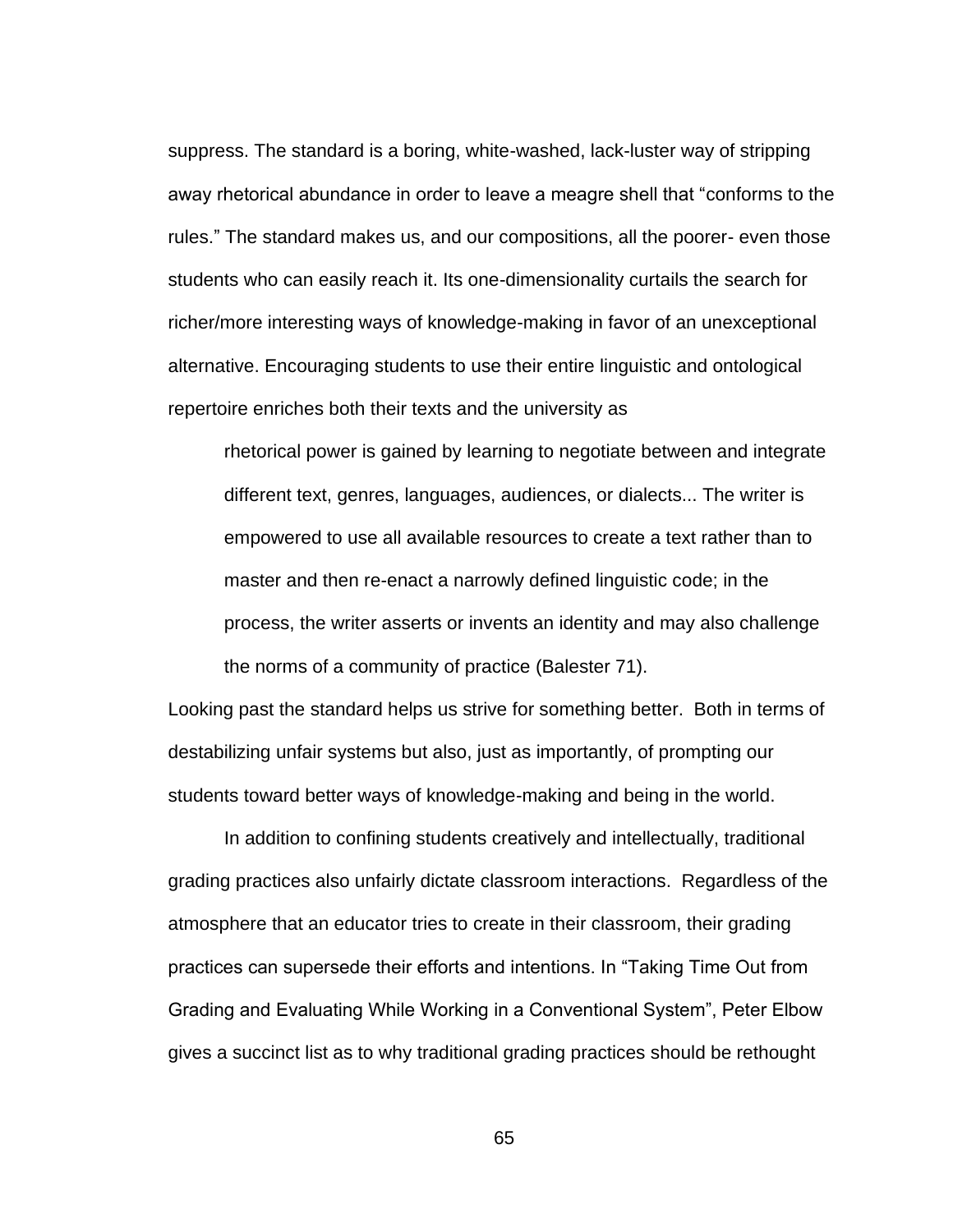suppress. The standard is a boring, white-washed, lack-luster way of stripping away rhetorical abundance in order to leave a meagre shell that "conforms to the rules." The standard makes us, and our compositions, all the poorer- even those students who can easily reach it. Its one-dimensionality curtails the search for richer/more interesting ways of knowledge-making in favor of an unexceptional alternative. Encouraging students to use their entire linguistic and ontological repertoire enriches both their texts and the university as

> rhetorical power is gained by learning to negotiate between and integrate different text, genres, languages, audiences, or dialects... The writer is empowered to use all available resources to create a text rather than to master and then re-enact a narrowly defined linguistic code; in the process, the writer asserts or invents an identity and may also challenge the norms of a community of practice (Balester 71).

Looking past the standard helps us strive for something better. Both in terms of destabilizing unfair systems but also, just as importantly, of prompting our students toward better ways of knowledge-making and being in the world.

In addition to confining students creatively and intellectually, traditional grading practices also unfairly dictate classroom interactions. Regardless of the atmosphere that an educator tries to create in their classroom, their grading practices can supersede their efforts and intentions. In "Taking Time Out from Grading and Evaluating While Working in a Conventional System", Peter Elbow gives a succinct list as to why traditional grading practices should be rethought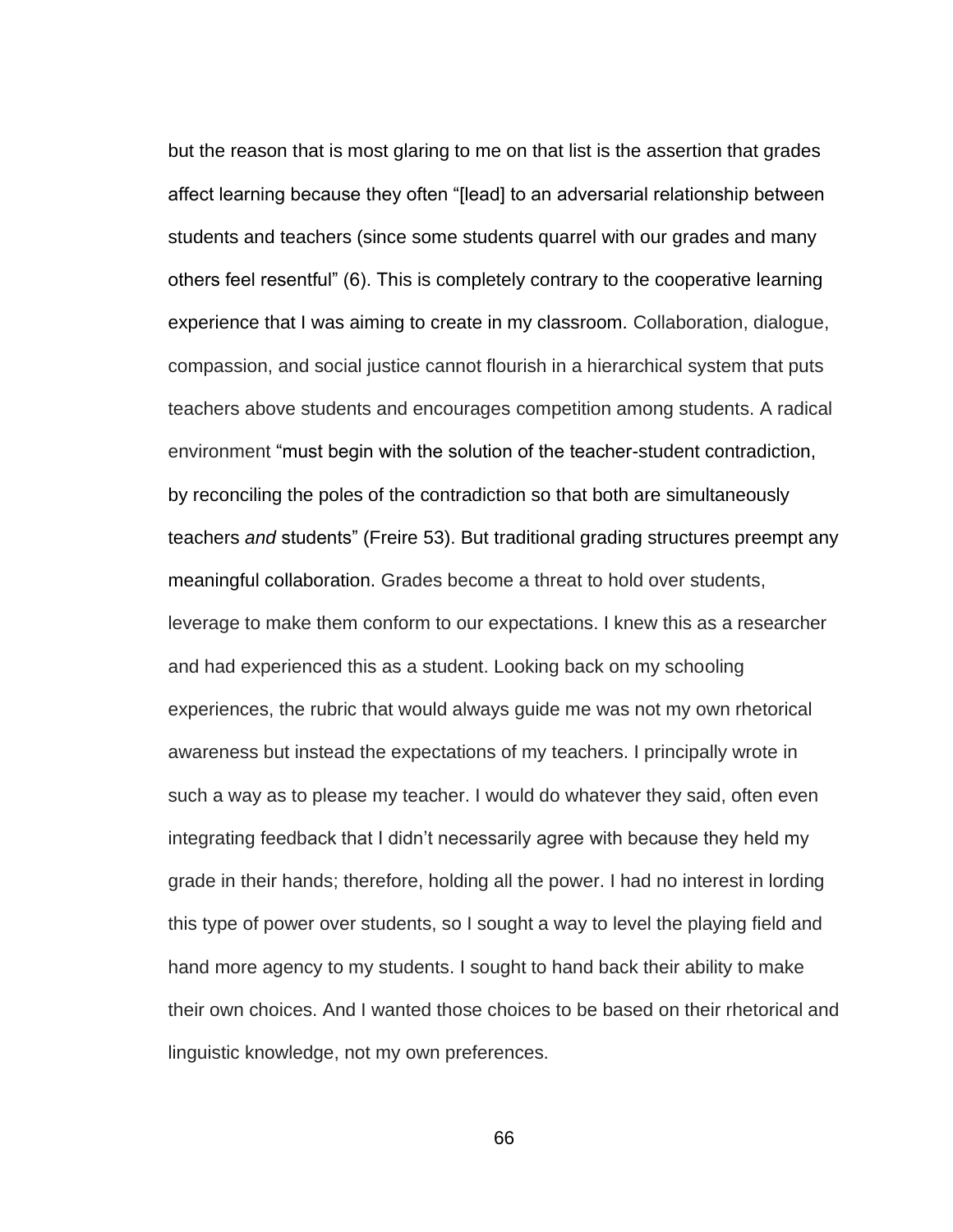but the reason that is most glaring to me on that list is the assertion that grades affect learning because they often "[lead] to an adversarial relationship between students and teachers (since some students quarrel with our grades and many others feel resentful" (6). This is completely contrary to the cooperative learning experience that I was aiming to create in my classroom. Collaboration, dialogue, compassion, and social justice cannot flourish in a hierarchical system that puts teachers above students and encourages competition among students. A radical environment "must begin with the solution of the teacher-student contradiction, by reconciling the poles of the contradiction so that both are simultaneously teachers *and* students" (Freire 53). But traditional grading structures preempt any meaningful collaboration. Grades become a threat to hold over students, leverage to make them conform to our expectations. I knew this as a researcher and had experienced this as a student. Looking back on my schooling experiences, the rubric that would always guide me was not my own rhetorical awareness but instead the expectations of my teachers. I principally wrote in such a way as to please my teacher. I would do whatever they said, often even integrating feedback that I didn't necessarily agree with because they held my grade in their hands; therefore, holding all the power. I had no interest in lording this type of power over students, so I sought a way to level the playing field and hand more agency to my students. I sought to hand back their ability to make their own choices. And I wanted those choices to be based on their rhetorical and linguistic knowledge, not my own preferences.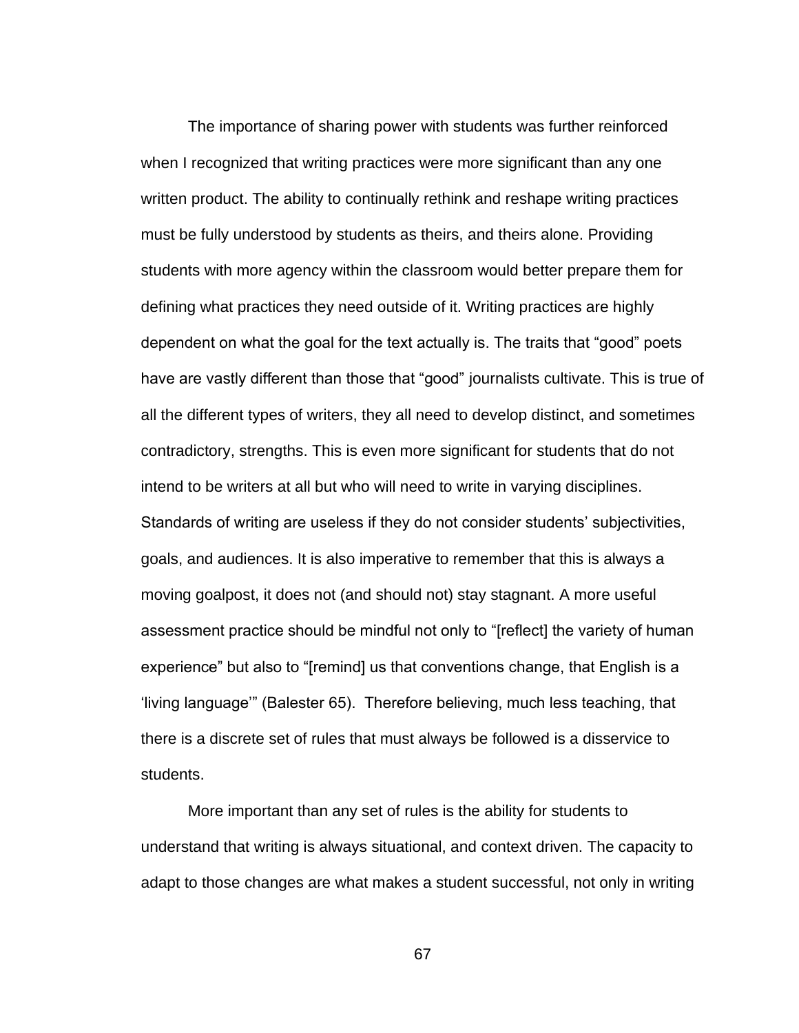The importance of sharing power with students was further reinforced when I recognized that writing practices were more significant than any one written product. The ability to continually rethink and reshape writing practices must be fully understood by students as theirs, and theirs alone. Providing students with more agency within the classroom would better prepare them for defining what practices they need outside of it. Writing practices are highly dependent on what the goal for the text actually is. The traits that "good" poets have are vastly different than those that "good" journalists cultivate. This is true of all the different types of writers, they all need to develop distinct, and sometimes contradictory, strengths. This is even more significant for students that do not intend to be writers at all but who will need to write in varying disciplines. Standards of writing are useless if they do not consider students' subjectivities, goals, and audiences. It is also imperative to remember that this is always a moving goalpost, it does not (and should not) stay stagnant. A more useful assessment practice should be mindful not only to "[reflect] the variety of human experience" but also to "[remind] us that conventions change, that English is a 'living language'" (Balester 65). Therefore believing, much less teaching, that there is a discrete set of rules that must always be followed is a disservice to students.

More important than any set of rules is the ability for students to understand that writing is always situational, and context driven. The capacity to adapt to those changes are what makes a student successful, not only in writing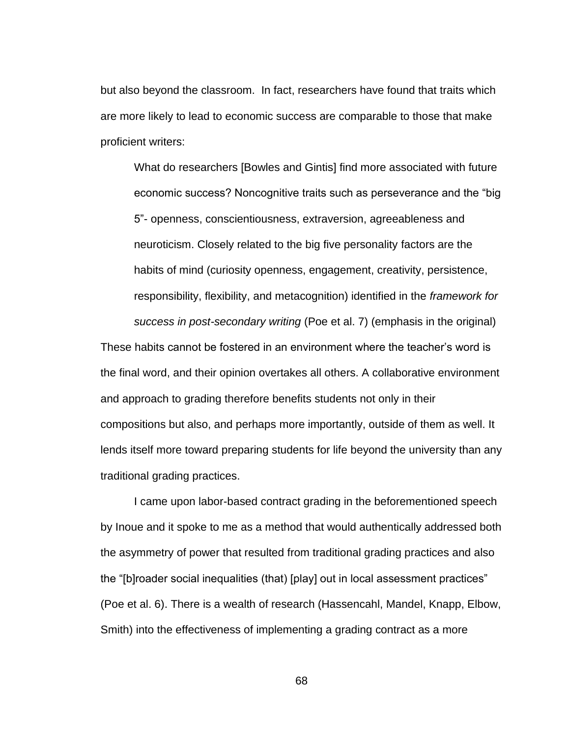but also beyond the classroom. In fact, researchers have found that traits which are more likely to lead to economic success are comparable to those that make proficient writers:

> What do researchers [Bowles and Gintis] find more associated with future economic success? Noncognitive traits such as perseverance and the "big 5"- openness, conscientiousness, extraversion, agreeableness and neuroticism. Closely related to the big five personality factors are the habits of mind (curiosity openness, engagement, creativity, persistence, responsibility, flexibility, and metacognition) identified in the *framework for success in post-secondary writing* (Poe et al. 7) (emphasis in the original)

These habits cannot be fostered in an environment where the teacher's word is the final word, and their opinion overtakes all others. A collaborative environment and approach to grading therefore benefits students not only in their compositions but also, and perhaps more importantly, outside of them as well. It lends itself more toward preparing students for life beyond the university than any traditional grading practices.

I came upon labor-based contract grading in the beforementioned speech by Inoue and it spoke to me as a method that would authentically addressed both the asymmetry of power that resulted from traditional grading practices and also the "[b]roader social inequalities (that) [play] out in local assessment practices" (Poe et al. 6). There is a wealth of research (Hassencahl, Mandel, Knapp, Elbow, Smith) into the effectiveness of implementing a grading contract as a more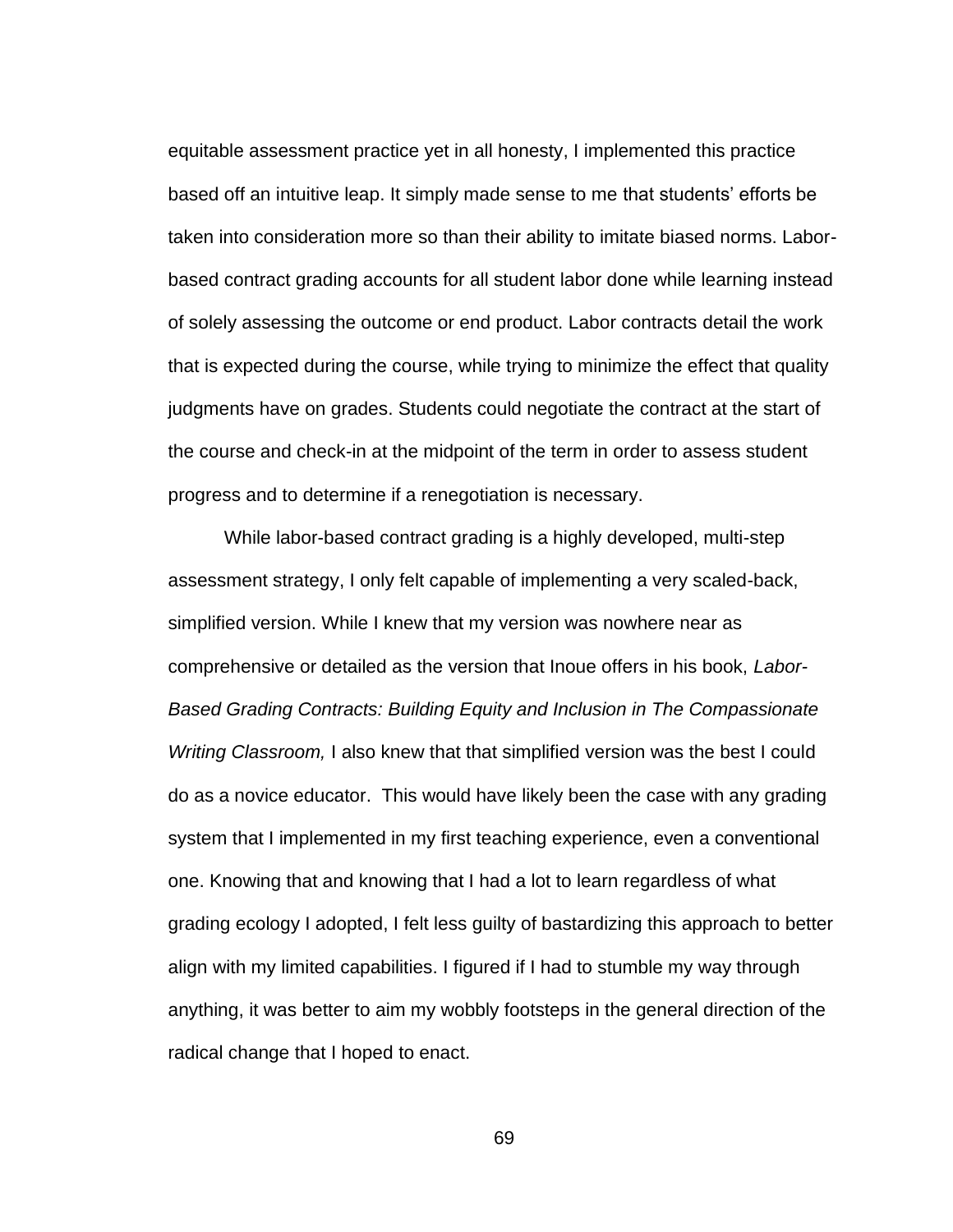equitable assessment practice yet in all honesty, I implemented this practice based off an intuitive leap. It simply made sense to me that students' efforts be taken into consideration more so than their ability to imitate biased norms. Labor-based contract grading accounts for all student labor done while learning instead of solely assessing the outcome or end product. Labor contracts detail the work that is expected during the course, while trying to minimize the effect that quality judgments have on grades. Students could negotiate the contract at the start of the course and check-in at the midpoint of the term in order to assess student progress and to determine if a renegotiation is necessary.

While labor-based contract grading is a highly developed, multi-step assessment strategy, I only felt capable of implementing a very scaled-back, simplified version. While I knew that my version was nowhere near as comprehensive or detailed as the version that Inoue offers in his book, *Labor-Based Grading Contracts: Building Equity and Inclusion in The Compassionate Writing Classroom,* I also knew that that simplified version was the best I could do as a novice educator.  This would have likely been the case with any grading system that I implemented in my first teaching experience, even a conventional one. Knowing that and knowing that I had a lot to learn regardless of what grading ecology I adopted, I felt less guilty of bastardizing this approach to better align with my limited capabilities. I figured if I had to stumble my way through anything, it was better to aim my wobbly footsteps in the general direction of the radical change that I hoped to enact.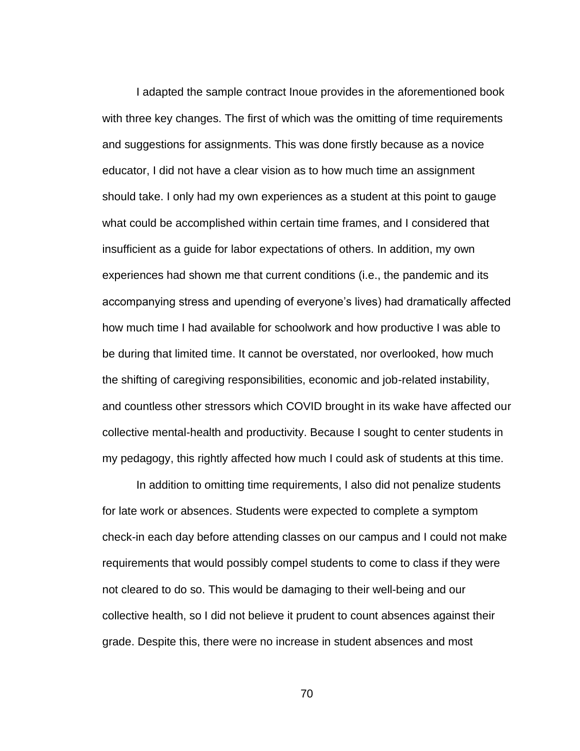I adapted the sample contract Inoue provides in the aforementioned book with three key changes. The first of which was the omitting of time requirements and suggestions for assignments. This was done firstly because as a novice educator, I did not have a clear vision as to how much time an assignment should take. I only had my own experiences as a student at this point to gauge what could be accomplished within certain time frames, and I considered that insufficient as a guide for labor expectations of others. In addition, my own experiences had shown me that current conditions (i.e., the pandemic and its accompanying stress and upending of everyone's lives) had dramatically affected how much time I had available for schoolwork and how productive I was able to be during that limited time. It cannot be overstated, nor overlooked, how much the shifting of caregiving responsibilities, economic and job-related instability, and countless other stressors which COVID brought in its wake have affected our collective mental-health and productivity. Because I sought to center students in my pedagogy, this rightly affected how much I could ask of students at this time.

In addition to omitting time requirements, I also did not penalize students for late work or absences. Students were expected to complete a symptom check-in each day before attending classes on our campus and I could not make requirements that would possibly compel students to come to class if they were not cleared to do so. This would be damaging to their well-being and our collective health, so I did not believe it prudent to count absences against their grade. Despite this, there were no increase in student absences and most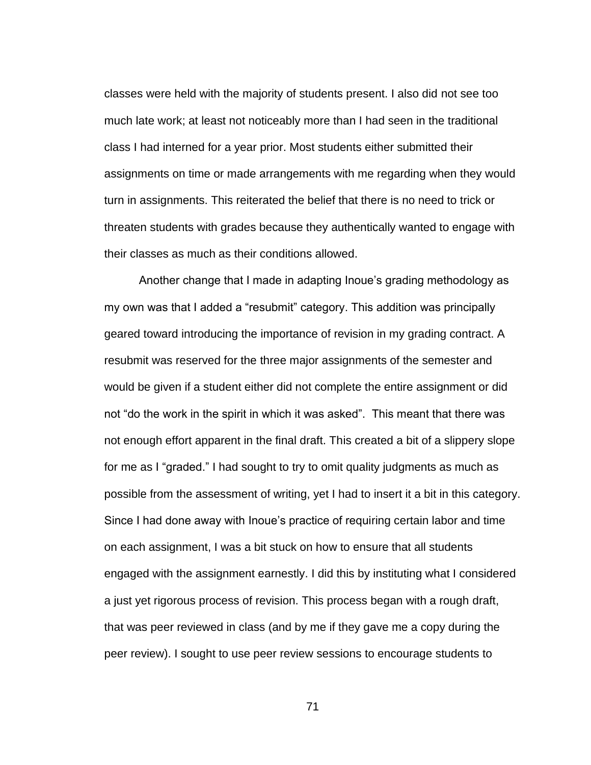classes were held with the majority of students present. I also did not see too much late work; at least not noticeably more than I had seen in the traditional class I had interned for a year prior. Most students either submitted their assignments on time or made arrangements with me regarding when they would turn in assignments. This reiterated the belief that there is no need to trick or threaten students with grades because they authentically wanted to engage with their classes as much as their conditions allowed.

Another change that I made in adapting Inoue's grading methodology as my own was that I added a "resubmit" category. This addition was principally geared toward introducing the importance of revision in my grading contract. A resubmit was reserved for the three major assignments of the semester and would be given if a student either did not complete the entire assignment or did not "do the work in the spirit in which it was asked". This meant that there was not enough effort apparent in the final draft. This created a bit of a slippery slope for me as I "graded." I had sought to try to omit quality judgments as much as possible from the assessment of writing, yet I had to insert it a bit in this category. Since I had done away with Inoue's practice of requiring certain labor and time on each assignment, I was a bit stuck on how to ensure that all students engaged with the assignment earnestly. I did this by instituting what I considered a just yet rigorous process of revision. This process began with a rough draft, that was peer reviewed in class (and by me if they gave me a copy during the peer review). I sought to use peer review sessions to encourage students to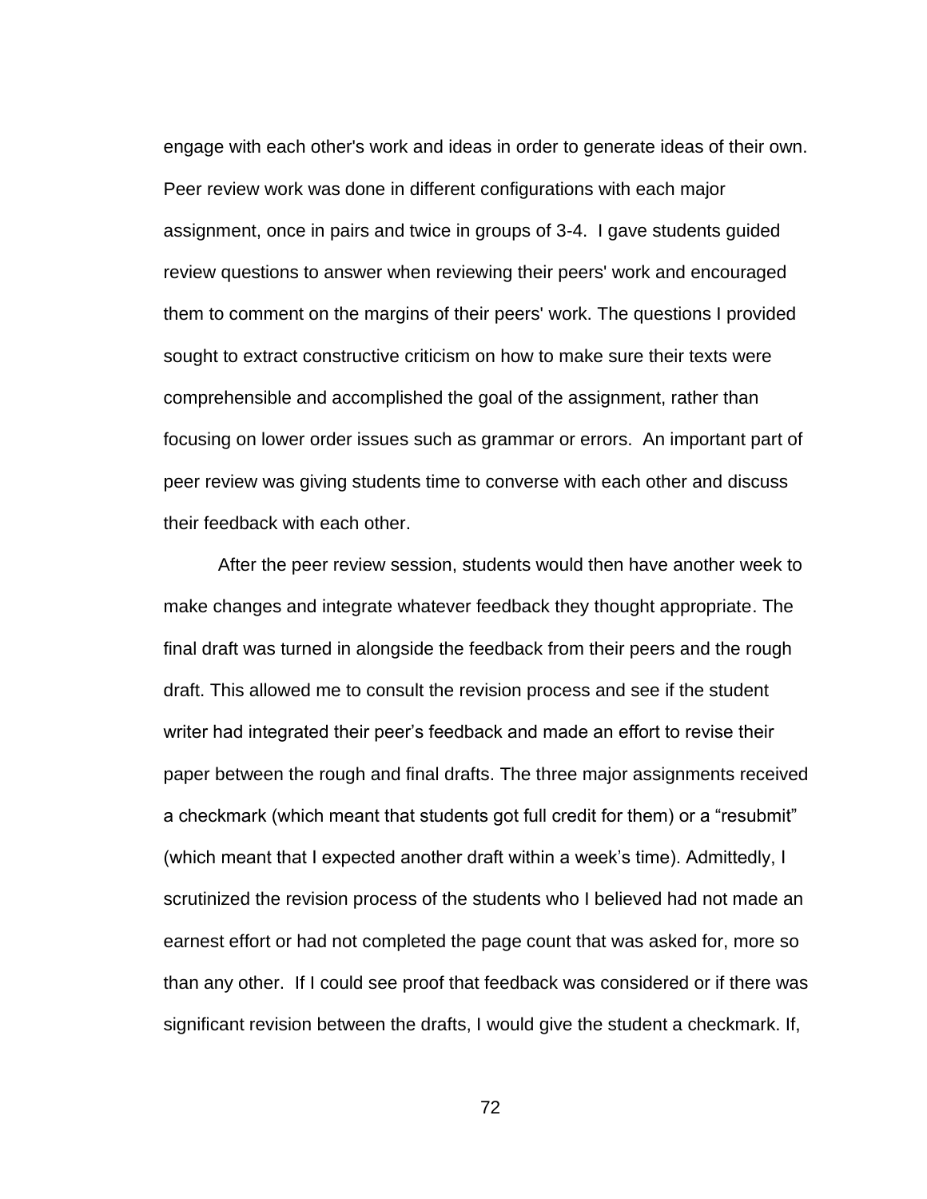engage with each other's work and ideas in order to generate ideas of their own. Peer review work was done in different configurations with each major assignment, once in pairs and twice in groups of 3-4. I gave students guided review questions to answer when reviewing their peers' work and encouraged them to comment on the margins of their peers' work. The questions I provided sought to extract constructive criticism on how to make sure their texts were comprehensible and accomplished the goal of the assignment, rather than focusing on lower order issues such as grammar or errors. An important part of peer review was giving students time to converse with each other and discuss their feedback with each other.

After the peer review session, students would then have another week to make changes and integrate whatever feedback they thought appropriate. The final draft was turned in alongside the feedback from their peers and the rough draft. This allowed me to consult the revision process and see if the student writer had integrated their peer's feedback and made an effort to revise their paper between the rough and final drafts. The three major assignments received a checkmark (which meant that students got full credit for them) or a "resubmit" (which meant that I expected another draft within a week's time). Admittedly, I scrutinized the revision process of the students who I believed had not made an earnest effort or had not completed the page count that was asked for, more so than any other. If I could see proof that feedback was considered or if there was significant revision between the drafts, I would give the student a checkmark. If,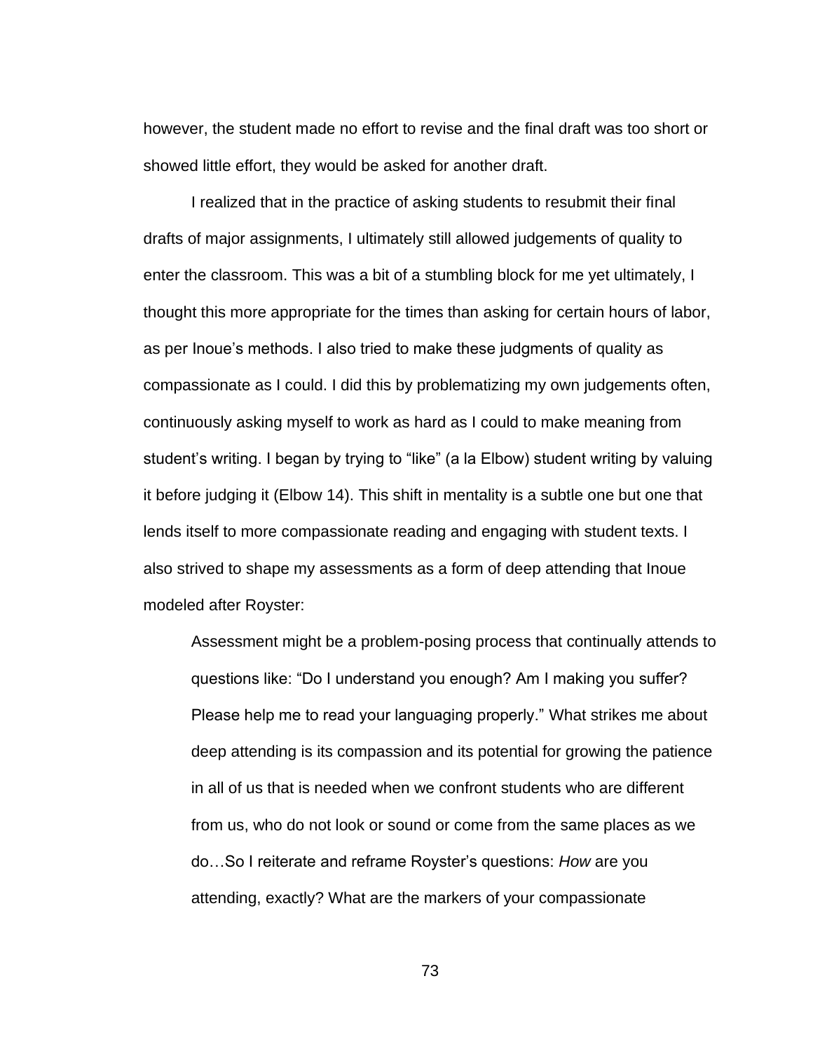however, the student made no effort to revise and the final draft was too short or showed little effort, they would be asked for another draft.

I realized that in the practice of asking students to resubmit their final drafts of major assignments, I ultimately still allowed judgements of quality to enter the classroom. This was a bit of a stumbling block for me yet ultimately, I thought this more appropriate for the times than asking for certain hours of labor, as per Inoue's methods. I also tried to make these judgments of quality as compassionate as I could. I did this by problematizing my own judgements often, continuously asking myself to work as hard as I could to make meaning from student's writing. I began by trying to "like" (a la Elbow) student writing by valuing it before judging it (Elbow 14). This shift in mentality is a subtle one but one that lends itself to more compassionate reading and engaging with student texts. I also strived to shape my assessments as a form of deep attending that Inoue modeled after Royster:

> Assessment might be a problem-posing process that continually attends to questions like: "Do I understand you enough? Am I making you suffer? Please help me to read your languaging properly." What strikes me about deep attending is its compassion and its potential for growing the patience in all of us that is needed when we confront students who are different from us, who do not look or sound or come from the same places as we do…So I reiterate and reframe Royster's questions: *How* are you attending, exactly? What are the markers of your compassionate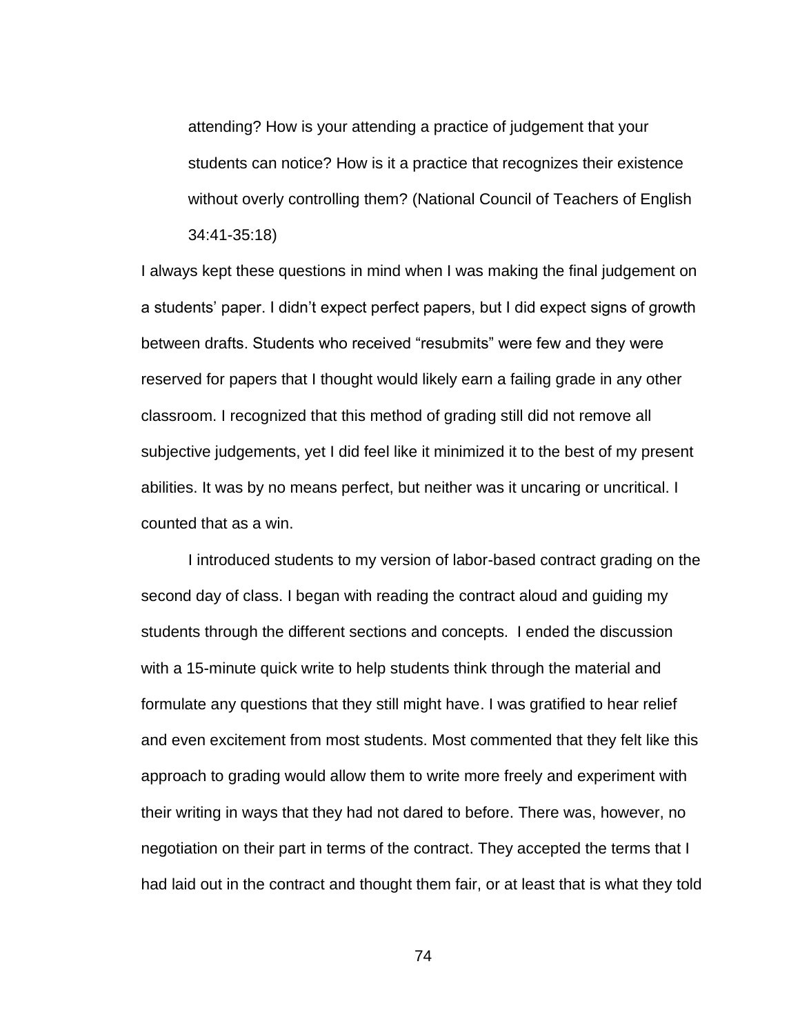> attending? How is your attending a practice of judgement that your students can notice? How is it a practice that recognizes their existence without overly controlling them? (National Council of Teachers of English 34:41-35:18)

I always kept these questions in mind when I was making the final judgement on a students' paper. I didn't expect perfect papers, but I did expect signs of growth between drafts. Students who received "resubmits" were few and they were reserved for papers that I thought would likely earn a failing grade in any other classroom. I recognized that this method of grading still did not remove all subjective judgements, yet I did feel like it minimized it to the best of my present abilities. It was by no means perfect, but neither was it uncaring or uncritical. I counted that as a win.

I introduced students to my version of labor-based contract grading on the second day of class. I began with reading the contract aloud and guiding my students through the different sections and concepts. I ended the discussion with a 15-minute quick write to help students think through the material and formulate any questions that they still might have. I was gratified to hear relief and even excitement from most students. Most commented that they felt like this approach to grading would allow them to write more freely and experiment with their writing in ways that they had not dared to before. There was, however, no negotiation on their part in terms of the contract. They accepted the terms that I had laid out in the contract and thought them fair, or at least that is what they told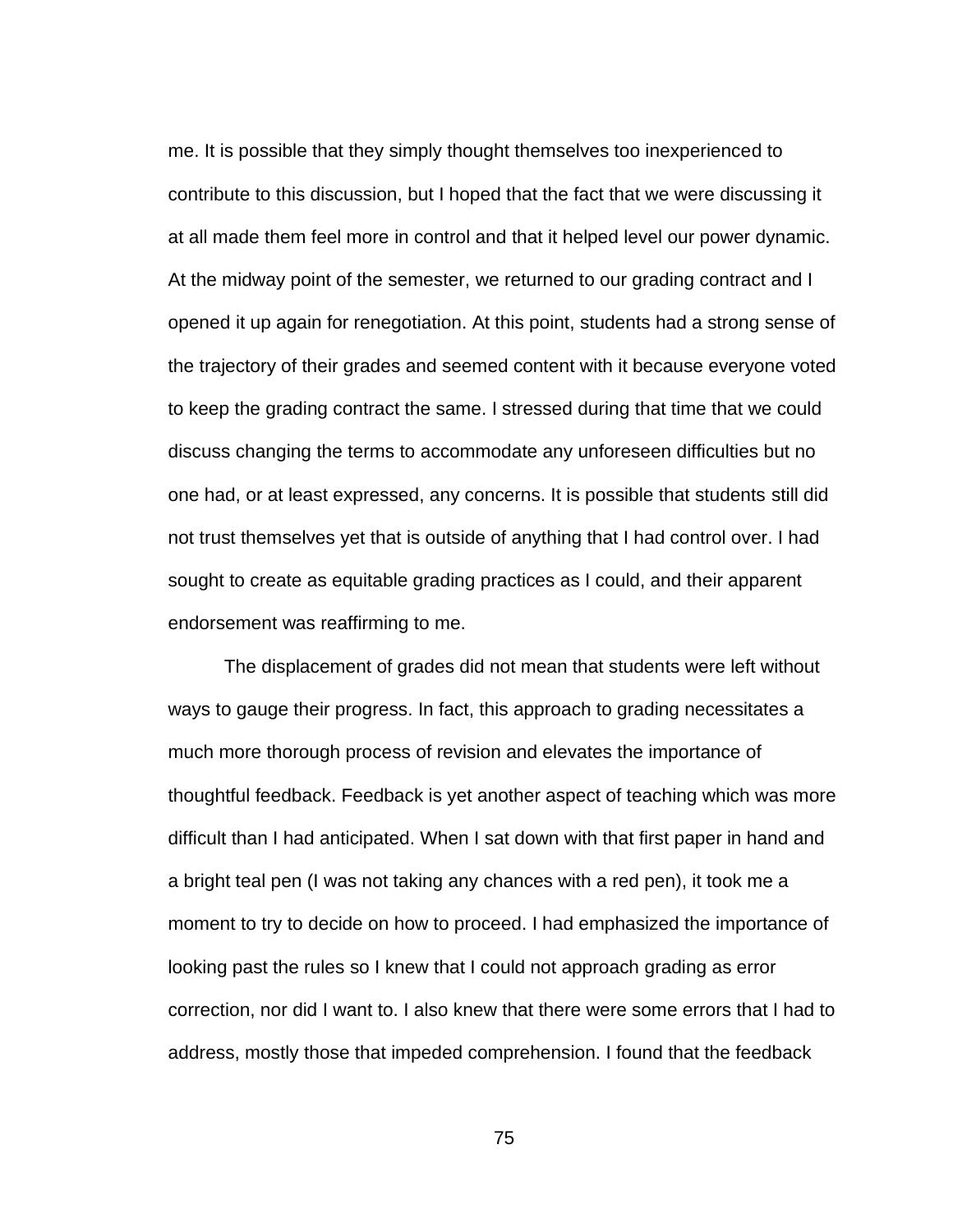me. It is possible that they simply thought themselves too inexperienced to contribute to this discussion, but I hoped that the fact that we were discussing it at all made them feel more in control and that it helped level our power dynamic. At the midway point of the semester, we returned to our grading contract and I opened it up again for renegotiation. At this point, students had a strong sense of the trajectory of their grades and seemed content with it because everyone voted to keep the grading contract the same. I stressed during that time that we could discuss changing the terms to accommodate any unforeseen difficulties but no one had, or at least expressed, any concerns. It is possible that students still did not trust themselves yet that is outside of anything that I had control over. I had sought to create as equitable grading practices as I could, and their apparent endorsement was reaffirming to me.

The displacement of grades did not mean that students were left without ways to gauge their progress. In fact, this approach to grading necessitates a much more thorough process of revision and elevates the importance of thoughtful feedback. Feedback is yet another aspect of teaching which was more difficult than I had anticipated. When I sat down with that first paper in hand and a bright teal pen (I was not taking any chances with a red pen), it took me a moment to try to decide on how to proceed. I had emphasized the importance of looking past the rules so I knew that I could not approach grading as error correction, nor did I want to. I also knew that there were some errors that I had to address, mostly those that impeded comprehension. I found that the feedback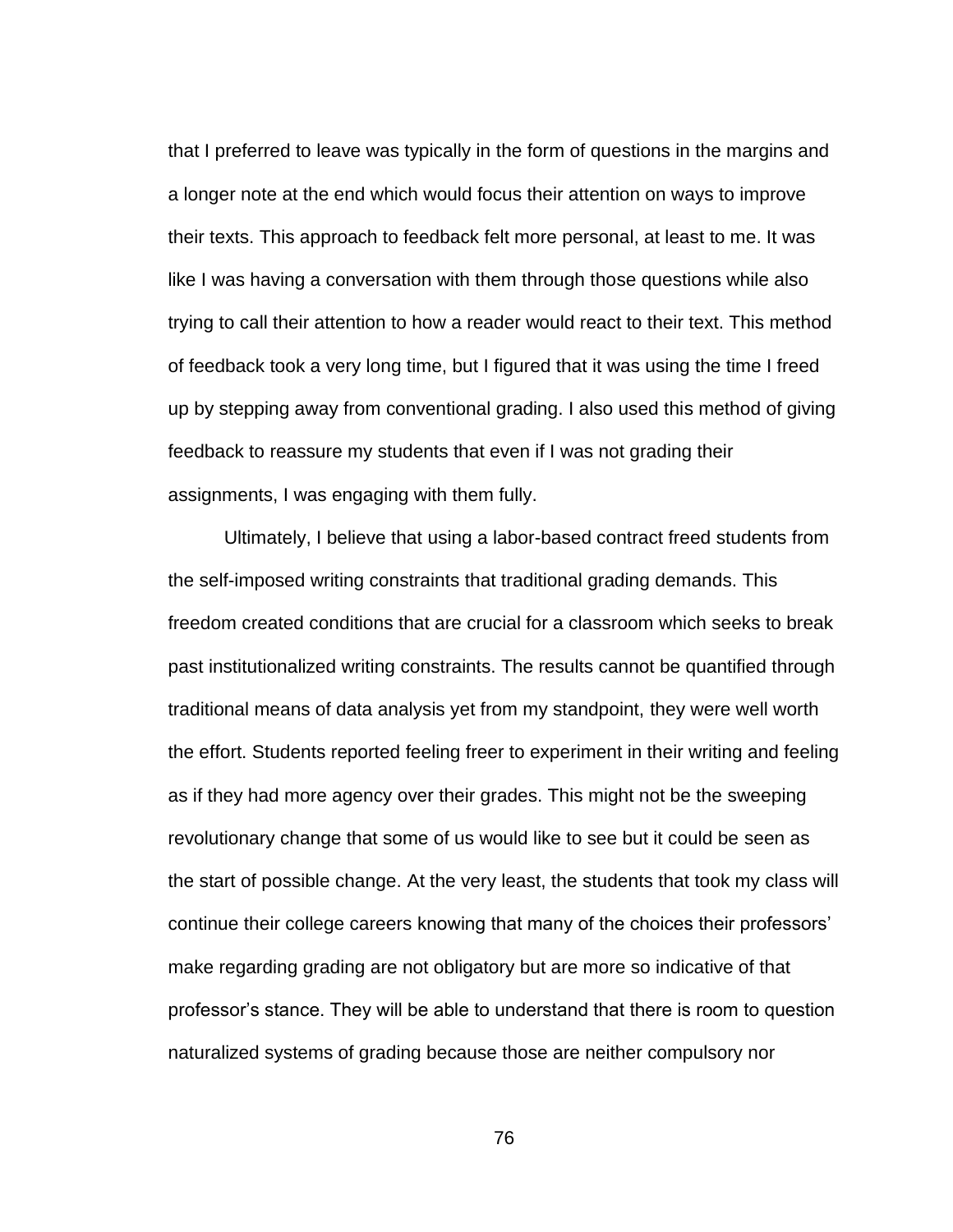that I preferred to leave was typically in the form of questions in the margins and a longer note at the end which would focus their attention on ways to improve their texts. This approach to feedback felt more personal, at least to me. It was like I was having a conversation with them through those questions while also trying to call their attention to how a reader would react to their text. This method of feedback took a very long time, but I figured that it was using the time I freed up by stepping away from conventional grading. I also used this method of giving feedback to reassure my students that even if I was not grading their assignments, I was engaging with them fully.

Ultimately, I believe that using a labor-based contract freed students from the self-imposed writing constraints that traditional grading demands. This freedom created conditions that are crucial for a classroom which seeks to break past institutionalized writing constraints. The results cannot be quantified through traditional means of data analysis yet from my standpoint, they were well worth the effort. Students reported feeling freer to experiment in their writing and feeling as if they had more agency over their grades. This might not be the sweeping revolutionary change that some of us would like to see but it could be seen as the start of possible change. At the very least, the students that took my class will continue their college careers knowing that many of the choices their professors' make regarding grading are not obligatory but are more so indicative of that professor's stance. They will be able to understand that there is room to question naturalized systems of grading because those are neither compulsory nor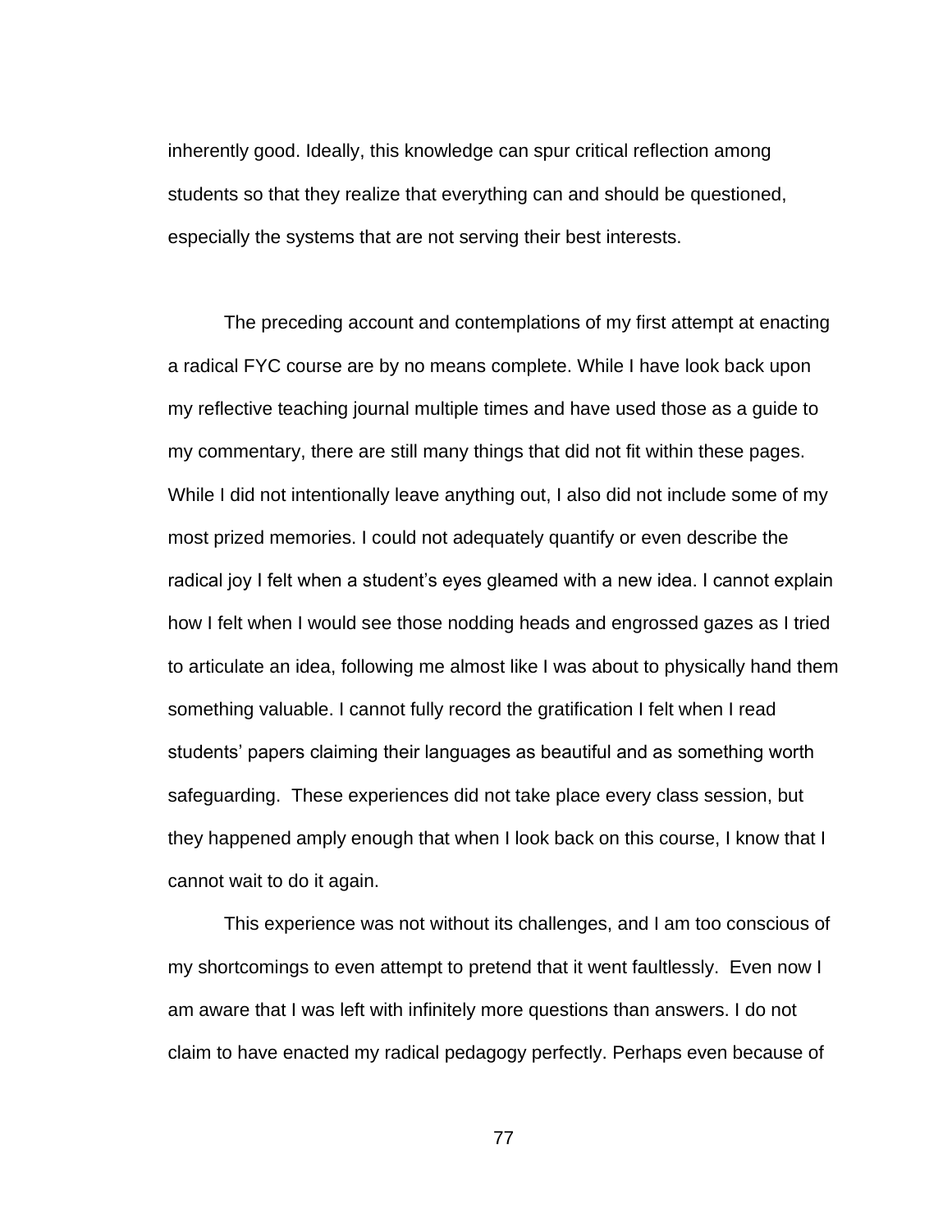inherently good. Ideally, this knowledge can spur critical reflection among students so that they realize that everything can and should be questioned, especially the systems that are not serving their best interests.

The preceding account and contemplations of my first attempt at enacting a radical FYC course are by no means complete. While I have look back upon my reflective teaching journal multiple times and have used those as a guide to my commentary, there are still many things that did not fit within these pages. While I did not intentionally leave anything out, I also did not include some of my most prized memories. I could not adequately quantify or even describe the radical joy I felt when a student's eyes gleamed with a new idea. I cannot explain how I felt when I would see those nodding heads and engrossed gazes as I tried to articulate an idea, following me almost like I was about to physically hand them something valuable. I cannot fully record the gratification I felt when I read students' papers claiming their languages as beautiful and as something worth safeguarding. These experiences did not take place every class session, but they happened amply enough that when I look back on this course, I know that I cannot wait to do it again.

This experience was not without its challenges, and I am too conscious of my shortcomings to even attempt to pretend that it went faultlessly. Even now I am aware that I was left with infinitely more questions than answers. I do not claim to have enacted my radical pedagogy perfectly. Perhaps even because of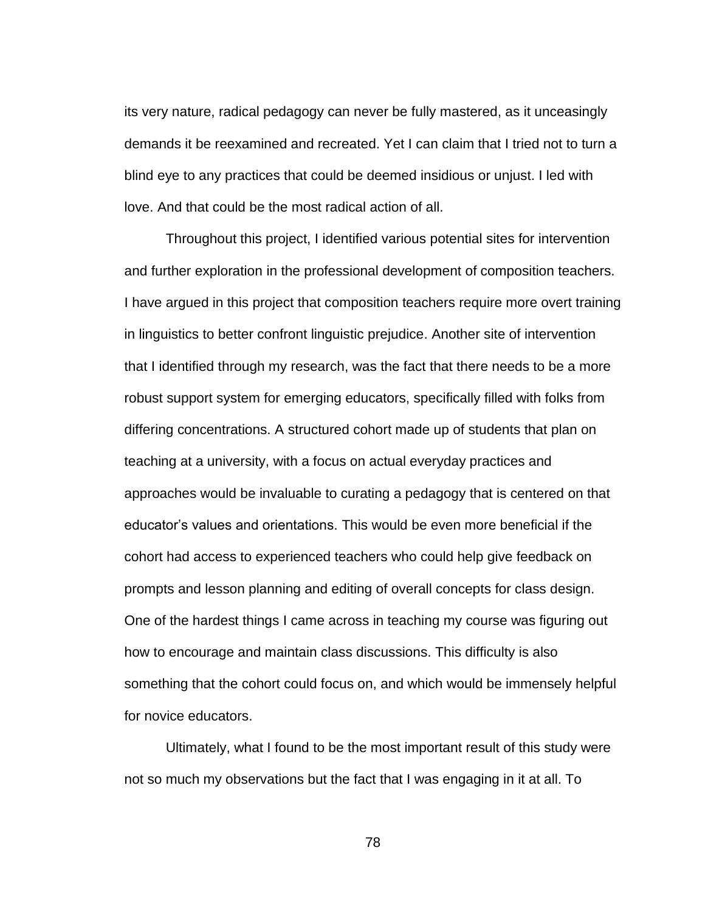its very nature, radical pedagogy can never be fully mastered, as it unceasingly demands it be reexamined and recreated. Yet I can claim that I tried not to turn a blind eye to any practices that could be deemed insidious or unjust. I led with love. And that could be the most radical action of all.

Throughout this project, I identified various potential sites for intervention and further exploration in the professional development of composition teachers. I have argued in this project that composition teachers require more overt training in linguistics to better confront linguistic prejudice. Another site of intervention that I identified through my research, was the fact that there needs to be a more robust support system for emerging educators, specifically filled with folks from differing concentrations. A structured cohort made up of students that plan on teaching at a university, with a focus on actual everyday practices and approaches would be invaluable to curating a pedagogy that is centered on that educator's values and orientations. This would be even more beneficial if the cohort had access to experienced teachers who could help give feedback on prompts and lesson planning and editing of overall concepts for class design. One of the hardest things I came across in teaching my course was figuring out how to encourage and maintain class discussions. This difficulty is also something that the cohort could focus on, and which would be immensely helpful for novice educators.

Ultimately, what I found to be the most important result of this study were not so much my observations but the fact that I was engaging in it at all. To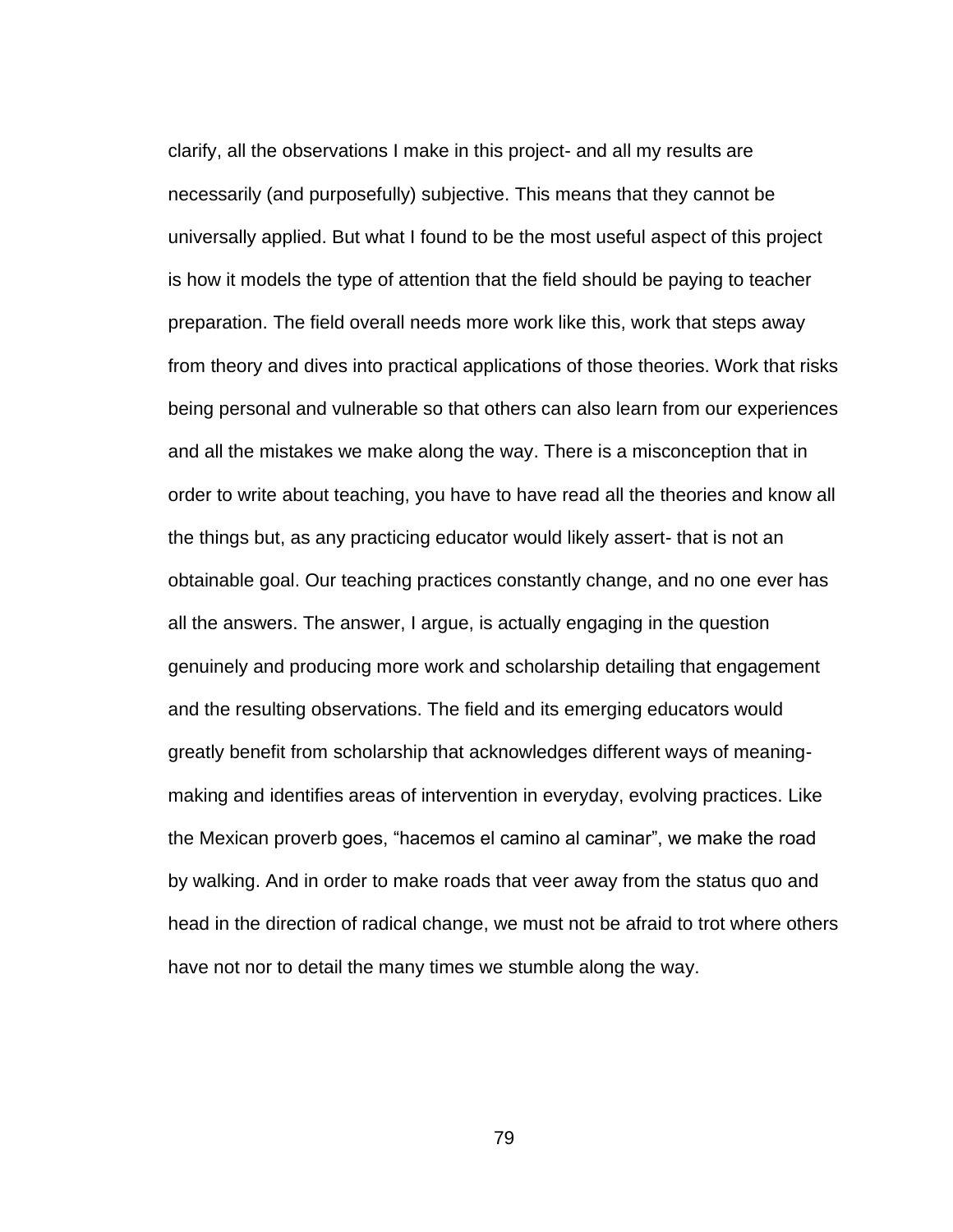clarify, all the observations I make in this project- and all my results are necessarily (and purposefully) subjective. This means that they cannot be universally applied. But what I found to be the most useful aspect of this project is how it models the type of attention that the field should be paying to teacher preparation. The field overall needs more work like this, work that steps away from theory and dives into practical applications of those theories. Work that risks being personal and vulnerable so that others can also learn from our experiences and all the mistakes we make along the way. There is a misconception that in order to write about teaching, you have to have read all the theories and know all the things but, as any practicing educator would likely assert- that is not an obtainable goal. Our teaching practices constantly change, and no one ever has all the answers. The answer, I argue, is actually engaging in the question genuinely and producing more work and scholarship detailing that engagement and the resulting observations. The field and its emerging educators would greatly benefit from scholarship that acknowledges different ways of meaning-making and identifies areas of intervention in everyday, evolving practices. Like the Mexican proverb goes, "hacemos el camino al caminar", we make the road by walking. And in order to make roads that veer away from the status quo and head in the direction of radical change, we must not be afraid to trot where others have not nor to detail the many times we stumble along the way.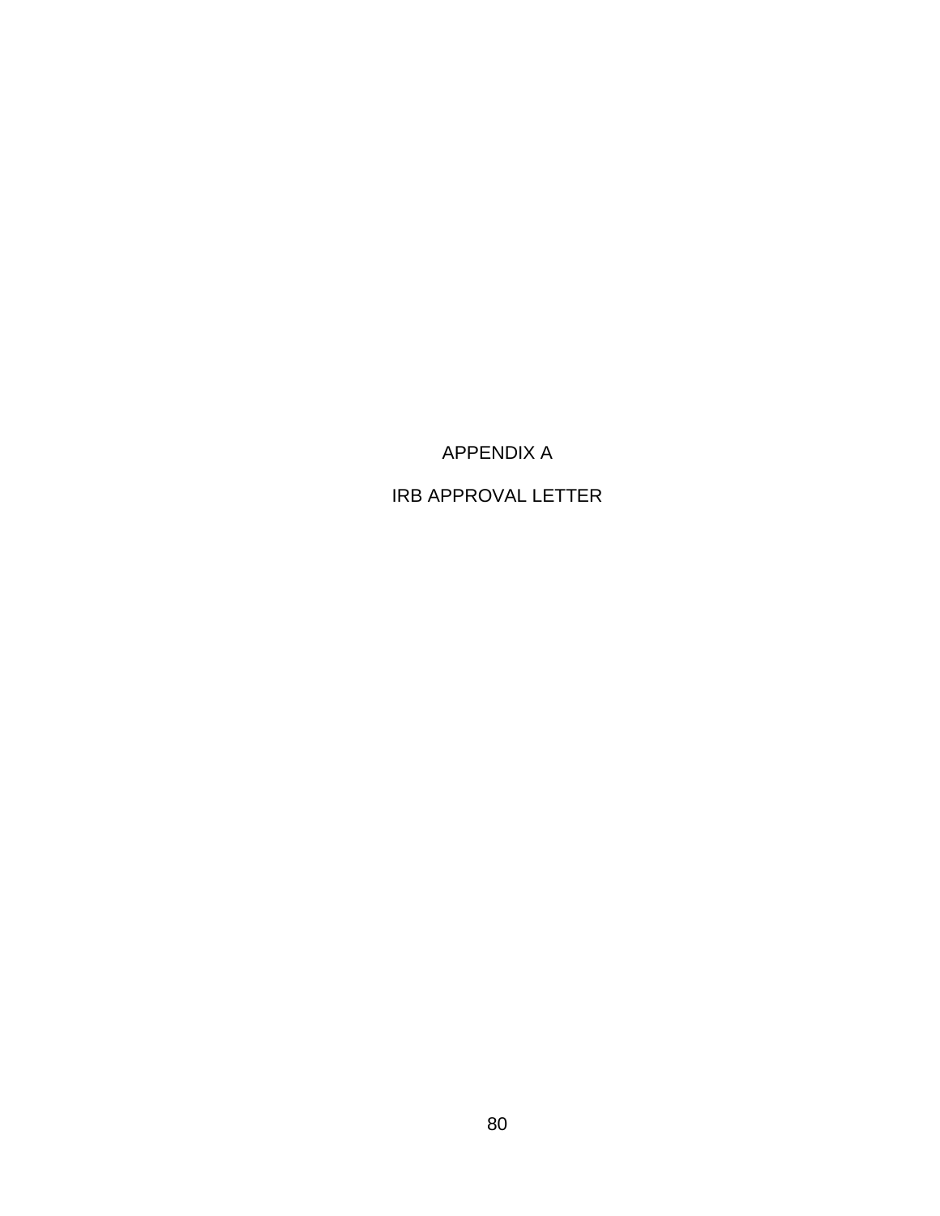# APPENDIX A

# IRB APPROVAL LETTER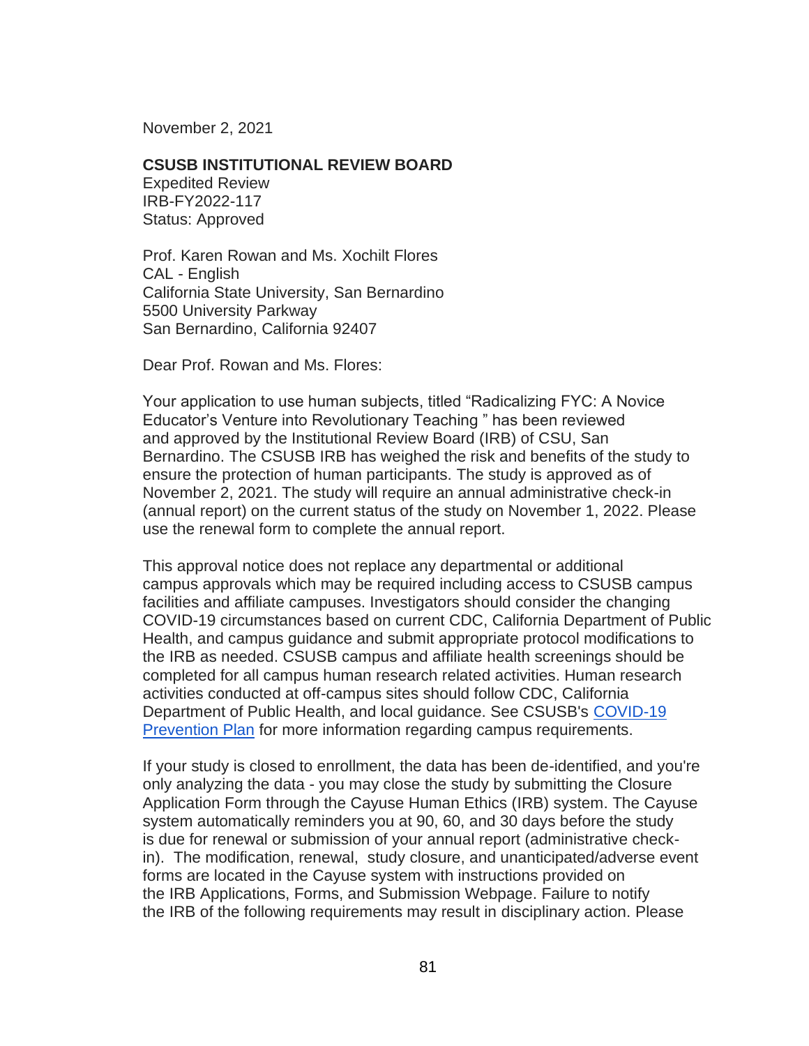November 2, 2021

**CSUSB INSTITUTIONAL REVIEW BOARD**
Expedited Review
IRB-FY2022-117
Status: Approved

Prof. Karen Rowan and Ms. Xochilt Flores
CAL - English
California State University, San Bernardino
5500 University Parkway
San Bernardino, California 92407

Dear Prof. Rowan and Ms. Flores:

Your application to use human subjects, titled "Radicalizing FYC: A Novice Educator's Venture into Revolutionary Teaching " has been reviewed and approved by the Institutional Review Board (IRB) of CSU, San Bernardino. The CSUSB IRB has weighed the risk and benefits of the study to ensure the protection of human participants. The study is approved as of November 2, 2021. The study will require an annual administrative check-in (annual report) on the current status of the study on November 1, 2022. Please use the renewal form to complete the annual report.

This approval notice does not replace any departmental or additional campus approvals which may be required including access to CSUSB campus facilities and affiliate campuses. Investigators should consider the changing COVID-19 circumstances based on current CDC, California Department of Public Health, and campus guidance and submit appropriate protocol modifications to the IRB as needed. CSUSB campus and affiliate health screenings should be completed for all campus human research related activities. Human research activities conducted at off-campus sites should follow CDC, California Department of Public Health, and local guidance. See CSUSB's COVID-19 Prevention Plan for more information regarding campus requirements.

If your study is closed to enrollment, the data has been de-identified, and you're only analyzing the data - you may close the study by submitting the Closure Application Form through the Cayuse Human Ethics (IRB) system. The Cayuse system automatically reminders you at 90, 60, and 30 days before the study is due for renewal or submission of your annual report (administrative check-in). The modification, renewal, study closure, and unanticipated/adverse event forms are located in the Cayuse system with instructions provided on the IRB Applications, Forms, and Submission Webpage. Failure to notify the IRB of the following requirements may result in disciplinary action. Please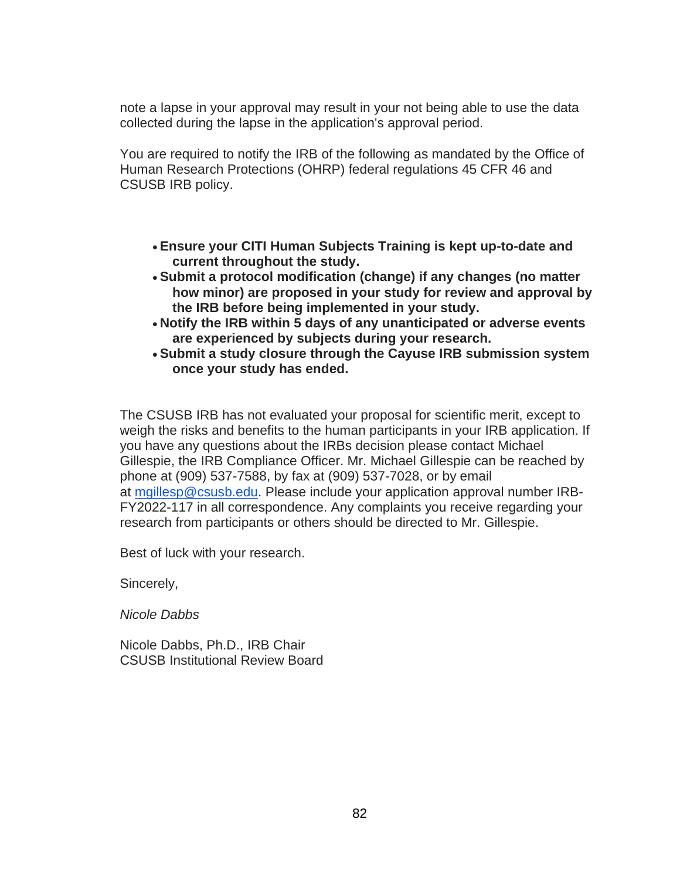note a lapse in your approval may result in your not being able to use the data collected during the lapse in the application's approval period.

You are required to notify the IRB of the following as mandated by the Office of Human Research Protections (OHRP) federal regulations 45 CFR 46 and CSUSB IRB policy.

- **Ensure your CITI Human Subjects Training is kept up-to-date and current throughout the study.**
- **Submit a protocol modification (change) if any changes (no matter how minor) are proposed in your study for review and approval by the IRB before being implemented in your study.**
- **Notify the IRB within 5 days of any unanticipated or adverse events are experienced by subjects during your research.**
- **Submit a study closure through the Cayuse IRB submission system once your study has ended.**

The CSUSB IRB has not evaluated your proposal for scientific merit, except to weigh the risks and benefits to the human participants in your IRB application. If you have any questions about the IRBs decision please contact Michael Gillespie, the IRB Compliance Officer. Mr. Michael Gillespie can be reached by phone at (909) 537-7588, by fax at (909) 537-7028, or by email at mgillesp@csusb.edu. Please include your application approval number IRB-FY2022-117 in all correspondence. Any complaints you receive regarding your research from participants or others should be directed to Mr. Gillespie.

Best of luck with your research.

Sincerely,

*Nicole Dabbs*

Nicole Dabbs, Ph.D., IRB Chair
CSUSB Institutional Review Board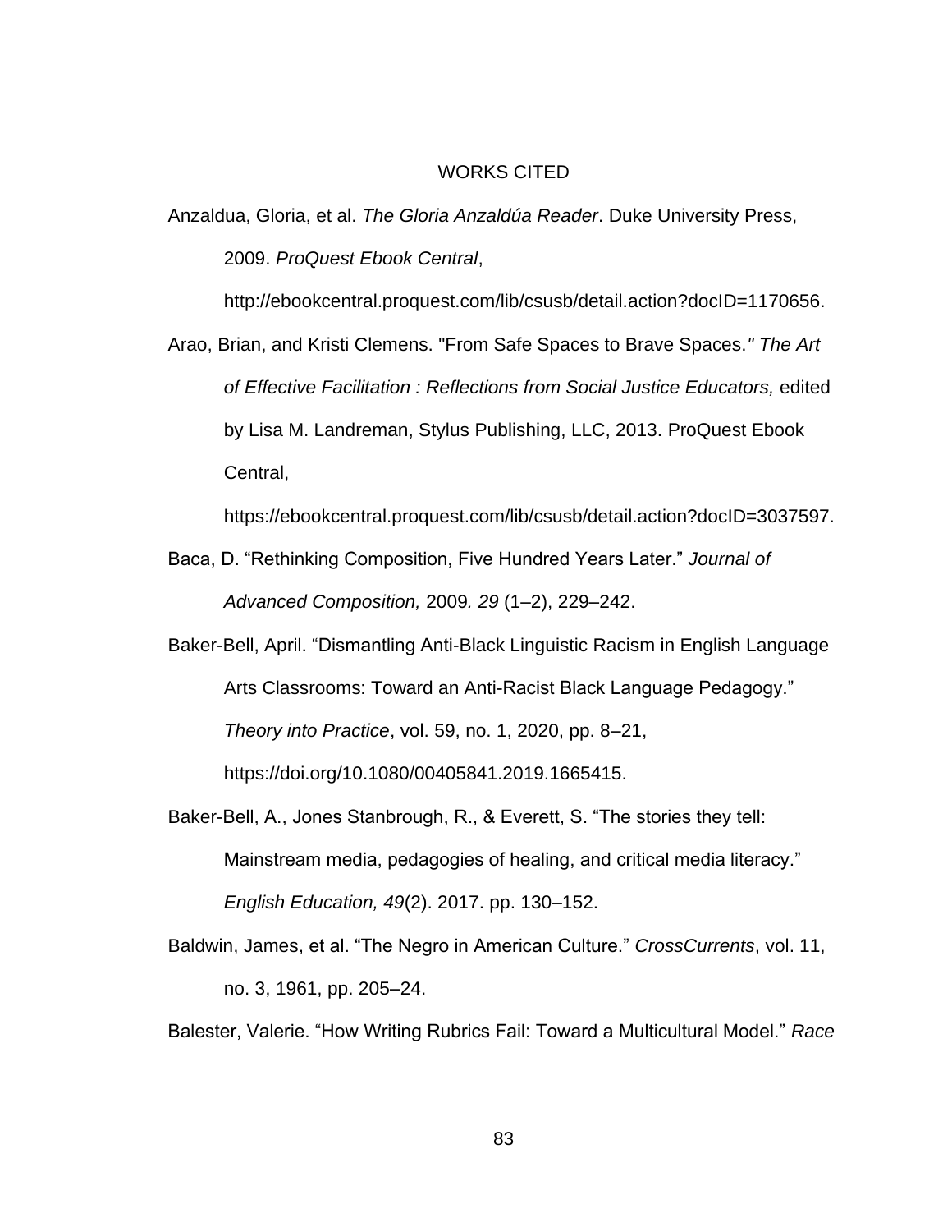# WORKS CITED

Anzaldua, Gloria, et al. *The Gloria Anzaldúa Reader*. Duke University Press, 2009. *ProQuest Ebook Central*, http://ebookcentral.proquest.com/lib/csusb/detail.action?docID=1170656.

Arao, Brian, and Kristi Clemens. "From Safe Spaces to Brave Spaces.*" The Art of Effective Facilitation : Reflections from Social Justice Educators,* edited by Lisa M. Landreman, Stylus Publishing, LLC, 2013. ProQuest Ebook Central, https://ebookcentral.proquest.com/lib/csusb/detail.action?docID=3037597.

Baca, D. "Rethinking Composition, Five Hundred Years Later." *Journal of Advanced Composition,* 2009*. 29* (1–2), 229–242.

Baker-Bell, April. "Dismantling Anti-Black Linguistic Racism in English Language Arts Classrooms: Toward an Anti-Racist Black Language Pedagogy." *Theory into Practice*, vol. 59, no. 1, 2020, pp. 8–21, https://doi.org/10.1080/00405841.2019.1665415.

Baker-Bell, A., Jones Stanbrough, R., & Everett, S. "The stories they tell: Mainstream media, pedagogies of healing, and critical media literacy." *English Education, 49*(2). 2017. pp. 130–152.

Baldwin, James, et al. "The Negro in American Culture." *CrossCurrents*, vol. 11, no. 3, 1961, pp. 205–24.

Balester, Valerie. "How Writing Rubrics Fail: Toward a Multicultural Model." *Race*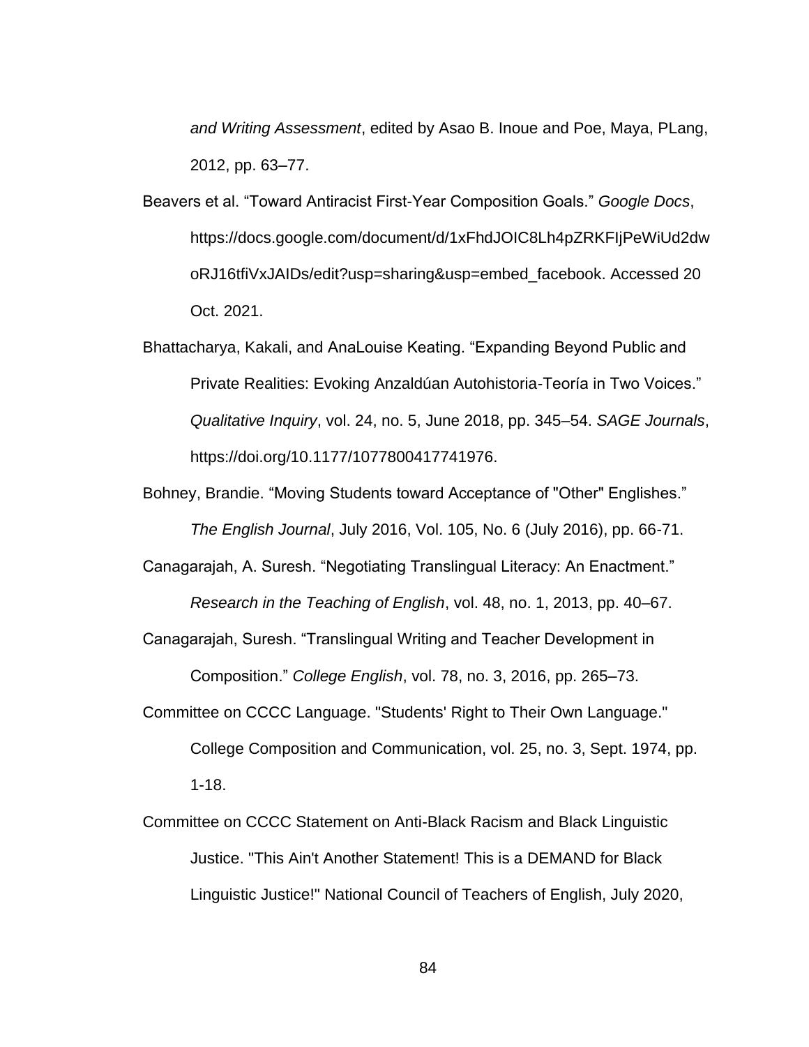*and Writing Assessment*, edited by Asao B. Inoue and Poe, Maya, PLang, 2012, pp. 63–77.

Beavers et al. “Toward Antiracist First-Year Composition Goals.” *Google Docs*, https://docs.google.com/document/d/1xFhdJOIC8Lh4pZRKFIjPeWiUd2dwoRJ16tfiVxJAIDs/edit?usp=sharing&usp=embed_facebook. Accessed 20 Oct. 2021.

Bhattacharya, Kakali, and AnaLouise Keating. “Expanding Beyond Public and Private Realities: Evoking Anzaldúan Autohistoria-Teoría in Two Voices.” *Qualitative Inquiry*, vol. 24, no. 5, June 2018, pp. 345–54. *SAGE Journals*, https://doi.org/10.1177/1077800417741976.

Bohney, Brandie. “Moving Students toward Acceptance of "Other" Englishes.” *The English Journal*, July 2016, Vol. 105, No. 6 (July 2016), pp. 66-71.

Canagarajah, A. Suresh. “Negotiating Translingual Literacy: An Enactment.” *Research in the Teaching of English*, vol. 48, no. 1, 2013, pp. 40–67.

Canagarajah, Suresh. “Translingual Writing and Teacher Development in Composition.” *College English*, vol. 78, no. 3, 2016, pp. 265–73.

Committee on CCCC Language. "Students' Right to Their Own Language." College Composition and Communication, vol. 25, no. 3, Sept. 1974, pp. 1-18.

Committee on CCCC Statement on Anti-Black Racism and Black Linguistic Justice. "This Ain't Another Statement! This is a DEMAND for Black Linguistic Justice!" National Council of Teachers of English, July 2020,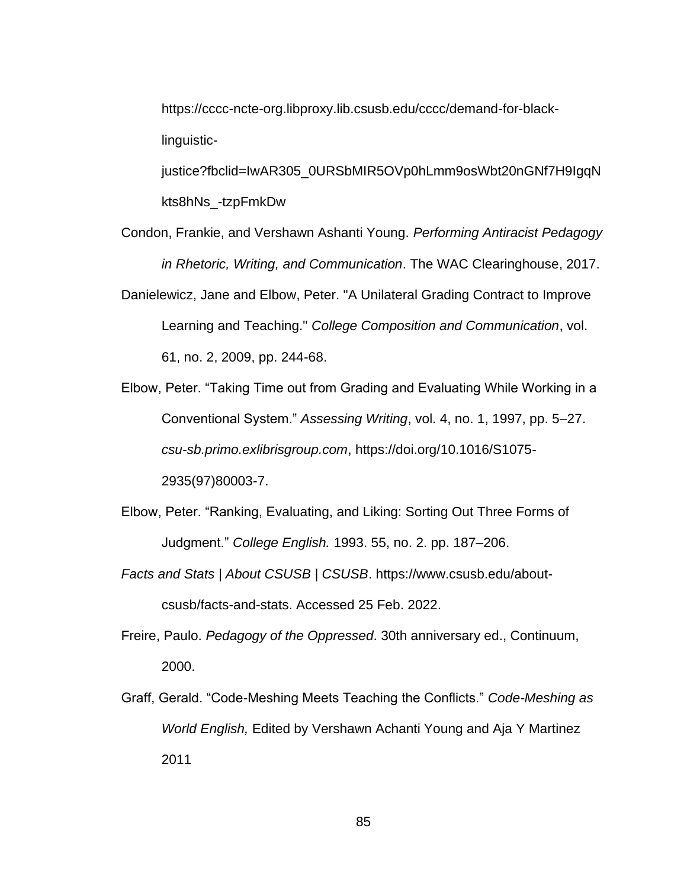https://cccc-ncte-org.libproxy.lib.csusb.edu/cccc/demand-for-black-linguistic-justice?fbclid=IwAR305_0URSbMIR5OVp0hLmm9osWbt20nGNf7H9IgqNkts8hNs_-tzpFmkDw

Condon, Frankie, and Vershawn Ashanti Young. *Performing Antiracist Pedagogy in Rhetoric, Writing, and Communication*. The WAC Clearinghouse, 2017.

Danielewicz, Jane and Elbow, Peter. "A Unilateral Grading Contract to Improve Learning and Teaching." *College Composition and Communication*, vol. 61, no. 2, 2009, pp. 244-68.

Elbow, Peter. "Taking Time out from Grading and Evaluating While Working in a Conventional System." *Assessing Writing*, vol. 4, no. 1, 1997, pp. 5–27. *csu-sb.primo.exlibrisgroup.com*, https://doi.org/10.1016/S1075-2935(97)80003-7.

Elbow, Peter. "Ranking, Evaluating, and Liking: Sorting Out Three Forms of Judgment." *College English.* 1993. 55, no. 2. pp. 187–206.

*Facts and Stats | About CSUSB | CSUSB*. https://www.csusb.edu/about-csusb/facts-and-stats. Accessed 25 Feb. 2022.

Freire, Paulo. *Pedagogy of the Oppressed*. 30th anniversary ed., Continuum, 2000.

Graff, Gerald. "Code-Meshing Meets Teaching the Conflicts." *Code-Meshing as World English,* Edited by Vershawn Achanti Young and Aja Y Martinez 2011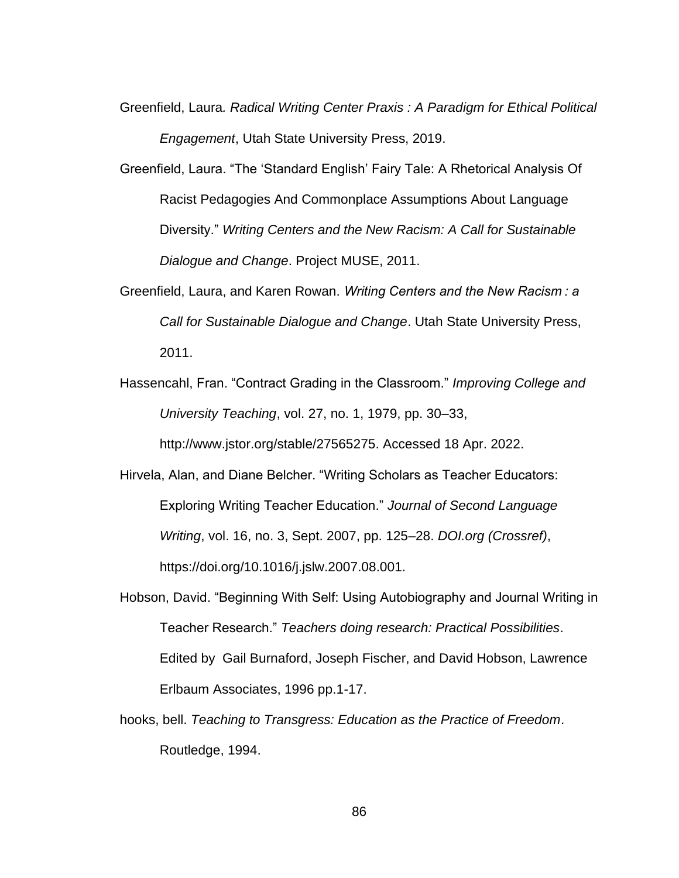Greenfield, Laura. *Radical Writing Center Praxis : A Paradigm for Ethical Political Engagement*, Utah State University Press, 2019.

Greenfield, Laura. "The 'Standard English' Fairy Tale: A Rhetorical Analysis Of Racist Pedagogies And Commonplace Assumptions About Language Diversity." *Writing Centers and the New Racism: A Call for Sustainable Dialogue and Change*. Project MUSE, 2011.

Greenfield, Laura, and Karen Rowan. *Writing Centers and the New Racism : a Call for Sustainable Dialogue and Change*. Utah State University Press, 2011.

Hassencahl, Fran. "Contract Grading in the Classroom." *Improving College and University Teaching*, vol. 27, no. 1, 1979, pp. 30–33, http://www.jstor.org/stable/27565275. Accessed 18 Apr. 2022.

Hirvela, Alan, and Diane Belcher. "Writing Scholars as Teacher Educators: Exploring Writing Teacher Education." *Journal of Second Language Writing*, vol. 16, no. 3, Sept. 2007, pp. 125–28. *DOI.org (Crossref)*, https://doi.org/10.1016/j.jslw.2007.08.001.

Hobson, David. "Beginning With Self: Using Autobiography and Journal Writing in Teacher Research." *Teachers doing research: Practical Possibilities*. Edited by Gail Burnaford, Joseph Fischer, and David Hobson, Lawrence Erlbaum Associates, 1996 pp.1-17.

hooks, bell. *Teaching to Transgress: Education as the Practice of Freedom*. Routledge, 1994.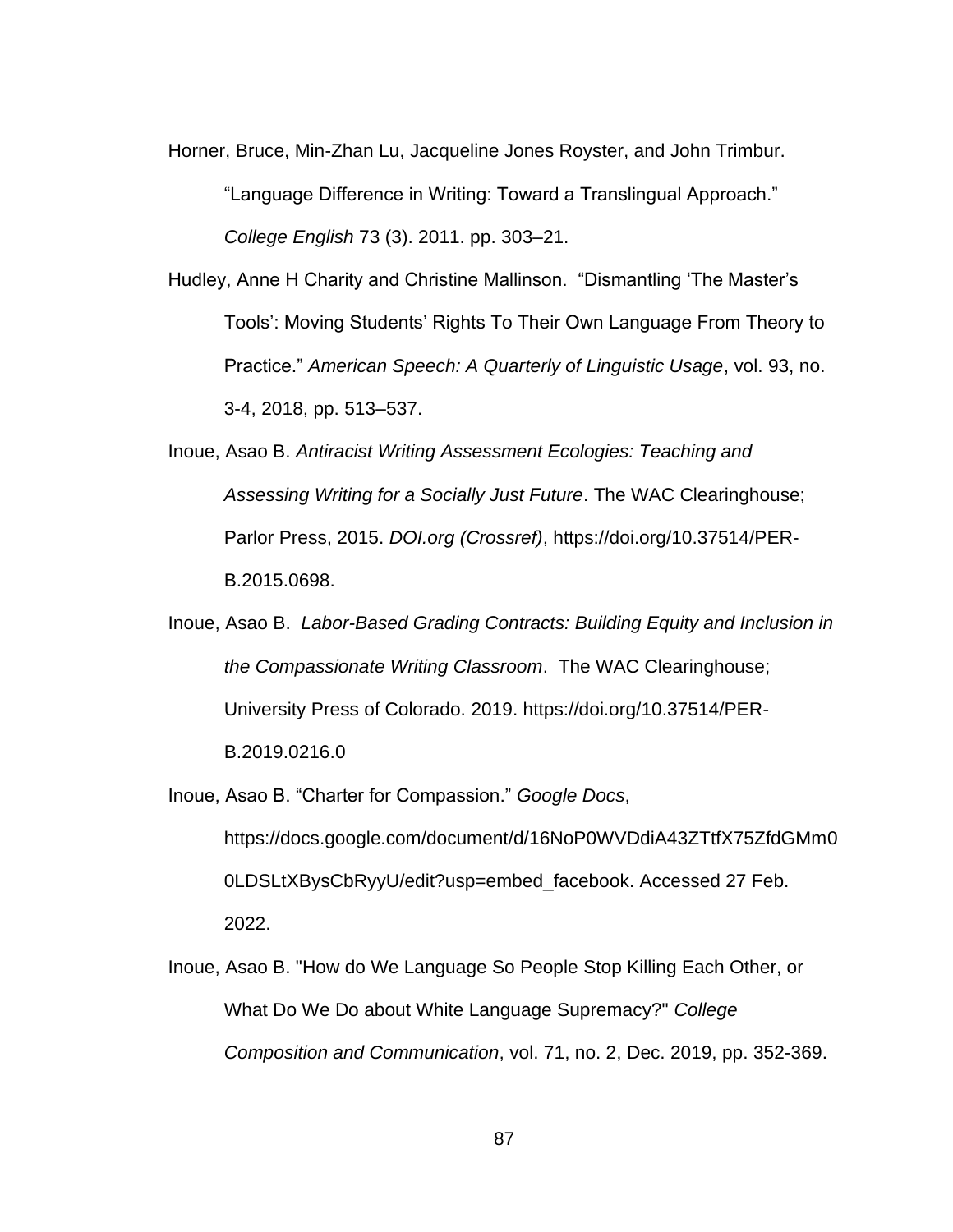Horner, Bruce, Min-Zhan Lu, Jacqueline Jones Royster, and John Trimbur. “Language Difference in Writing: Toward a Translingual Approach.” *College English* 73 (3). 2011. pp. 303–21.

Hudley, Anne H Charity and Christine Mallinson.  “Dismantling ‘The Master’s Tools’: Moving Students’ Rights To Their Own Language From Theory to Practice.” *American Speech: A Quarterly of Linguistic Usage*, vol. 93, no. 3-4, 2018, pp. 513–537.

Inoue, Asao B. *Antiracist Writing Assessment Ecologies: Teaching and Assessing Writing for a Socially Just Future*. The WAC Clearinghouse; Parlor Press, 2015. *DOI.org (Crossref)*, https://doi.org/10.37514/PER-B.2015.0698.

Inoue, Asao B.  *Labor-Based Grading Contracts: Building Equity and Inclusion in the Compassionate Writing Classroom*.  The WAC Clearinghouse; University Press of Colorado. 2019. https://doi.org/10.37514/PER-B.2019.0216.0

Inoue, Asao B. “Charter for Compassion.” *Google Docs*, https://docs.google.com/document/d/16NoP0WVDdiA43ZTtfX75ZfdGMm00LDSLtXBysCbRyyU/edit?usp=embed_facebook. Accessed 27 Feb. 2022.

Inoue, Asao B. "How do We Language So People Stop Killing Each Other, or What Do We Do about White Language Supremacy?" *College Composition and Communication*, vol. 71, no. 2, Dec. 2019, pp. 352-369.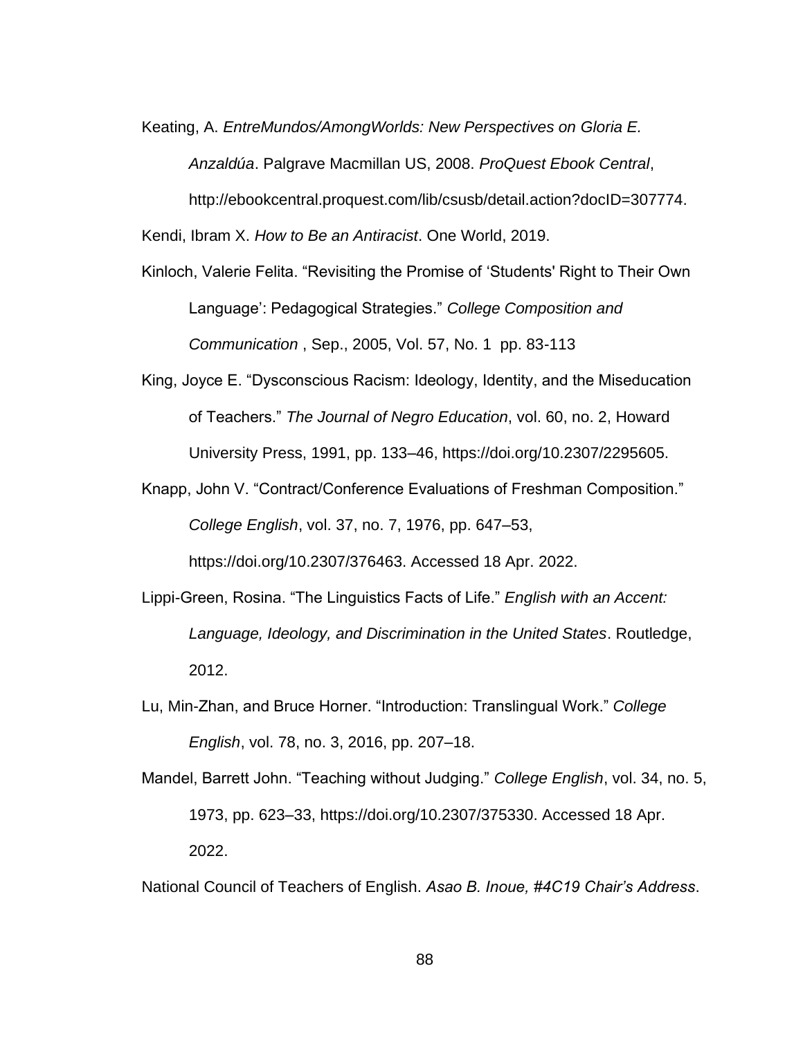Keating, A. *EntreMundos/AmongWorlds: New Perspectives on Gloria E. Anzaldúa*. Palgrave Macmillan US, 2008. *ProQuest Ebook Central*, http://ebookcentral.proquest.com/lib/csusb/detail.action?docID=307774.

Kendi, Ibram X. *How to Be an Antiracist*. One World, 2019.

Kinloch, Valerie Felita. "Revisiting the Promise of 'Students' Right to Their Own Language': Pedagogical Strategies." *College Composition and Communication* , Sep., 2005, Vol. 57, No. 1 pp. 83-113

King, Joyce E. "Dysconscious Racism: Ideology, Identity, and the Miseducation of Teachers." *The Journal of Negro Education*, vol. 60, no. 2, Howard University Press, 1991, pp. 133–46, https://doi.org/10.2307/2295605.

Knapp, John V. "Contract/Conference Evaluations of Freshman Composition." *College English*, vol. 37, no. 7, 1976, pp. 647–53, https://doi.org/10.2307/376463. Accessed 18 Apr. 2022.

Lippi-Green, Rosina. "The Linguistics Facts of Life." *English with an Accent: Language, Ideology, and Discrimination in the United States*. Routledge, 2012.

Lu, Min-Zhan, and Bruce Horner. "Introduction: Translingual Work." *College English*, vol. 78, no. 3, 2016, pp. 207–18.

Mandel, Barrett John. "Teaching without Judging." *College English*, vol. 34, no. 5, 1973, pp. 623–33, https://doi.org/10.2307/375330. Accessed 18 Apr. 2022.

National Council of Teachers of English. *Asao B. Inoue, #4C19 Chair's Address*.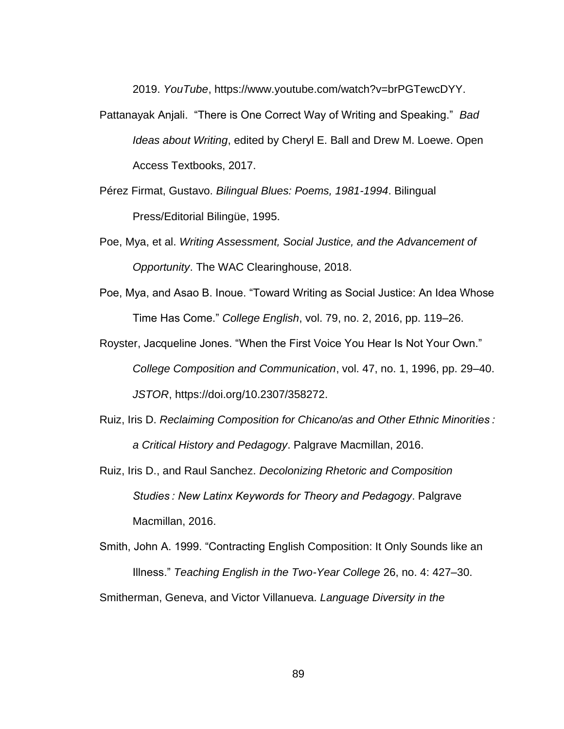2019. *YouTube*, https://www.youtube.com/watch?v=brPGTewcDYY.

Pattanayak Anjali. "There is One Correct Way of Writing and Speaking." *Bad Ideas about Writing*, edited by Cheryl E. Ball and Drew M. Loewe. Open Access Textbooks, 2017.

Pérez Firmat, Gustavo. *Bilingual Blues: Poems, 1981-1994*. Bilingual Press/Editorial Bilingüe, 1995.

Poe, Mya, et al. *Writing Assessment, Social Justice, and the Advancement of Opportunity*. The WAC Clearinghouse, 2018.

Poe, Mya, and Asao B. Inoue. "Toward Writing as Social Justice: An Idea Whose Time Has Come." *College English*, vol. 79, no. 2, 2016, pp. 119–26.

Royster, Jacqueline Jones. "When the First Voice You Hear Is Not Your Own." *College Composition and Communication*, vol. 47, no. 1, 1996, pp. 29–40. *JSTOR*, https://doi.org/10.2307/358272.

Ruiz, Iris D. *Reclaiming Composition for Chicano/as and Other Ethnic Minorities : a Critical History and Pedagogy*. Palgrave Macmillan, 2016.

Ruiz, Iris D., and Raul Sanchez. *Decolonizing Rhetoric and Composition Studies : New Latinx Keywords for Theory and Pedagogy*. Palgrave Macmillan, 2016.

Smith, John A. 1999. "Contracting English Composition: It Only Sounds like an Illness." *Teaching English in the Two-Year College* 26, no. 4: 427–30.

Smitherman, Geneva, and Victor Villanueva. *Language Diversity in the*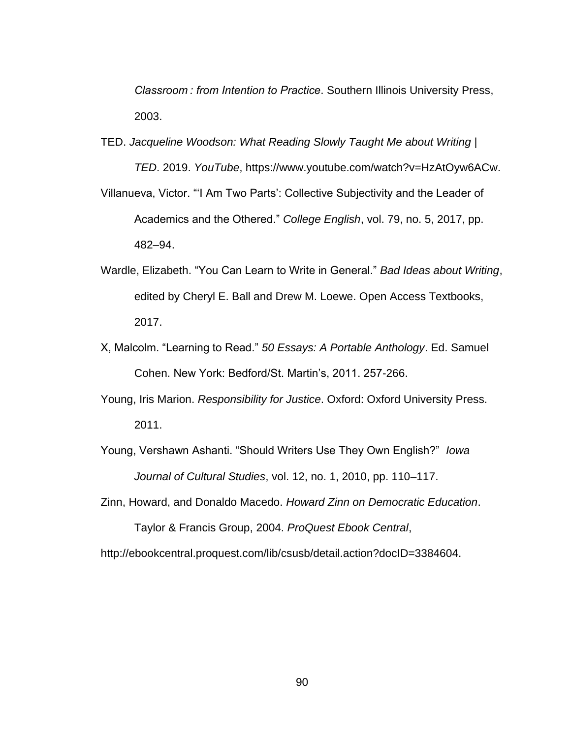*Classroom : from Intention to Practice*. Southern Illinois University Press, 2003.

TED. *Jacqueline Woodson: What Reading Slowly Taught Me about Writing | TED*. 2019. *YouTube*, https://www.youtube.com/watch?v=HzAtOyw6ACw.

Villanueva, Victor. "'I Am Two Parts': Collective Subjectivity and the Leader of Academics and the Othered." *College English*, vol. 79, no. 5, 2017, pp. 482–94.

Wardle, Elizabeth. "You Can Learn to Write in General." *Bad Ideas about Writing*, edited by Cheryl E. Ball and Drew M. Loewe. Open Access Textbooks, 2017.

X, Malcolm. "Learning to Read." *50 Essays: A Portable Anthology*. Ed. Samuel Cohen. New York: Bedford/St. Martin's, 2011. 257-266.

Young, Iris Marion. *Responsibility for Justice*. Oxford: Oxford University Press. 2011.

Young, Vershawn Ashanti. "Should Writers Use They Own English?" *Iowa Journal of Cultural Studies*, vol. 12, no. 1, 2010, pp. 110–117.

Zinn, Howard, and Donaldo Macedo. *Howard Zinn on Democratic Education*. Taylor & Francis Group, 2004. *ProQuest Ebook Central*, http://ebookcentral.proquest.com/lib/csusb/detail.action?docID=3384604.